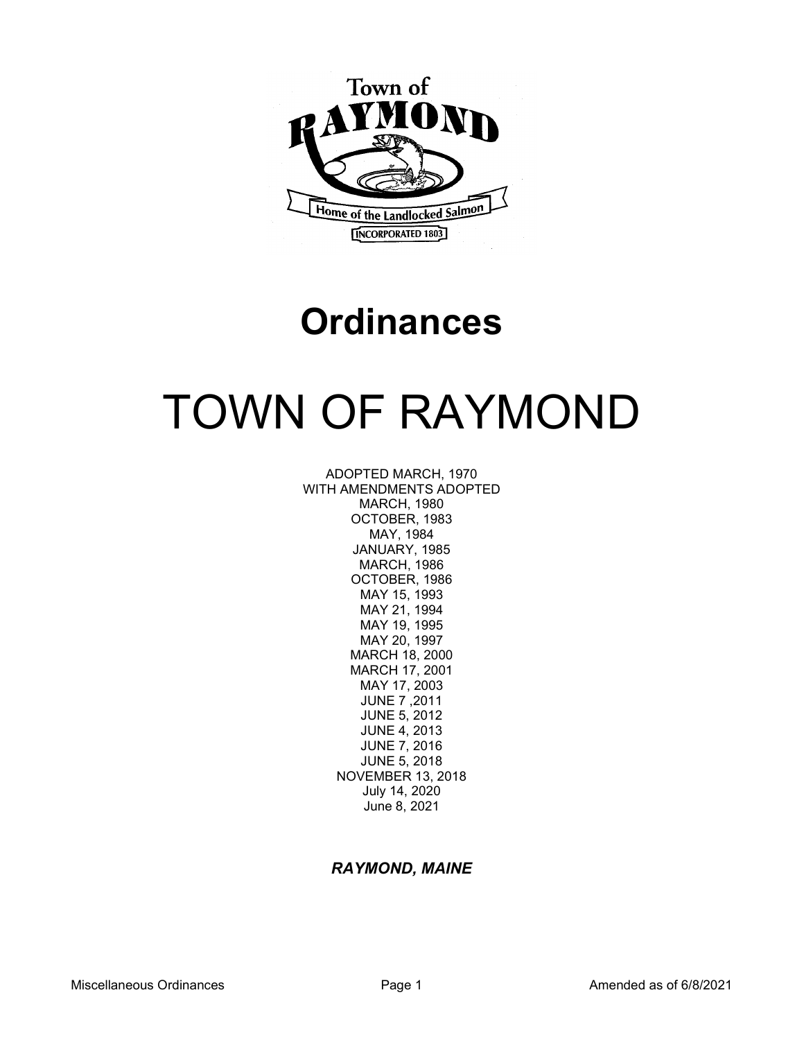# Ordinances

# TOWN OF RAYMOND

ADOPTED MARCH, 1970
WITH AMENDMENTS ADOPTED
MARCH, 1980
OCTOBER, 1983
MAY, 1984
JANUARY, 1985
MARCH, 1986
OCTOBER, 1986
MAY 15, 1993
MAY 21, 1994
MAY 19, 1995
MAY 20, 1997
MARCH 18, 2000
MARCH 17, 2001
MAY 17, 2003
JUNE 7 ,2011
JUNE 5, 2012
JUNE 4, 2013
JUNE 7, 2016
JUNE 5, 2018
NOVEMBER 13, 2018
July 14, 2020
June 8, 2021

***RAYMOND, MAINE***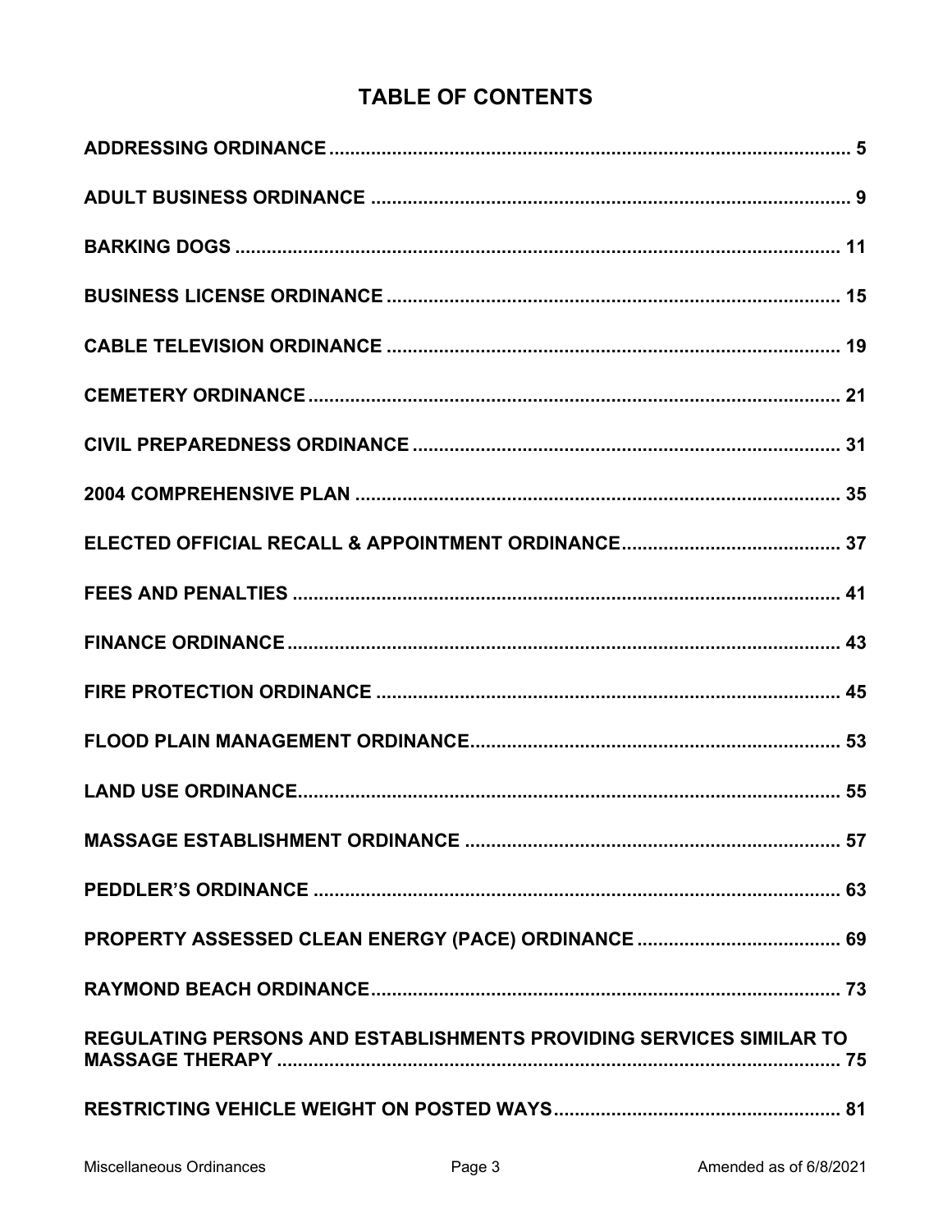# TABLE OF CONTENTS

| | |
|---|---|
| ADDRESSING ORDINANCE | 5 |
| ADULT BUSINESS ORDINANCE | 9 |
| BARKING DOGS | 11 |
| BUSINESS LICENSE ORDINANCE | 15 |
| CABLE TELEVISION ORDINANCE | 19 |
| CEMETERY ORDINANCE | 21 |
| CIVIL PREPAREDNESS ORDINANCE | 31 |
| 2004 COMPREHENSIVE PLAN | 35 |
| ELECTED OFFICIAL RECALL & APPOINTMENT ORDINANCE | 37 |
| FEES AND PENALTIES | 41 |
| FINANCE ORDINANCE | 43 |
| FIRE PROTECTION ORDINANCE | 45 |
| FLOOD PLAIN MANAGEMENT ORDINANCE | 53 |
| LAND USE ORDINANCE | 55 |
| MASSAGE ESTABLISHMENT ORDINANCE | 57 |
| PEDDLER'S ORDINANCE | 63 |
| PROPERTY ASSESSED CLEAN ENERGY (PACE) ORDINANCE | 69 |
| RAYMOND BEACH ORDINANCE | 73 |
| REGULATING PERSONS AND ESTABLISHMENTS PROVIDING SERVICES SIMILAR TO MASSAGE THERAPY | 75 |
| RESTRICTING VEHICLE WEIGHT ON POSTED WAYS | 81 |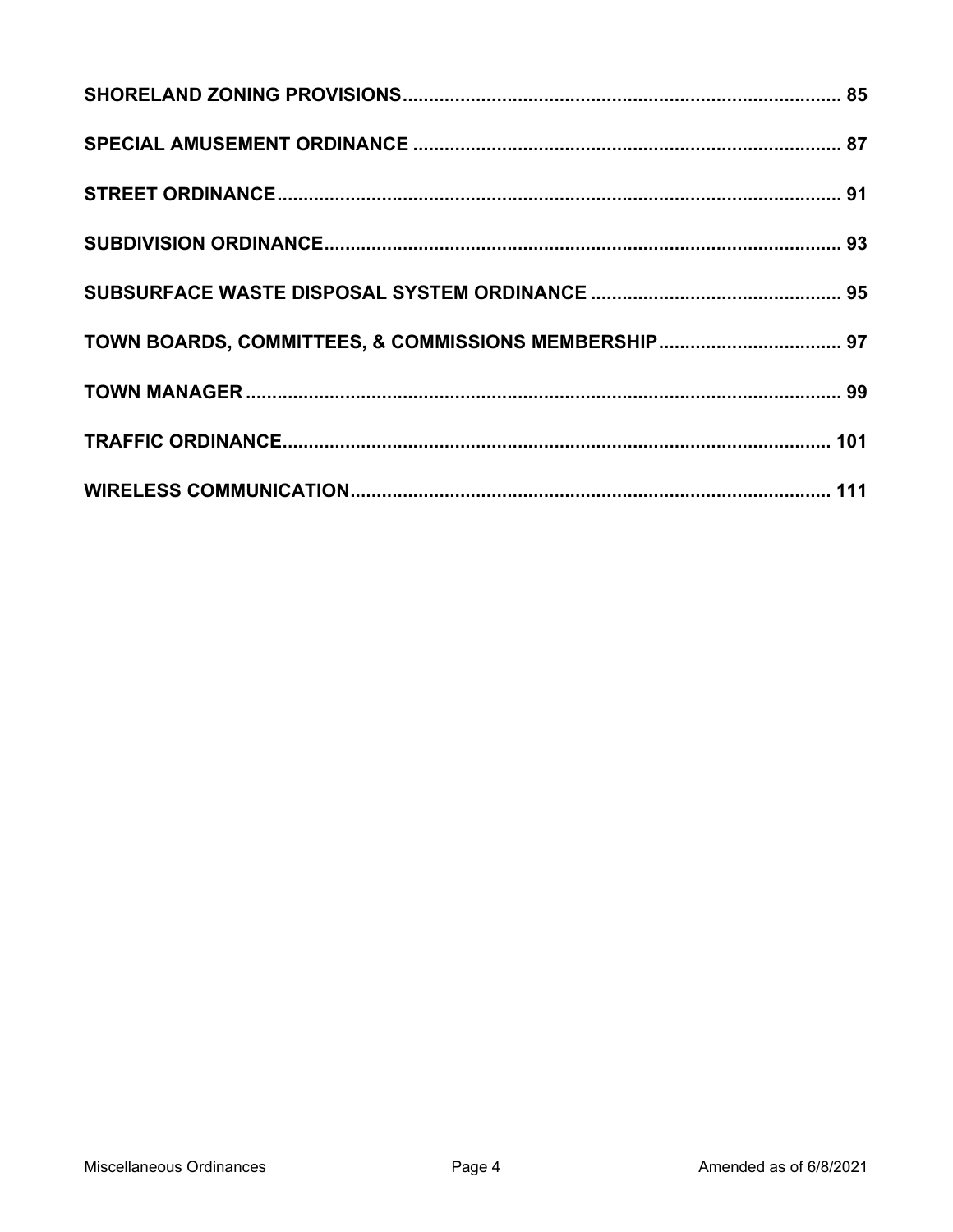**SHORELAND ZONING PROVISIONS** .................................................................................. 85

**SPECIAL AMUSEMENT ORDINANCE** .................................................................................. 87

**STREET ORDINANCE** .................................................................................................................. 91

**SUBDIVISION ORDINANCE** ........................................................................................................ 93

**SUBSURFACE WASTE DISPOSAL SYSTEM ORDINANCE** ................................................. 95

**TOWN BOARDS, COMMITTEES, & COMMISSIONS MEMBERSHIP** .................................... 97

**TOWN MANAGER** .......................................................................................................................... 99

**TRAFFIC ORDINANCE** ................................................................................................................ 101

**WIRELESS COMMUNICATION** ................................................................................................ 111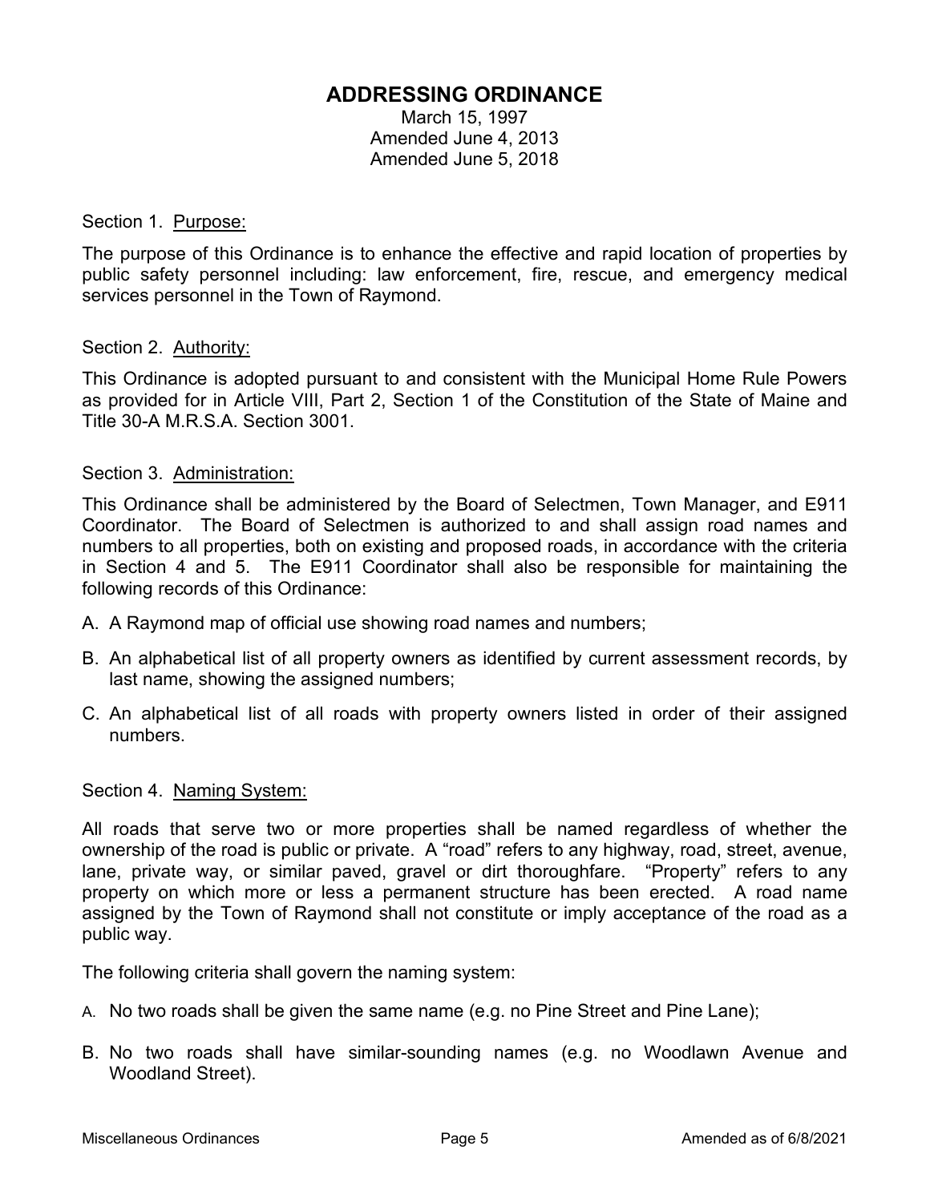# ADDRESSING ORDINANCE

March 15, 1997
Amended June 4, 2013
Amended June 5, 2018

Section 1. Purpose:

The purpose of this Ordinance is to enhance the effective and rapid location of properties by public safety personnel including: law enforcement, fire, rescue, and emergency medical services personnel in the Town of Raymond.

Section 2. Authority:

This Ordinance is adopted pursuant to and consistent with the Municipal Home Rule Powers as provided for in Article VIII, Part 2, Section 1 of the Constitution of the State of Maine and Title 30-A M.R.S.A. Section 3001.

Section 3. Administration:

This Ordinance shall be administered by the Board of Selectmen, Town Manager, and E911 Coordinator. The Board of Selectmen is authorized to and shall assign road names and numbers to all properties, both on existing and proposed roads, in accordance with the criteria in Section 4 and 5. The E911 Coordinator shall also be responsible for maintaining the following records of this Ordinance:

A. A Raymond map of official use showing road names and numbers;

B. An alphabetical list of all property owners as identified by current assessment records, by last name, showing the assigned numbers;

C. An alphabetical list of all roads with property owners listed in order of their assigned numbers.

Section 4. Naming System:

All roads that serve two or more properties shall be named regardless of whether the ownership of the road is public or private. A "road" refers to any highway, road, street, avenue, lane, private way, or similar paved, gravel or dirt thoroughfare. "Property" refers to any property on which more or less a permanent structure has been erected. A road name assigned by the Town of Raymond shall not constitute or imply acceptance of the road as a public way.

The following criteria shall govern the naming system:

A. No two roads shall be given the same name (e.g. no Pine Street and Pine Lane);

B. No two roads shall have similar-sounding names (e.g. no Woodlawn Avenue and Woodland Street).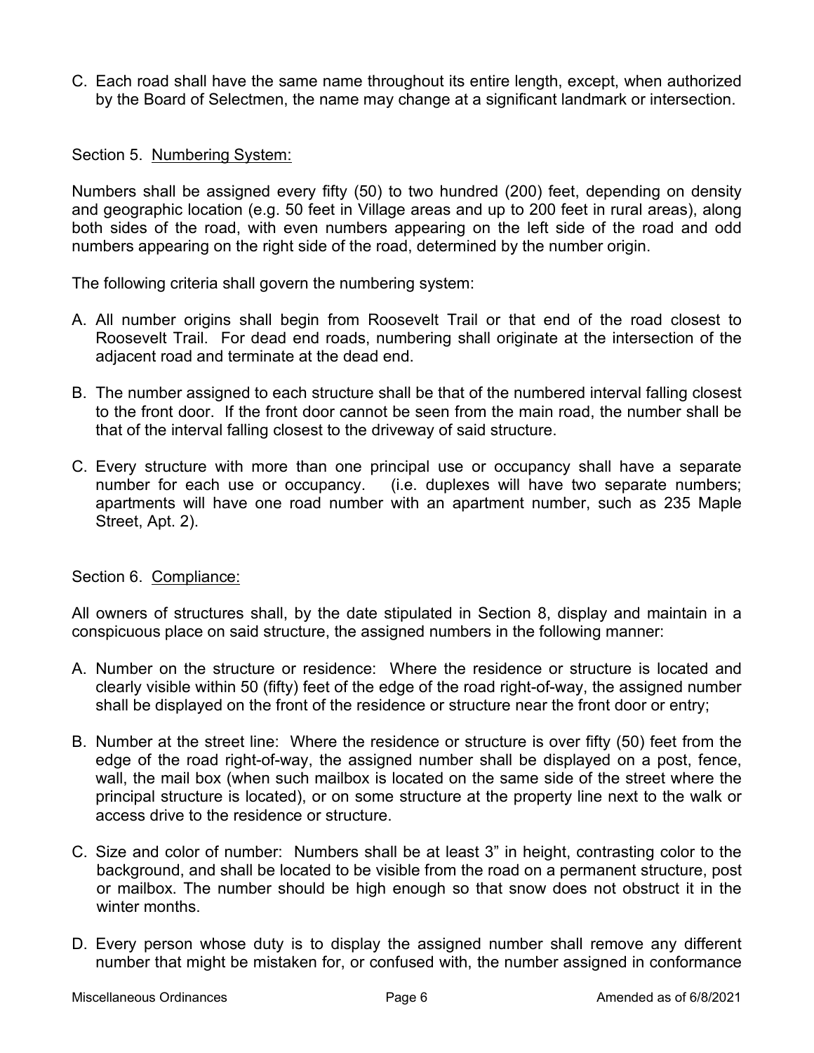C. Each road shall have the same name throughout its entire length, except, when authorized by the Board of Selectmen, the name may change at a significant landmark or intersection.

Section 5. Numbering System:

Numbers shall be assigned every fifty (50) to two hundred (200) feet, depending on density and geographic location (e.g. 50 feet in Village areas and up to 200 feet in rural areas), along both sides of the road, with even numbers appearing on the left side of the road and odd numbers appearing on the right side of the road, determined by the number origin.

The following criteria shall govern the numbering system:

A. All number origins shall begin from Roosevelt Trail or that end of the road closest to Roosevelt Trail. For dead end roads, numbering shall originate at the intersection of the adjacent road and terminate at the dead end.

B. The number assigned to each structure shall be that of the numbered interval falling closest to the front door. If the front door cannot be seen from the main road, the number shall be that of the interval falling closest to the driveway of said structure.

C. Every structure with more than one principal use or occupancy shall have a separate number for each use or occupancy. (i.e. duplexes will have two separate numbers; apartments will have one road number with an apartment number, such as 235 Maple Street, Apt. 2).

Section 6. Compliance:

All owners of structures shall, by the date stipulated in Section 8, display and maintain in a conspicuous place on said structure, the assigned numbers in the following manner:

A. Number on the structure or residence: Where the residence or structure is located and clearly visible within 50 (fifty) feet of the edge of the road right-of-way, the assigned number shall be displayed on the front of the residence or structure near the front door or entry;

B. Number at the street line: Where the residence or structure is over fifty (50) feet from the edge of the road right-of-way, the assigned number shall be displayed on a post, fence, wall, the mail box (when such mailbox is located on the same side of the street where the principal structure is located), or on some structure at the property line next to the walk or access drive to the residence or structure.

C. Size and color of number: Numbers shall be at least 3" in height, contrasting color to the background, and shall be located to be visible from the road on a permanent structure, post or mailbox. The number should be high enough so that snow does not obstruct it in the winter months.

D. Every person whose duty is to display the assigned number shall remove any different number that might be mistaken for, or confused with, the number assigned in conformance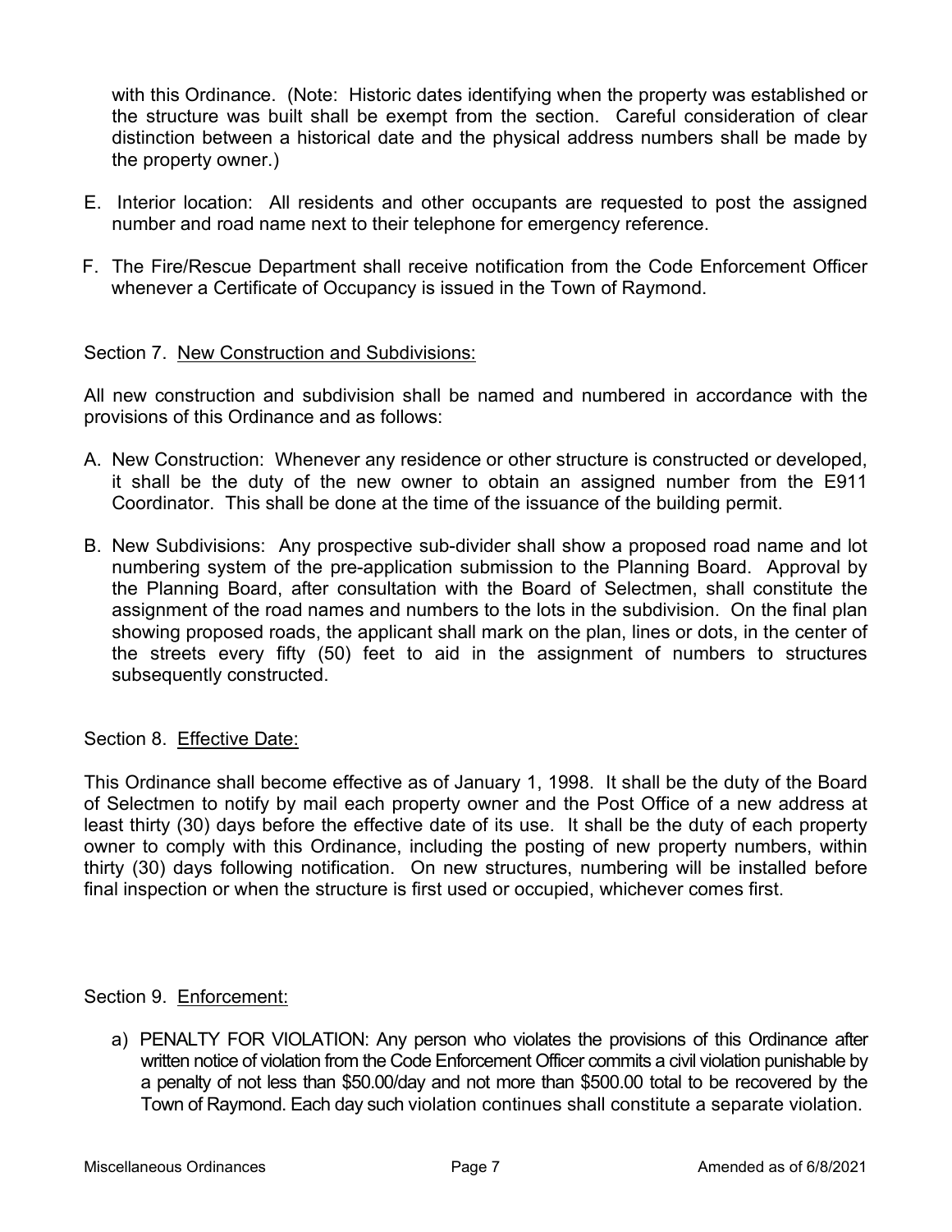with this Ordinance. (Note: Historic dates identifying when the property was established or the structure was built shall be exempt from the section. Careful consideration of clear distinction between a historical date and the physical address numbers shall be made by the property owner.)

E. Interior location: All residents and other occupants are requested to post the assigned number and road name next to their telephone for emergency reference.

F. The Fire/Rescue Department shall receive notification from the Code Enforcement Officer whenever a Certificate of Occupancy is issued in the Town of Raymond.

Section 7. <u>New Construction and Subdivisions:</u>

All new construction and subdivision shall be named and numbered in accordance with the provisions of this Ordinance and as follows:

A. New Construction: Whenever any residence or other structure is constructed or developed, it shall be the duty of the new owner to obtain an assigned number from the E911 Coordinator. This shall be done at the time of the issuance of the building permit.

B. New Subdivisions: Any prospective sub-divider shall show a proposed road name and lot numbering system of the pre-application submission to the Planning Board. Approval by the Planning Board, after consultation with the Board of Selectmen, shall constitute the assignment of the road names and numbers to the lots in the subdivision. On the final plan showing proposed roads, the applicant shall mark on the plan, lines or dots, in the center of the streets every fifty (50) feet to aid in the assignment of numbers to structures subsequently constructed.

Section 8. <u>Effective Date:</u>

This Ordinance shall become effective as of January 1, 1998. It shall be the duty of the Board of Selectmen to notify by mail each property owner and the Post Office of a new address at least thirty (30) days before the effective date of its use. It shall be the duty of each property owner to comply with this Ordinance, including the posting of new property numbers, within thirty (30) days following notification. On new structures, numbering will be installed before final inspection or when the structure is first used or occupied, whichever comes first.

Section 9. <u>Enforcement:</u>

a) PENALTY FOR VIOLATION: Any person who violates the provisions of this Ordinance after written notice of violation from the Code Enforcement Officer commits a civil violation punishable by a penalty of not less than $50.00/day and not more than $500.00 total to be recovered by the Town of Raymond. Each day such violation continues shall constitute a separate violation.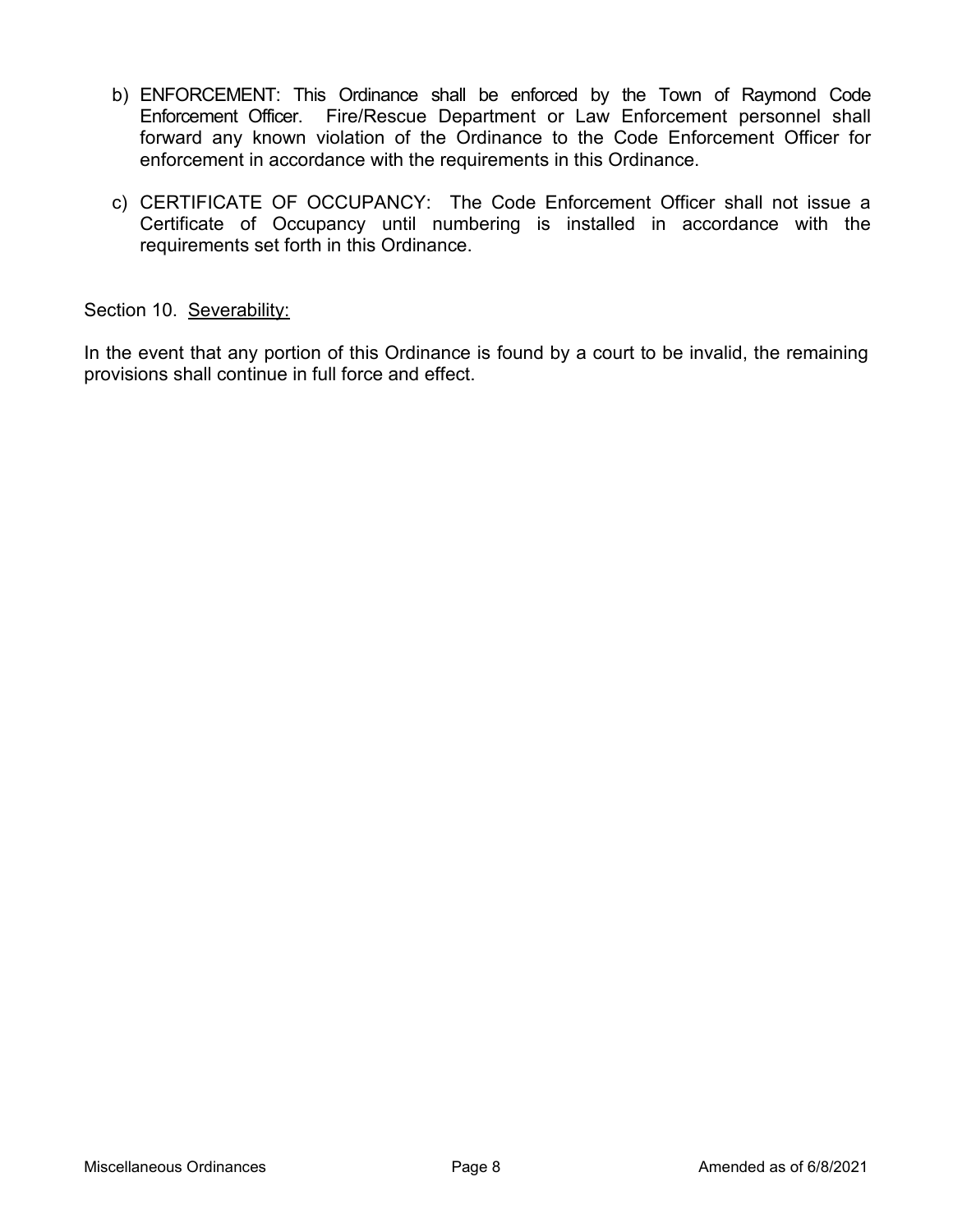b) ENFORCEMENT: This Ordinance shall be enforced by the Town of Raymond Code Enforcement Officer. Fire/Rescue Department or Law Enforcement personnel shall forward any known violation of the Ordinance to the Code Enforcement Officer for enforcement in accordance with the requirements in this Ordinance.

c) CERTIFICATE OF OCCUPANCY: The Code Enforcement Officer shall not issue a Certificate of Occupancy until numbering is installed in accordance with the requirements set forth in this Ordinance.

Section 10. <u>Severability:</u>

In the event that any portion of this Ordinance is found by a court to be invalid, the remaining provisions shall continue in full force and effect.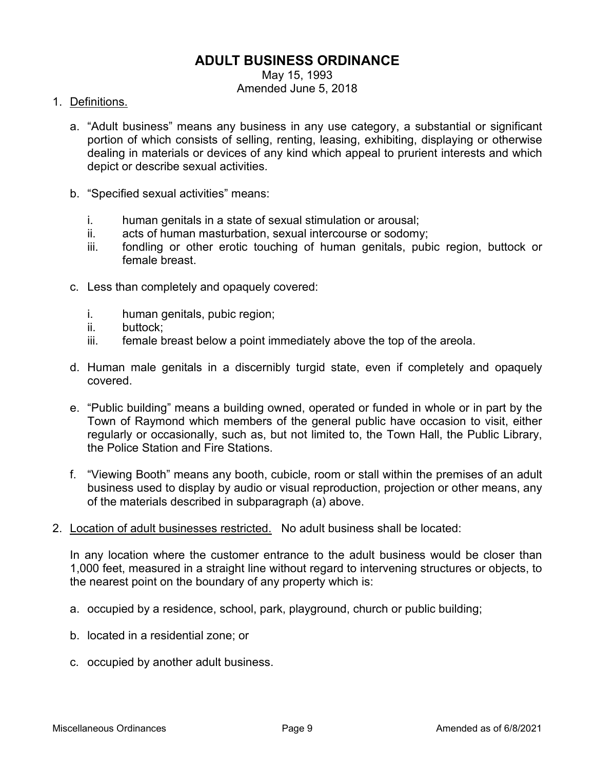# ADULT BUSINESS ORDINANCE

May 15, 1993
Amended June 5, 2018

1. Definitions.

   a. "Adult business" means any business in any use category, a substantial or significant portion of which consists of selling, renting, leasing, exhibiting, displaying or otherwise dealing in materials or devices of any kind which appeal to prurient interests and which depict or describe sexual activities.

   b. "Specified sexual activities" means:

      i. human genitals in a state of sexual stimulation or arousal;
      ii. acts of human masturbation, sexual intercourse or sodomy;
      iii. fondling or other erotic touching of human genitals, pubic region, buttock or female breast.

   c. Less than completely and opaquely covered:

      i. human genitals, pubic region;
      ii. buttock;
      iii. female breast below a point immediately above the top of the areola.

   d. Human male genitals in a discernibly turgid state, even if completely and opaquely covered.

   e. "Public building" means a building owned, operated or funded in whole or in part by the Town of Raymond which members of the general public have occasion to visit, either regularly or occasionally, such as, but not limited to, the Town Hall, the Public Library, the Police Station and Fire Stations.

   f. "Viewing Booth" means any booth, cubicle, room or stall within the premises of an adult business used to display by audio or visual reproduction, projection or other means, any of the materials described in subparagraph (a) above.

2. Location of adult businesses restricted. No adult business shall be located:

   In any location where the customer entrance to the adult business would be closer than 1,000 feet, measured in a straight line without regard to intervening structures or objects, to the nearest point on the boundary of any property which is:

   a. occupied by a residence, school, park, playground, church or public building;

   b. located in a residential zone; or

   c. occupied by another adult business.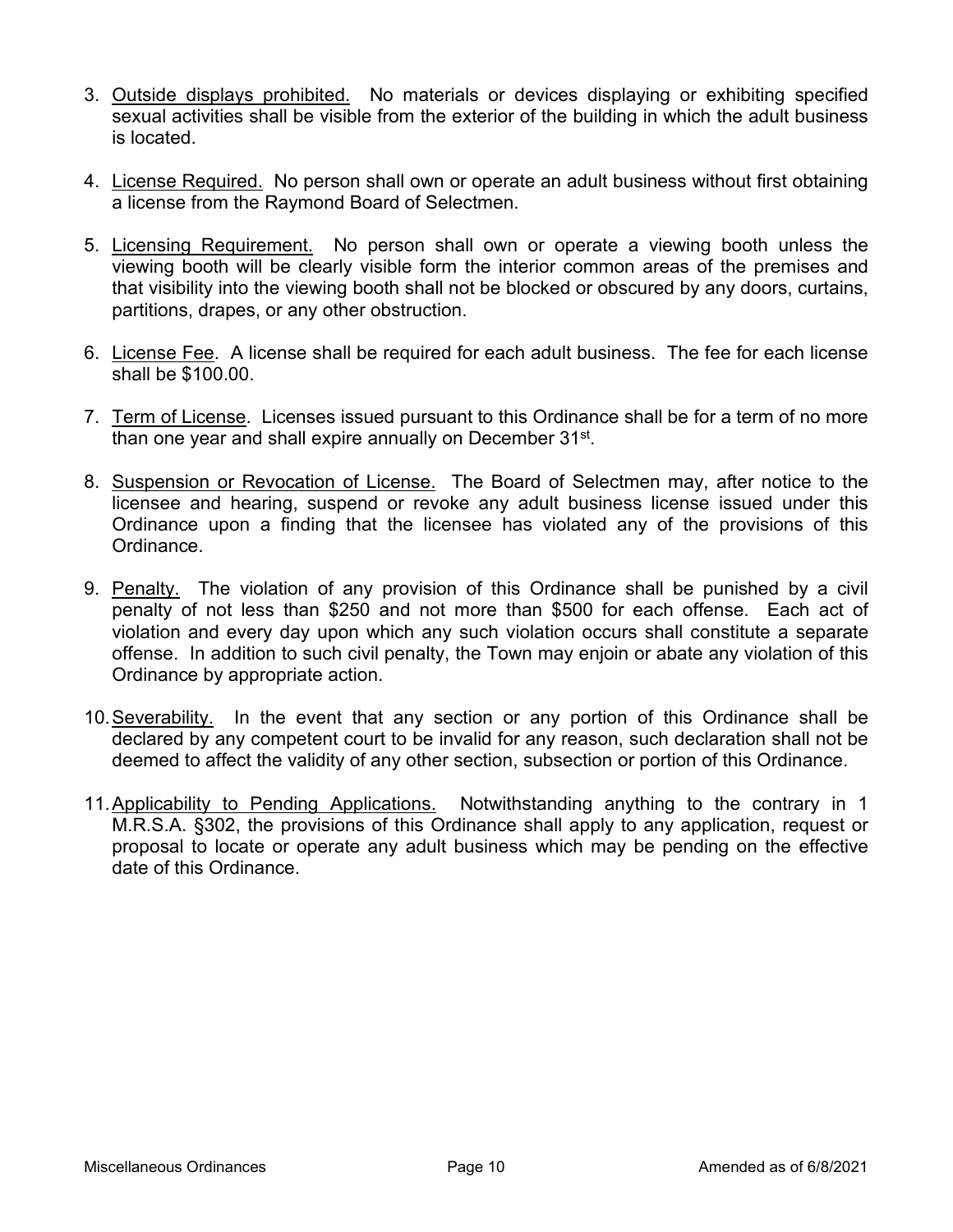3. Outside displays prohibited. No materials or devices displaying or exhibiting specified sexual activities shall be visible from the exterior of the building in which the adult business is located.

4. License Required. No person shall own or operate an adult business without first obtaining a license from the Raymond Board of Selectmen.

5. Licensing Requirement. No person shall own or operate a viewing booth unless the viewing booth will be clearly visible form the interior common areas of the premises and that visibility into the viewing booth shall not be blocked or obscured by any doors, curtains, partitions, drapes, or any other obstruction.

6. License Fee. A license shall be required for each adult business. The fee for each license shall be $100.00.

7. Term of License. Licenses issued pursuant to this Ordinance shall be for a term of no more than one year and shall expire annually on December 31st.

8. Suspension or Revocation of License. The Board of Selectmen may, after notice to the licensee and hearing, suspend or revoke any adult business license issued under this Ordinance upon a finding that the licensee has violated any of the provisions of this Ordinance.

9. Penalty. The violation of any provision of this Ordinance shall be punished by a civil penalty of not less than $250 and not more than $500 for each offense. Each act of violation and every day upon which any such violation occurs shall constitute a separate offense. In addition to such civil penalty, the Town may enjoin or abate any violation of this Ordinance by appropriate action.

10. Severability. In the event that any section or any portion of this Ordinance shall be declared by any competent court to be invalid for any reason, such declaration shall not be deemed to affect the validity of any other section, subsection or portion of this Ordinance.

11. Applicability to Pending Applications. Notwithstanding anything to the contrary in 1 M.R.S.A. §302, the provisions of this Ordinance shall apply to any application, request or proposal to locate or operate any adult business which may be pending on the effective date of this Ordinance.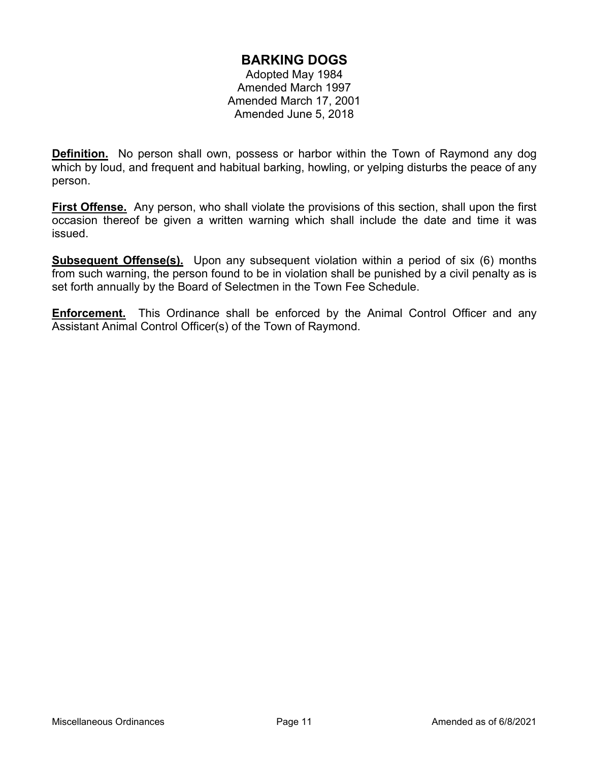# BARKING DOGS

Adopted May 1984
Amended March 1997
Amended March 17, 2001
Amended June 5, 2018

**Definition.** No person shall own, possess or harbor within the Town of Raymond any dog which by loud, and frequent and habitual barking, howling, or yelping disturbs the peace of any person.

**First Offense.** Any person, who shall violate the provisions of this section, shall upon the first occasion thereof be given a written warning which shall include the date and time it was issued.

**Subsequent Offense(s).** Upon any subsequent violation within a period of six (6) months from such warning, the person found to be in violation shall be punished by a civil penalty as is set forth annually by the Board of Selectmen in the Town Fee Schedule.

**Enforcement.** This Ordinance shall be enforced by the Animal Control Officer and any Assistant Animal Control Officer(s) of the Town of Raymond.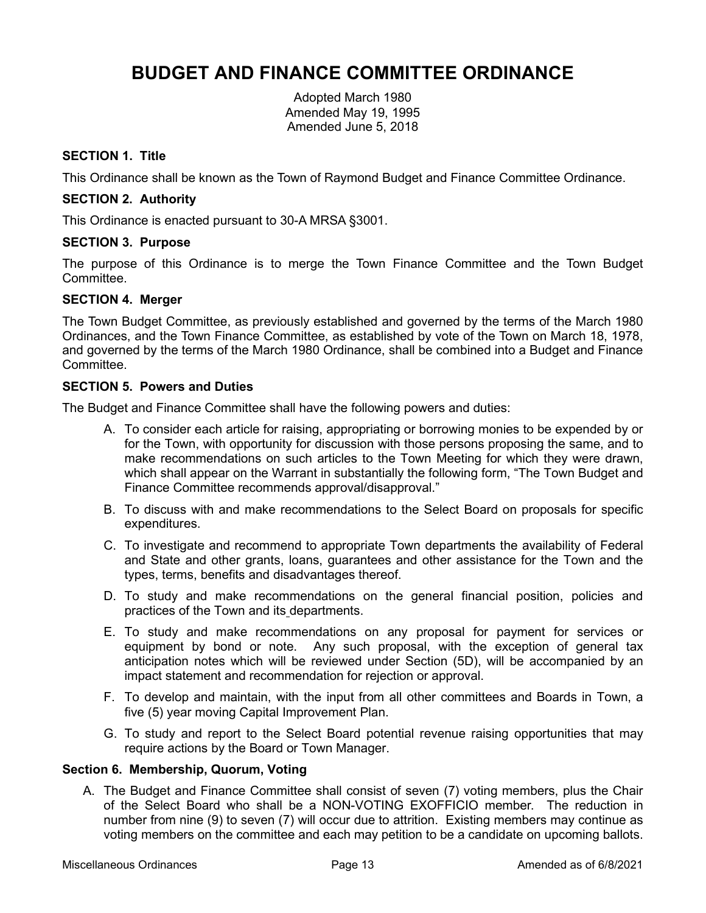# BUDGET AND FINANCE COMMITTEE ORDINANCE

Adopted March 1980
Amended May 19, 1995
Amended June 5, 2018

### SECTION 1. Title

This Ordinance shall be known as the Town of Raymond Budget and Finance Committee Ordinance.

### SECTION 2. Authority

This Ordinance is enacted pursuant to 30-A MRSA §3001.

### SECTION 3. Purpose

The purpose of this Ordinance is to merge the Town Finance Committee and the Town Budget Committee.

### SECTION 4. Merger

The Town Budget Committee, as previously established and governed by the terms of the March 1980 Ordinances, and the Town Finance Committee, as established by vote of the Town on March 18, 1978, and governed by the terms of the March 1980 Ordinance, shall be combined into a Budget and Finance Committee.

### SECTION 5. Powers and Duties

The Budget and Finance Committee shall have the following powers and duties:

A. To consider each article for raising, appropriating or borrowing monies to be expended by or for the Town, with opportunity for discussion with those persons proposing the same, and to make recommendations on such articles to the Town Meeting for which they were drawn, which shall appear on the Warrant in substantially the following form, "The Town Budget and Finance Committee recommends approval/disapproval."

B. To discuss with and make recommendations to the Select Board on proposals for specific expenditures.

C. To investigate and recommend to appropriate Town departments the availability of Federal and State and other grants, loans, guarantees and other assistance for the Town and the types, terms, benefits and disadvantages thereof.

D. To study and make recommendations on the general financial position, policies and practices of the Town and its departments.

E. To study and make recommendations on any proposal for payment for services or equipment by bond or note. Any such proposal, with the exception of general tax anticipation notes which will be reviewed under Section (5D), will be accompanied by an impact statement and recommendation for rejection or approval.

F. To develop and maintain, with the input from all other committees and Boards in Town, a five (5) year moving Capital Improvement Plan.

G. To study and report to the Select Board potential revenue raising opportunities that may require actions by the Board or Town Manager.

### Section 6. Membership, Quorum, Voting

A. The Budget and Finance Committee shall consist of seven (7) voting members, plus the Chair of the Select Board who shall be a NON-VOTING EXOFFICIO member. The reduction in number from nine (9) to seven (7) will occur due to attrition. Existing members may continue as voting members on the committee and each may petition to be a candidate on upcoming ballots.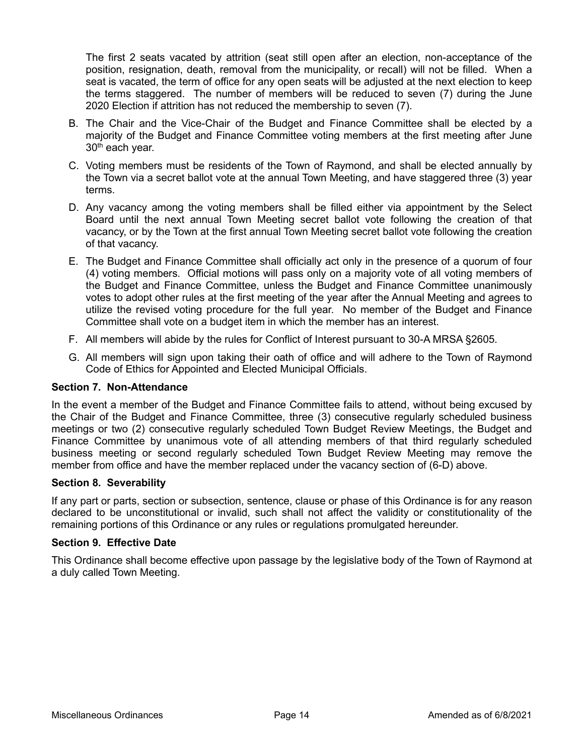The first 2 seats vacated by attrition (seat still open after an election, non-acceptance of the position, resignation, death, removal from the municipality, or recall) will not be filled. When a seat is vacated, the term of office for any open seats will be adjusted at the next election to keep the terms staggered. The number of members will be reduced to seven (7) during the June 2020 Election if attrition has not reduced the membership to seven (7).

B. The Chair and the Vice-Chair of the Budget and Finance Committee shall be elected by a majority of the Budget and Finance Committee voting members at the first meeting after June 30th each year.

C. Voting members must be residents of the Town of Raymond, and shall be elected annually by the Town via a secret ballot vote at the annual Town Meeting, and have staggered three (3) year terms.

D. Any vacancy among the voting members shall be filled either via appointment by the Select Board until the next annual Town Meeting secret ballot vote following the creation of that vacancy, or by the Town at the first annual Town Meeting secret ballot vote following the creation of that vacancy.

E. The Budget and Finance Committee shall officially act only in the presence of a quorum of four (4) voting members. Official motions will pass only on a majority vote of all voting members of the Budget and Finance Committee, unless the Budget and Finance Committee unanimously votes to adopt other rules at the first meeting of the year after the Annual Meeting and agrees to utilize the revised voting procedure for the full year. No member of the Budget and Finance Committee shall vote on a budget item in which the member has an interest.

F. All members will abide by the rules for Conflict of Interest pursuant to 30-A MRSA §2605.

G. All members will sign upon taking their oath of office and will adhere to the Town of Raymond Code of Ethics for Appointed and Elected Municipal Officials.

**Section 7. Non-Attendance**

In the event a member of the Budget and Finance Committee fails to attend, without being excused by the Chair of the Budget and Finance Committee, three (3) consecutive regularly scheduled business meetings or two (2) consecutive regularly scheduled Town Budget Review Meetings, the Budget and Finance Committee by unanimous vote of all attending members of that third regularly scheduled business meeting or second regularly scheduled Town Budget Review Meeting may remove the member from office and have the member replaced under the vacancy section of (6-D) above.

**Section 8. Severability**

If any part or parts, section or subsection, sentence, clause or phase of this Ordinance is for any reason declared to be unconstitutional or invalid, such shall not affect the validity or constitutionality of the remaining portions of this Ordinance or any rules or regulations promulgated hereunder.

**Section 9. Effective Date**

This Ordinance shall become effective upon passage by the legislative body of the Town of Raymond at a duly called Town Meeting.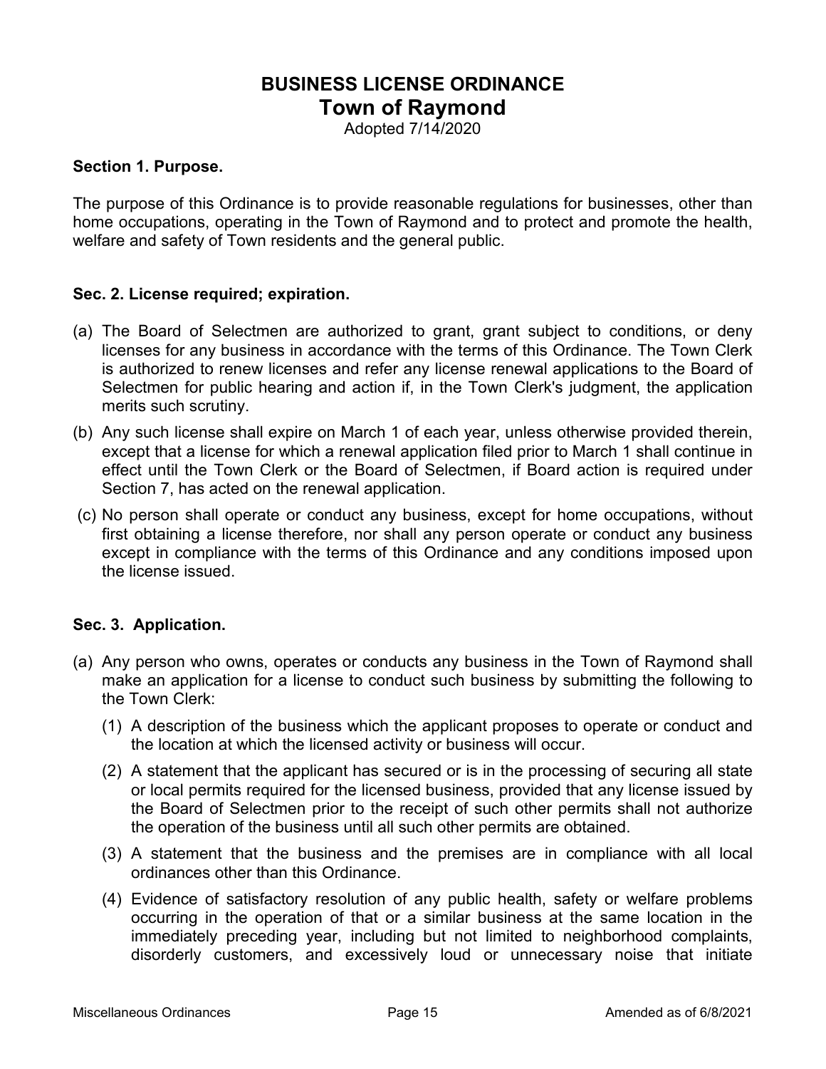# BUSINESS LICENSE ORDINANCE
## Town of Raymond

Adopted 7/14/2020

### Section 1. Purpose.

The purpose of this Ordinance is to provide reasonable regulations for businesses, other than home occupations, operating in the Town of Raymond and to protect and promote the health, welfare and safety of Town residents and the general public.

### Sec. 2. License required; expiration.

(a) The Board of Selectmen are authorized to grant, grant subject to conditions, or deny licenses for any business in accordance with the terms of this Ordinance. The Town Clerk is authorized to renew licenses and refer any license renewal applications to the Board of Selectmen for public hearing and action if, in the Town Clerk's judgment, the application merits such scrutiny.

(b) Any such license shall expire on March 1 of each year, unless otherwise provided therein, except that a license for which a renewal application filed prior to March 1 shall continue in effect until the Town Clerk or the Board of Selectmen, if Board action is required under Section 7, has acted on the renewal application.

(c) No person shall operate or conduct any business, except for home occupations, without first obtaining a license therefore, nor shall any person operate or conduct any business except in compliance with the terms of this Ordinance and any conditions imposed upon the license issued.

### Sec. 3. Application.

(a) Any person who owns, operates or conducts any business in the Town of Raymond shall make an application for a license to conduct such business by submitting the following to the Town Clerk:

(1) A description of the business which the applicant proposes to operate or conduct and the location at which the licensed activity or business will occur.

(2) A statement that the applicant has secured or is in the processing of securing all state or local permits required for the licensed business, provided that any license issued by the Board of Selectmen prior to the receipt of such other permits shall not authorize the operation of the business until all such other permits are obtained.

(3) A statement that the business and the premises are in compliance with all local ordinances other than this Ordinance.

(4) Evidence of satisfactory resolution of any public health, safety or welfare problems occurring in the operation of that or a similar business at the same location in the immediately preceding year, including but not limited to neighborhood complaints, disorderly customers, and excessively loud or unnecessary noise that initiate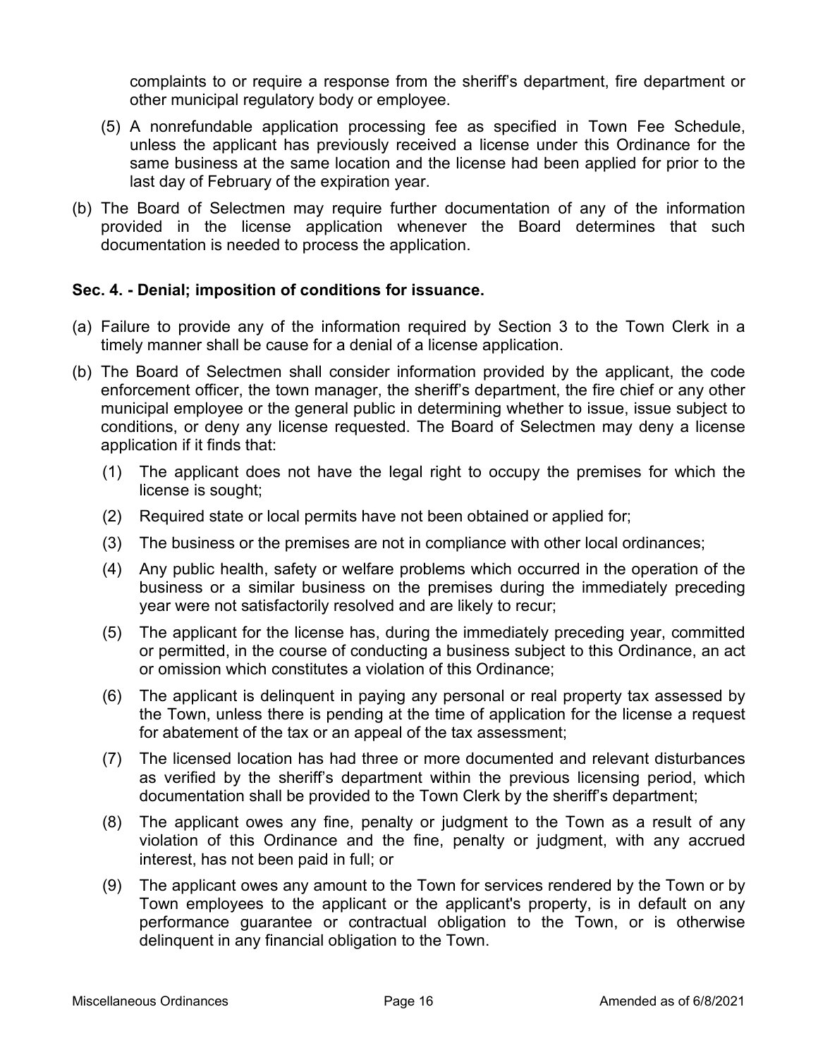complaints to or require a response from the sheriff's department, fire department or other municipal regulatory body or employee.

(5) A nonrefundable application processing fee as specified in Town Fee Schedule, unless the applicant has previously received a license under this Ordinance for the same business at the same location and the license had been applied for prior to the last day of February of the expiration year.

(b) The Board of Selectmen may require further documentation of any of the information provided in the license application whenever the Board determines that such documentation is needed to process the application.

### Sec. 4. - Denial; imposition of conditions for issuance.

(a) Failure to provide any of the information required by Section 3 to the Town Clerk in a timely manner shall be cause for a denial of a license application.

(b) The Board of Selectmen shall consider information provided by the applicant, the code enforcement officer, the town manager, the sheriff's department, the fire chief or any other municipal employee or the general public in determining whether to issue, issue subject to conditions, or deny any license requested. The Board of Selectmen may deny a license application if it finds that:

(1) The applicant does not have the legal right to occupy the premises for which the license is sought;

(2) Required state or local permits have not been obtained or applied for;

(3) The business or the premises are not in compliance with other local ordinances;

(4) Any public health, safety or welfare problems which occurred in the operation of the business or a similar business on the premises during the immediately preceding year were not satisfactorily resolved and are likely to recur;

(5) The applicant for the license has, during the immediately preceding year, committed or permitted, in the course of conducting a business subject to this Ordinance, an act or omission which constitutes a violation of this Ordinance;

(6) The applicant is delinquent in paying any personal or real property tax assessed by the Town, unless there is pending at the time of application for the license a request for abatement of the tax or an appeal of the tax assessment;

(7) The licensed location has had three or more documented and relevant disturbances as verified by the sheriff's department within the previous licensing period, which documentation shall be provided to the Town Clerk by the sheriff's department;

(8) The applicant owes any fine, penalty or judgment to the Town as a result of any violation of this Ordinance and the fine, penalty or judgment, with any accrued interest, has not been paid in full; or

(9) The applicant owes any amount to the Town for services rendered by the Town or by Town employees to the applicant or the applicant's property, is in default on any performance guarantee or contractual obligation to the Town, or is otherwise delinquent in any financial obligation to the Town.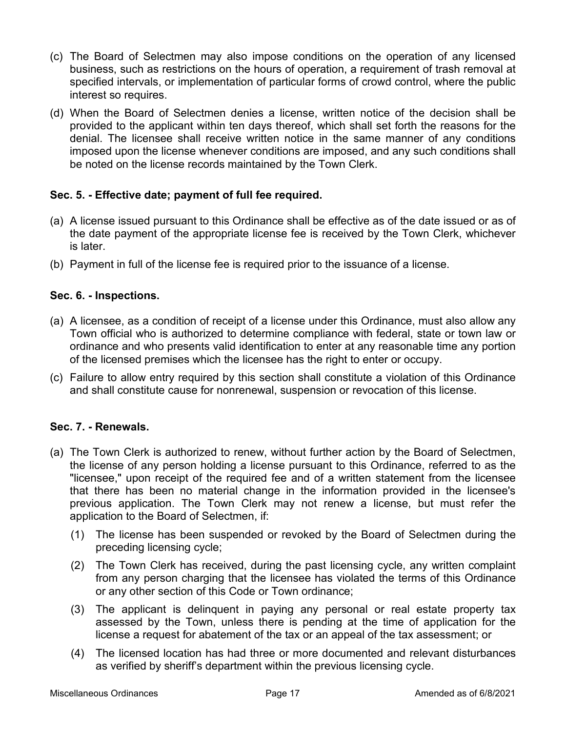(c) The Board of Selectmen may also impose conditions on the operation of any licensed business, such as restrictions on the hours of operation, a requirement of trash removal at specified intervals, or implementation of particular forms of crowd control, where the public interest so requires.

(d) When the Board of Selectmen denies a license, written notice of the decision shall be provided to the applicant within ten days thereof, which shall set forth the reasons for the denial. The licensee shall receive written notice in the same manner of any conditions imposed upon the license whenever conditions are imposed, and any such conditions shall be noted on the license records maintained by the Town Clerk.

### Sec. 5. - Effective date; payment of full fee required.

(a) A license issued pursuant to this Ordinance shall be effective as of the date issued or as of the date payment of the appropriate license fee is received by the Town Clerk, whichever is later.

(b) Payment in full of the license fee is required prior to the issuance of a license.

### Sec. 6. - Inspections.

(a) A licensee, as a condition of receipt of a license under this Ordinance, must also allow any Town official who is authorized to determine compliance with federal, state or town law or ordinance and who presents valid identification to enter at any reasonable time any portion of the licensed premises which the licensee has the right to enter or occupy.

(c) Failure to allow entry required by this section shall constitute a violation of this Ordinance and shall constitute cause for nonrenewal, suspension or revocation of this license.

### Sec. 7. - Renewals.

(a) The Town Clerk is authorized to renew, without further action by the Board of Selectmen, the license of any person holding a license pursuant to this Ordinance, referred to as the "licensee," upon receipt of the required fee and of a written statement from the licensee that there has been no material change in the information provided in the licensee's previous application. The Town Clerk may not renew a license, but must refer the application to the Board of Selectmen, if:

    (1) The license has been suspended or revoked by the Board of Selectmen during the preceding licensing cycle;

    (2) The Town Clerk has received, during the past licensing cycle, any written complaint from any person charging that the licensee has violated the terms of this Ordinance or any other section of this Code or Town ordinance;

    (3) The applicant is delinquent in paying any personal or real estate property tax assessed by the Town, unless there is pending at the time of application for the license a request for abatement of the tax or an appeal of the tax assessment; or

    (4) The licensed location has had three or more documented and relevant disturbances as verified by sheriff's department within the previous licensing cycle.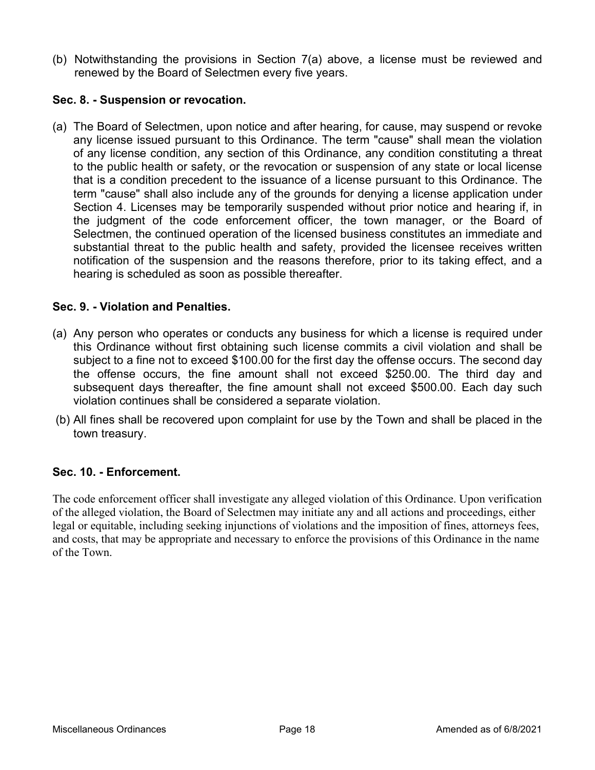(b) Notwithstanding the provisions in Section 7(a) above, a license must be reviewed and renewed by the Board of Selectmen every five years.

### Sec. 8. - Suspension or revocation.

(a) The Board of Selectmen, upon notice and after hearing, for cause, may suspend or revoke any license issued pursuant to this Ordinance. The term "cause" shall mean the violation of any license condition, any section of this Ordinance, any condition constituting a threat to the public health or safety, or the revocation or suspension of any state or local license that is a condition precedent to the issuance of a license pursuant to this Ordinance. The term "cause" shall also include any of the grounds for denying a license application under Section 4. Licenses may be temporarily suspended without prior notice and hearing if, in the judgment of the code enforcement officer, the town manager, or the Board of Selectmen, the continued operation of the licensed business constitutes an immediate and substantial threat to the public health and safety, provided the licensee receives written notification of the suspension and the reasons therefore, prior to its taking effect, and a hearing is scheduled as soon as possible thereafter.

### Sec. 9. - Violation and Penalties.

(a) Any person who operates or conducts any business for which a license is required under this Ordinance without first obtaining such license commits a civil violation and shall be subject to a fine not to exceed $100.00 for the first day the offense occurs. The second day the offense occurs, the fine amount shall not exceed $250.00. The third day and subsequent days thereafter, the fine amount shall not exceed $500.00. Each day such violation continues shall be considered a separate violation.

(b) All fines shall be recovered upon complaint for use by the Town and shall be placed in the town treasury.

### Sec. 10. - Enforcement.

The code enforcement officer shall investigate any alleged violation of this Ordinance. Upon verification of the alleged violation, the Board of Selectmen may initiate any and all actions and proceedings, either legal or equitable, including seeking injunctions of violations and the imposition of fines, attorneys fees, and costs, that may be appropriate and necessary to enforce the provisions of this Ordinance in the name of the Town.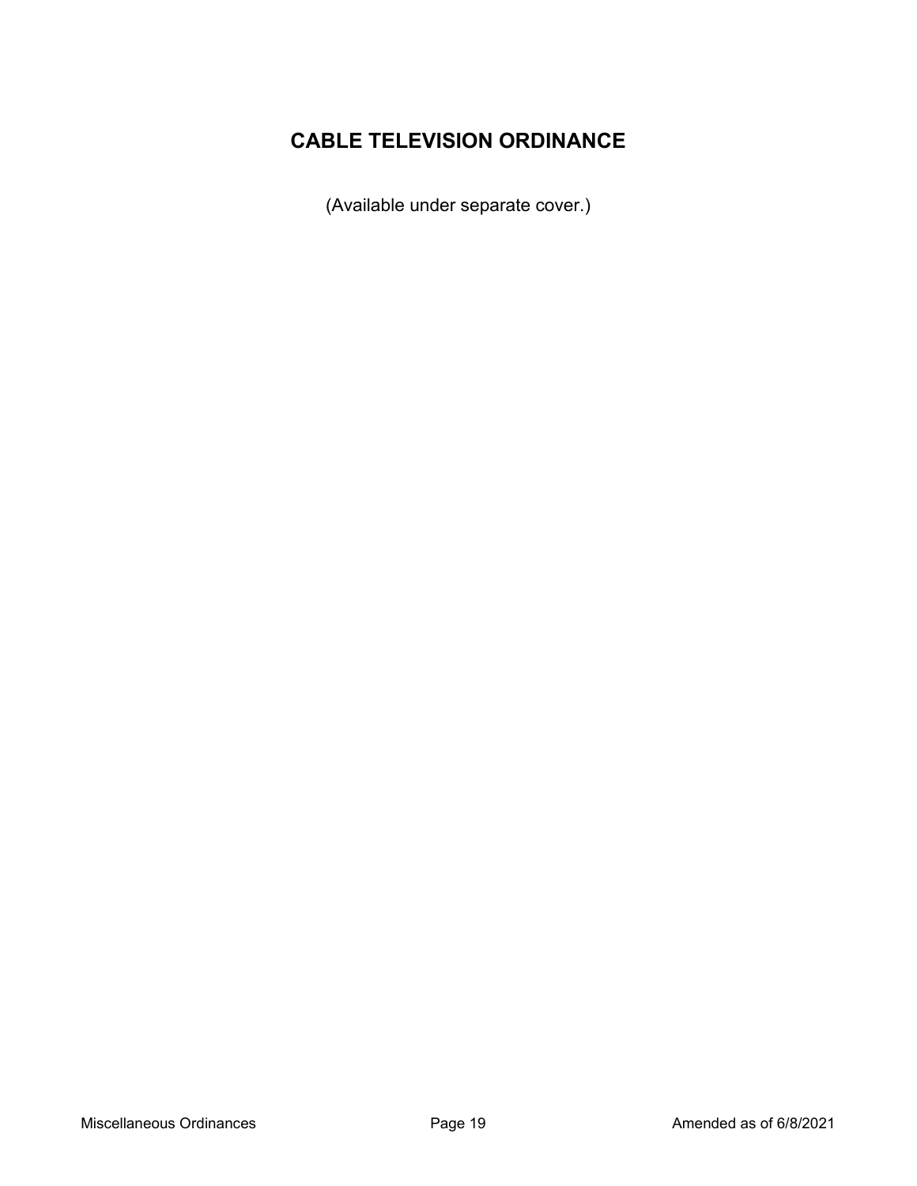# CABLE TELEVISION ORDINANCE

(Available under separate cover.)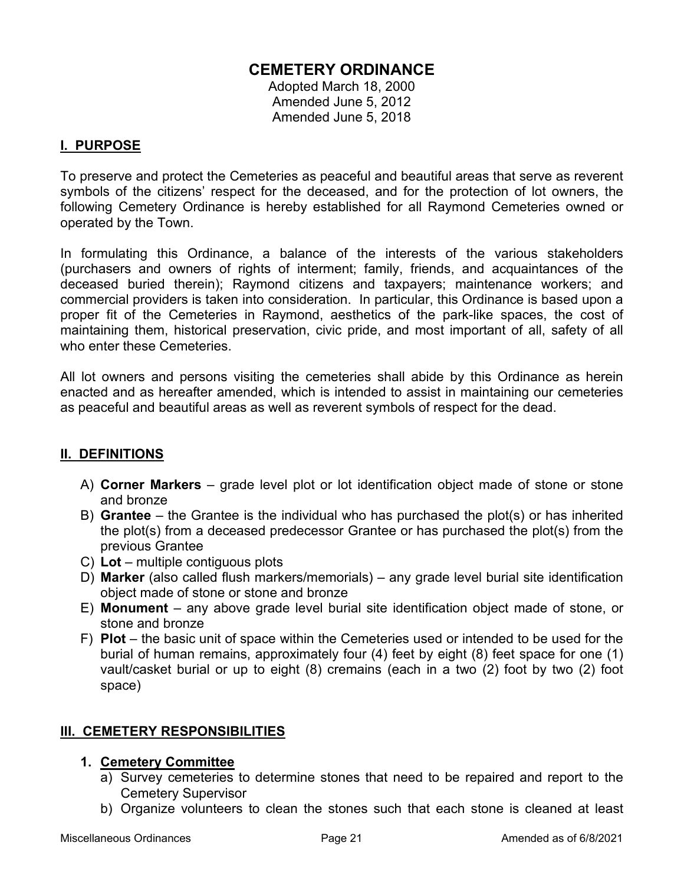# CEMETERY ORDINANCE

Adopted March 18, 2000
Amended June 5, 2012
Amended June 5, 2018

## I. PURPOSE

To preserve and protect the Cemeteries as peaceful and beautiful areas that serve as reverent symbols of the citizens' respect for the deceased, and for the protection of lot owners, the following Cemetery Ordinance is hereby established for all Raymond Cemeteries owned or operated by the Town.

In formulating this Ordinance, a balance of the interests of the various stakeholders (purchasers and owners of rights of interment; family, friends, and acquaintances of the deceased buried therein); Raymond citizens and taxpayers; maintenance workers; and commercial providers is taken into consideration. In particular, this Ordinance is based upon a proper fit of the Cemeteries in Raymond, aesthetics of the park-like spaces, the cost of maintaining them, historical preservation, civic pride, and most important of all, safety of all who enter these Cemeteries.

All lot owners and persons visiting the cemeteries shall abide by this Ordinance as herein enacted and as hereafter amended, which is intended to assist in maintaining our cemeteries as peaceful and beautiful areas as well as reverent symbols of respect for the dead.

## II. DEFINITIONS

A) **Corner Markers** – grade level plot or lot identification object made of stone or stone and bronze
B) **Grantee** – the Grantee is the individual who has purchased the plot(s) or has inherited the plot(s) from a deceased predecessor Grantee or has purchased the plot(s) from the previous Grantee
C) **Lot** – multiple contiguous plots
D) **Marker** (also called flush markers/memorials) – any grade level burial site identification object made of stone or stone and bronze
E) **Monument** – any above grade level burial site identification object made of stone, or stone and bronze
F) **Plot** – the basic unit of space within the Cemeteries used or intended to be used for the burial of human remains, approximately four (4) feet by eight (8) feet space for one (1) vault/casket burial or up to eight (8) cremains (each in a two (2) foot by two (2) foot space)

## III. CEMETERY RESPONSIBILITIES

### 1. Cemetery Committee

a) Survey cemeteries to determine stones that need to be repaired and report to the Cemetery Supervisor
b) Organize volunteers to clean the stones such that each stone is cleaned at least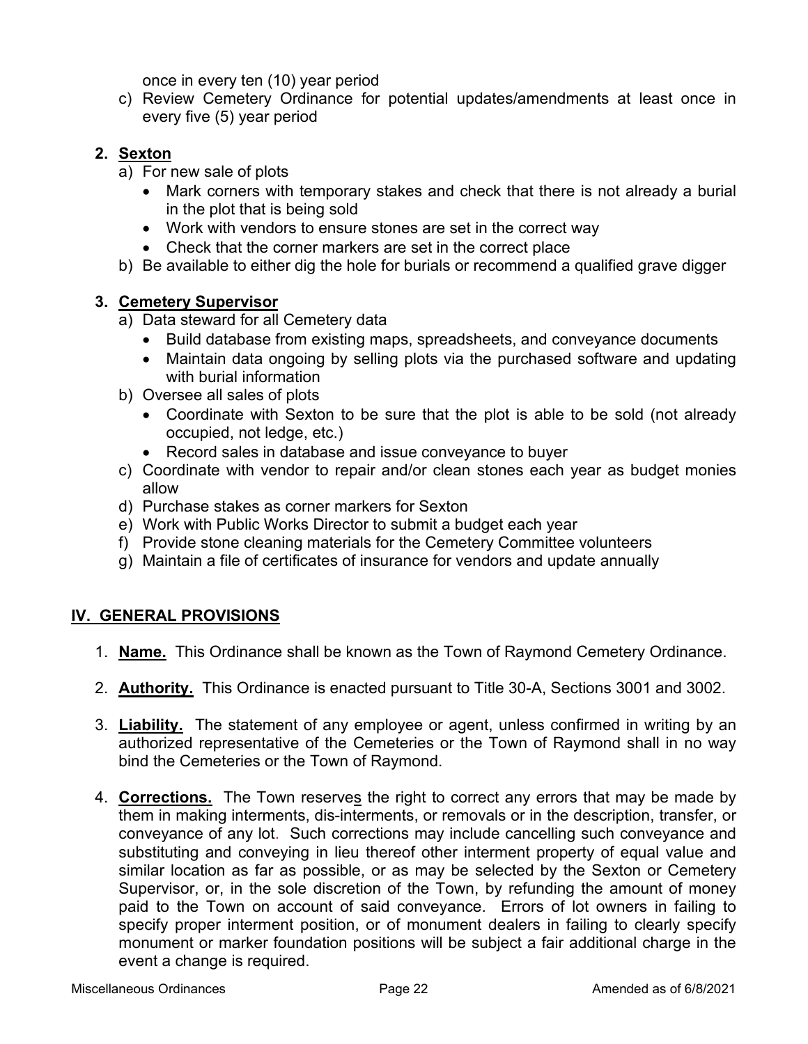once in every ten (10) year period

c) Review Cemetery Ordinance for potential updates/amendments at least once in every five (5) year period

**2. Sexton**

a) For new sale of plots
- Mark corners with temporary stakes and check that there is not already a burial in the plot that is being sold
- Work with vendors to ensure stones are set in the correct way
- Check that the corner markers are set in the correct place

b) Be available to either dig the hole for burials or recommend a qualified grave digger

**3. Cemetery Supervisor**

a) Data steward for all Cemetery data
- Build database from existing maps, spreadsheets, and conveyance documents
- Maintain data ongoing by selling plots via the purchased software and updating with burial information

b) Oversee all sales of plots
- Coordinate with Sexton to be sure that the plot is able to be sold (not already occupied, not ledge, etc.)
- Record sales in database and issue conveyance to buyer

c) Coordinate with vendor to repair and/or clean stones each year as budget monies allow

d) Purchase stakes as corner markers for Sexton

e) Work with Public Works Director to submit a budget each year

f) Provide stone cleaning materials for the Cemetery Committee volunteers

g) Maintain a file of certificates of insurance for vendors and update annually

## IV. GENERAL PROVISIONS

1. **Name.** This Ordinance shall be known as the Town of Raymond Cemetery Ordinance.

2. **Authority.** This Ordinance is enacted pursuant to Title 30-A, Sections 3001 and 3002.

3. **Liability.** The statement of any employee or agent, unless confirmed in writing by an authorized representative of the Cemeteries or the Town of Raymond shall in no way bind the Cemeteries or the Town of Raymond.

4. **Corrections.** The Town reserves the right to correct any errors that may be made by them in making interments, dis-interments, or removals or in the description, transfer, or conveyance of any lot. Such corrections may include cancelling such conveyance and substituting and conveying in lieu thereof other interment property of equal value and similar location as far as possible, or as may be selected by the Sexton or Cemetery Supervisor, or, in the sole discretion of the Town, by refunding the amount of money paid to the Town on account of said conveyance. Errors of lot owners in failing to specify proper interment position, or of monument dealers in failing to clearly specify monument or marker foundation positions will be subject a fair additional charge in the event a change is required.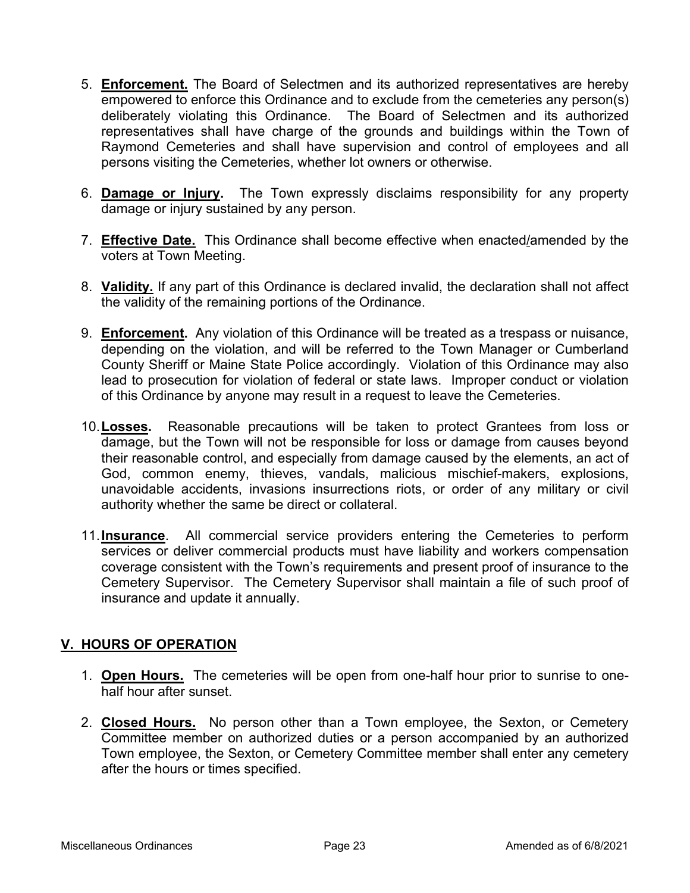5. **Enforcement.** The Board of Selectmen and its authorized representatives are hereby empowered to enforce this Ordinance and to exclude from the cemeteries any person(s) deliberately violating this Ordinance. The Board of Selectmen and its authorized representatives shall have charge of the grounds and buildings within the Town of Raymond Cemeteries and shall have supervision and control of employees and all persons visiting the Cemeteries, whether lot owners or otherwise.

6. **Damage or Injury.** The Town expressly disclaims responsibility for any property damage or injury sustained by any person.

7. **Effective Date.** This Ordinance shall become effective when enacted/amended by the voters at Town Meeting.

8. **Validity.** If any part of this Ordinance is declared invalid, the declaration shall not affect the validity of the remaining portions of the Ordinance.

9. **Enforcement.** Any violation of this Ordinance will be treated as a trespass or nuisance, depending on the violation, and will be referred to the Town Manager or Cumberland County Sheriff or Maine State Police accordingly. Violation of this Ordinance may also lead to prosecution for violation of federal or state laws. Improper conduct or violation of this Ordinance by anyone may result in a request to leave the Cemeteries.

10. **Losses.** Reasonable precautions will be taken to protect Grantees from loss or damage, but the Town will not be responsible for loss or damage from causes beyond their reasonable control, and especially from damage caused by the elements, an act of God, common enemy, thieves, vandals, malicious mischief-makers, explosions, unavoidable accidents, invasions insurrections riots, or order of any military or civil authority whether the same be direct or collateral.

11. **Insurance**. All commercial service providers entering the Cemeteries to perform services or deliver commercial products must have liability and workers compensation coverage consistent with the Town's requirements and present proof of insurance to the Cemetery Supervisor. The Cemetery Supervisor shall maintain a file of such proof of insurance and update it annually.

## V. HOURS OF OPERATION

1. **Open Hours.** The cemeteries will be open from one-half hour prior to sunrise to one-half hour after sunset.

2. **Closed Hours.** No person other than a Town employee, the Sexton, or Cemetery Committee member on authorized duties or a person accompanied by an authorized Town employee, the Sexton, or Cemetery Committee member shall enter any cemetery after the hours or times specified.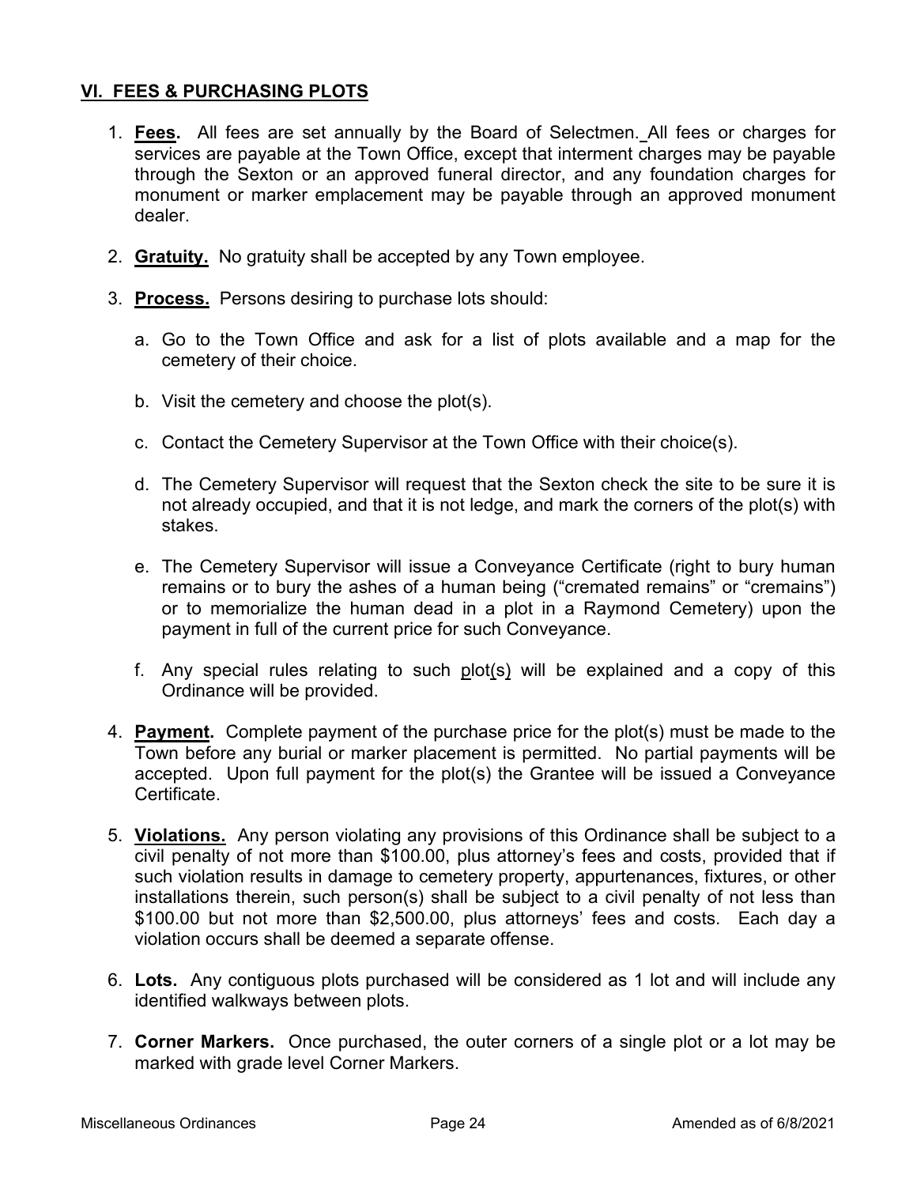## VI. FEES & PURCHASING PLOTS

1. **Fees.** All fees are set annually by the Board of Selectmen. All fees or charges for services are payable at the Town Office, except that interment charges may be payable through the Sexton or an approved funeral director, and any foundation charges for monument or marker emplacement may be payable through an approved monument dealer.

2. **Gratuity.** No gratuity shall be accepted by any Town employee.

3. **Process.** Persons desiring to purchase lots should:

   a. Go to the Town Office and ask for a list of plots available and a map for the cemetery of their choice.

   b. Visit the cemetery and choose the plot(s).

   c. Contact the Cemetery Supervisor at the Town Office with their choice(s).

   d. The Cemetery Supervisor will request that the Sexton check the site to be sure it is not already occupied, and that it is not ledge, and mark the corners of the plot(s) with stakes.

   e. The Cemetery Supervisor will issue a Conveyance Certificate (right to bury human remains or to bury the ashes of a human being ("cremated remains" or "cremains") or to memorialize the human dead in a plot in a Raymond Cemetery) upon the payment in full of the current price for such Conveyance.

   f. Any special rules relating to such plot(s) will be explained and a copy of this Ordinance will be provided.

4. **Payment.** Complete payment of the purchase price for the plot(s) must be made to the Town before any burial or marker placement is permitted. No partial payments will be accepted. Upon full payment for the plot(s) the Grantee will be issued a Conveyance Certificate.

5. **Violations.** Any person violating any provisions of this Ordinance shall be subject to a civil penalty of not more than $100.00, plus attorney's fees and costs, provided that if such violation results in damage to cemetery property, appurtenances, fixtures, or other installations therein, such person(s) shall be subject to a civil penalty of not less than $100.00 but not more than $2,500.00, plus attorneys' fees and costs. Each day a violation occurs shall be deemed a separate offense.

6. **Lots.** Any contiguous plots purchased will be considered as 1 lot and will include any identified walkways between plots.

7. **Corner Markers.** Once purchased, the outer corners of a single plot or a lot may be marked with grade level Corner Markers.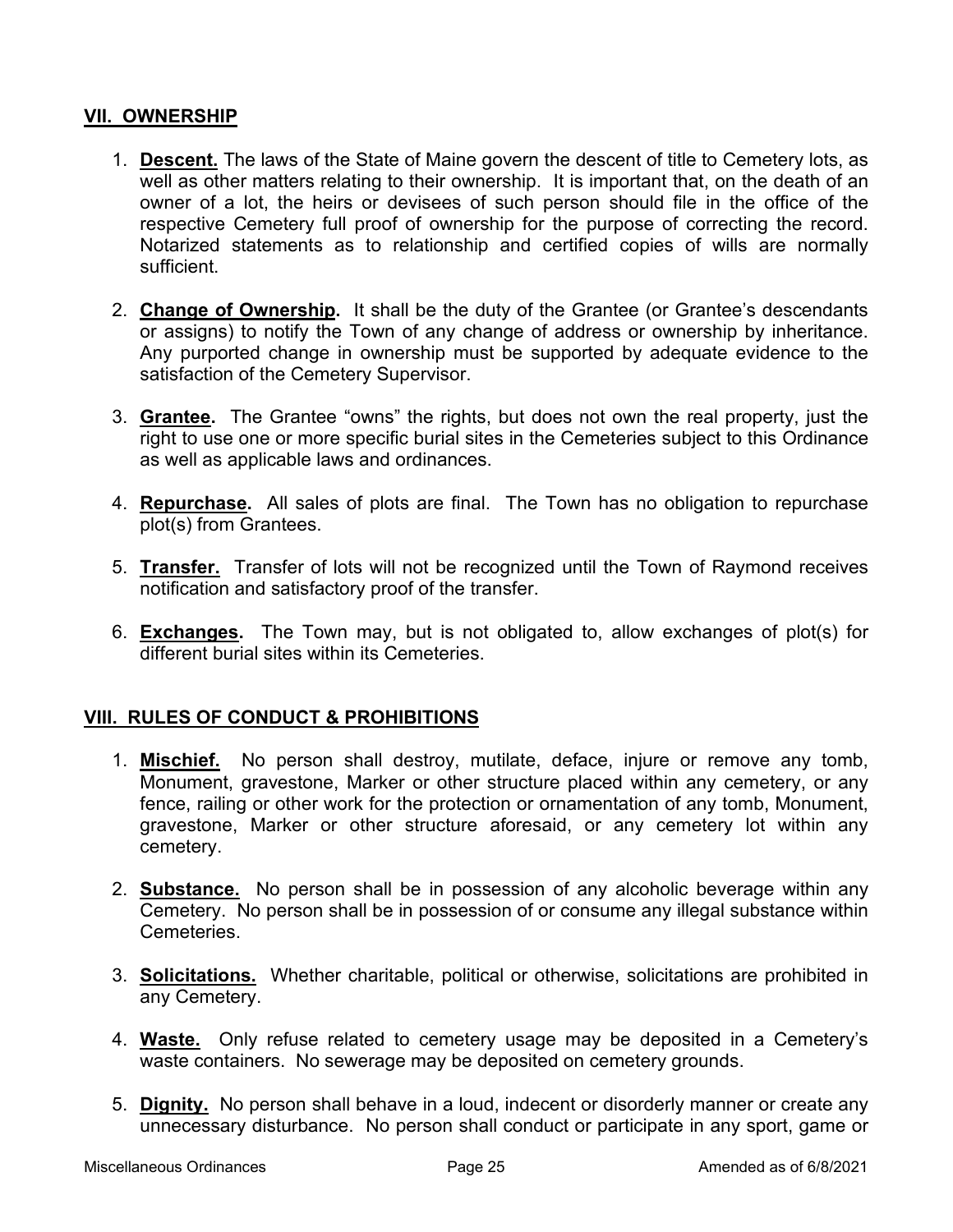## VII. OWNERSHIP

1. **Descent.** The laws of the State of Maine govern the descent of title to Cemetery lots, as well as other matters relating to their ownership. It is important that, on the death of an owner of a lot, the heirs or devisees of such person should file in the office of the respective Cemetery full proof of ownership for the purpose of correcting the record. Notarized statements as to relationship and certified copies of wills are normally sufficient.

2. **Change of Ownership.** It shall be the duty of the Grantee (or Grantee's descendants or assigns) to notify the Town of any change of address or ownership by inheritance. Any purported change in ownership must be supported by adequate evidence to the satisfaction of the Cemetery Supervisor.

3. **Grantee.** The Grantee "owns" the rights, but does not own the real property, just the right to use one or more specific burial sites in the Cemeteries subject to this Ordinance as well as applicable laws and ordinances.

4. **Repurchase.** All sales of plots are final. The Town has no obligation to repurchase plot(s) from Grantees.

5. **Transfer.** Transfer of lots will not be recognized until the Town of Raymond receives notification and satisfactory proof of the transfer.

6. **Exchanges.** The Town may, but is not obligated to, allow exchanges of plot(s) for different burial sites within its Cemeteries.

## VIII. RULES OF CONDUCT & PROHIBITIONS

1. **Mischief.** No person shall destroy, mutilate, deface, injure or remove any tomb, Monument, gravestone, Marker or other structure placed within any cemetery, or any fence, railing or other work for the protection or ornamentation of any tomb, Monument, gravestone, Marker or other structure aforesaid, or any cemetery lot within any cemetery.

2. **Substance.** No person shall be in possession of any alcoholic beverage within any Cemetery. No person shall be in possession of or consume any illegal substance within Cemeteries.

3. **Solicitations.** Whether charitable, political or otherwise, solicitations are prohibited in any Cemetery.

4. **Waste.** Only refuse related to cemetery usage may be deposited in a Cemetery's waste containers. No sewerage may be deposited on cemetery grounds.

5. **Dignity.** No person shall behave in a loud, indecent or disorderly manner or create any unnecessary disturbance. No person shall conduct or participate in any sport, game or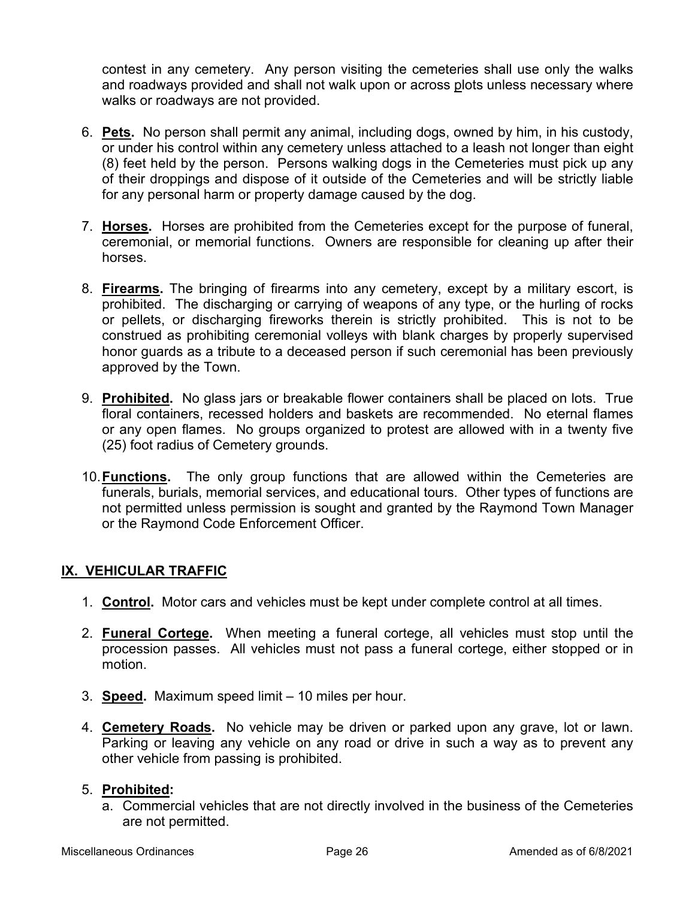contest in any cemetery. Any person visiting the cemeteries shall use only the walks and roadways provided and shall not walk upon or across plots unless necessary where walks or roadways are not provided.

6. **Pets.** No person shall permit any animal, including dogs, owned by him, in his custody, or under his control within any cemetery unless attached to a leash not longer than eight (8) feet held by the person. Persons walking dogs in the Cemeteries must pick up any of their droppings and dispose of it outside of the Cemeteries and will be strictly liable for any personal harm or property damage caused by the dog.

7. **Horses.** Horses are prohibited from the Cemeteries except for the purpose of funeral, ceremonial, or memorial functions. Owners are responsible for cleaning up after their horses.

8. **Firearms.** The bringing of firearms into any cemetery, except by a military escort, is prohibited. The discharging or carrying of weapons of any type, or the hurling of rocks or pellets, or discharging fireworks therein is strictly prohibited. This is not to be construed as prohibiting ceremonial volleys with blank charges by properly supervised honor guards as a tribute to a deceased person if such ceremonial has been previously approved by the Town.

9. **Prohibited.** No glass jars or breakable flower containers shall be placed on lots. True floral containers, recessed holders and baskets are recommended. No eternal flames or any open flames. No groups organized to protest are allowed with in a twenty five (25) foot radius of Cemetery grounds.

10. **Functions.** The only group functions that are allowed within the Cemeteries are funerals, burials, memorial services, and educational tours. Other types of functions are not permitted unless permission is sought and granted by the Raymond Town Manager or the Raymond Code Enforcement Officer.

## IX. VEHICULAR TRAFFIC

1. **Control.** Motor cars and vehicles must be kept under complete control at all times.

2. **Funeral Cortege.** When meeting a funeral cortege, all vehicles must stop until the procession passes. All vehicles must not pass a funeral cortege, either stopped or in motion.

3. **Speed.** Maximum speed limit – 10 miles per hour.

4. **Cemetery Roads.** No vehicle may be driven or parked upon any grave, lot or lawn. Parking or leaving any vehicle on any road or drive in such a way as to prevent any other vehicle from passing is prohibited.

5. **Prohibited:**
   a. Commercial vehicles that are not directly involved in the business of the Cemeteries are not permitted.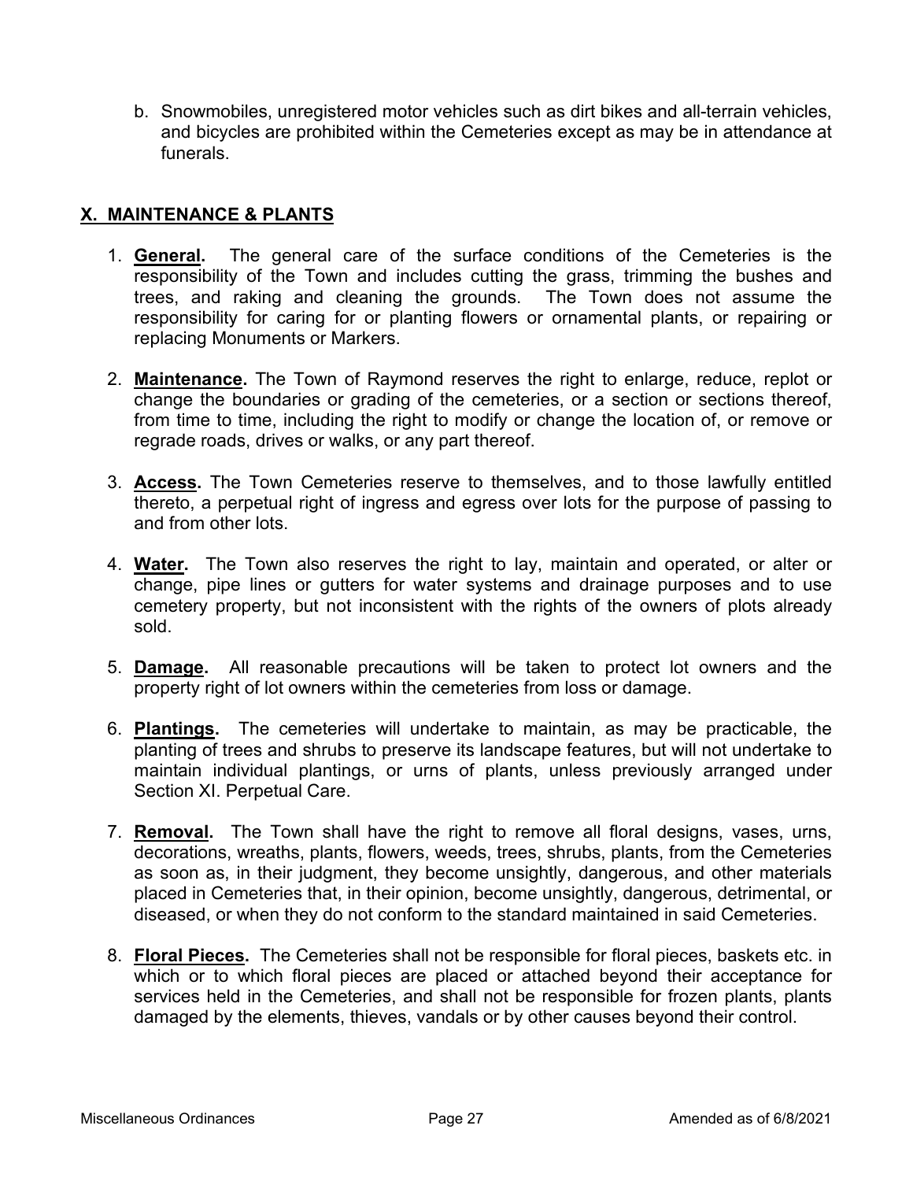b. Snowmobiles, unregistered motor vehicles such as dirt bikes and all-terrain vehicles, and bicycles are prohibited within the Cemeteries except as may be in attendance at funerals.

## X. MAINTENANCE & PLANTS

1. **General.** The general care of the surface conditions of the Cemeteries is the responsibility of the Town and includes cutting the grass, trimming the bushes and trees, and raking and cleaning the grounds. The Town does not assume the responsibility for caring for or planting flowers or ornamental plants, or repairing or replacing Monuments or Markers.

2. **Maintenance.** The Town of Raymond reserves the right to enlarge, reduce, replot or change the boundaries or grading of the cemeteries, or a section or sections thereof, from time to time, including the right to modify or change the location of, or remove or regrade roads, drives or walks, or any part thereof.

3. **Access.** The Town Cemeteries reserve to themselves, and to those lawfully entitled thereto, a perpetual right of ingress and egress over lots for the purpose of passing to and from other lots.

4. **Water.** The Town also reserves the right to lay, maintain and operated, or alter or change, pipe lines or gutters for water systems and drainage purposes and to use cemetery property, but not inconsistent with the rights of the owners of plots already sold.

5. **Damage.** All reasonable precautions will be taken to protect lot owners and the property right of lot owners within the cemeteries from loss or damage.

6. **Plantings.** The cemeteries will undertake to maintain, as may be practicable, the planting of trees and shrubs to preserve its landscape features, but will not undertake to maintain individual plantings, or urns of plants, unless previously arranged under Section XI. Perpetual Care.

7. **Removal.** The Town shall have the right to remove all floral designs, vases, urns, decorations, wreaths, plants, flowers, weeds, trees, shrubs, plants, from the Cemeteries as soon as, in their judgment, they become unsightly, dangerous, and other materials placed in Cemeteries that, in their opinion, become unsightly, dangerous, detrimental, or diseased, or when they do not conform to the standard maintained in said Cemeteries.

8. **Floral Pieces.** The Cemeteries shall not be responsible for floral pieces, baskets etc. in which or to which floral pieces are placed or attached beyond their acceptance for services held in the Cemeteries, and shall not be responsible for frozen plants, plants damaged by the elements, thieves, vandals or by other causes beyond their control.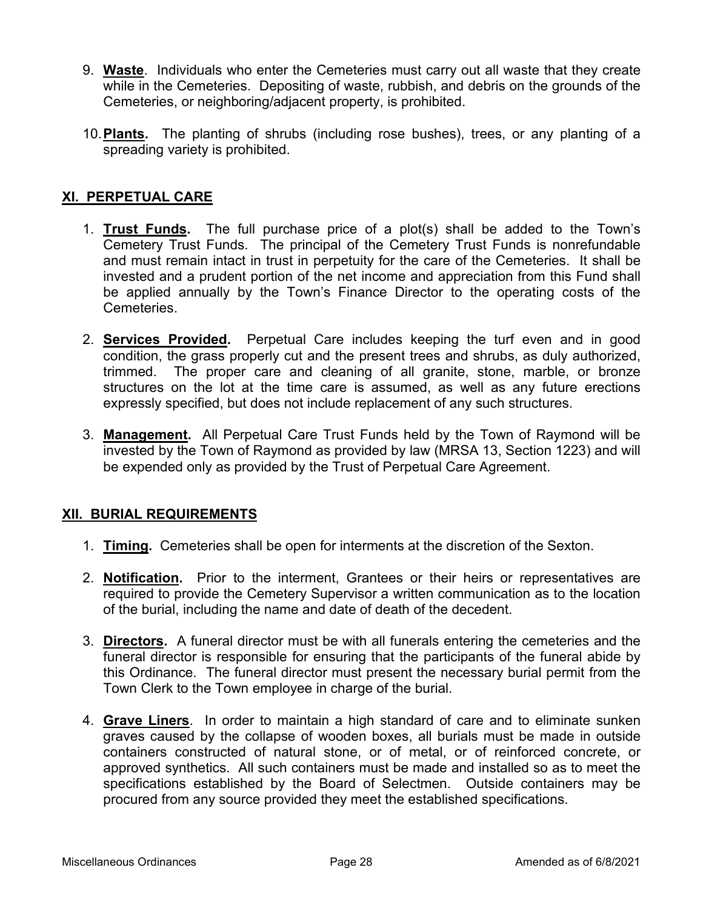9. **Waste**. Individuals who enter the Cemeteries must carry out all waste that they create while in the Cemeteries. Depositing of waste, rubbish, and debris on the grounds of the Cemeteries, or neighboring/adjacent property, is prohibited.

10. **Plants.** The planting of shrubs (including rose bushes), trees, or any planting of a spreading variety is prohibited.

## XI. PERPETUAL CARE

1. **Trust Funds.** The full purchase price of a plot(s) shall be added to the Town's Cemetery Trust Funds. The principal of the Cemetery Trust Funds is nonrefundable and must remain intact in trust in perpetuity for the care of the Cemeteries. It shall be invested and a prudent portion of the net income and appreciation from this Fund shall be applied annually by the Town's Finance Director to the operating costs of the Cemeteries.

2. **Services Provided.** Perpetual Care includes keeping the turf even and in good condition, the grass properly cut and the present trees and shrubs, as duly authorized, trimmed. The proper care and cleaning of all granite, stone, marble, or bronze structures on the lot at the time care is assumed, as well as any future erections expressly specified, but does not include replacement of any such structures.

3. **Management.** All Perpetual Care Trust Funds held by the Town of Raymond will be invested by the Town of Raymond as provided by law (MRSA 13, Section 1223) and will be expended only as provided by the Trust of Perpetual Care Agreement.

## XII. BURIAL REQUIREMENTS

1. **Timing.** Cemeteries shall be open for interments at the discretion of the Sexton.

2. **Notification.** Prior to the interment, Grantees or their heirs or representatives are required to provide the Cemetery Supervisor a written communication as to the location of the burial, including the name and date of death of the decedent.

3. **Directors.** A funeral director must be with all funerals entering the cemeteries and the funeral director is responsible for ensuring that the participants of the funeral abide by this Ordinance. The funeral director must present the necessary burial permit from the Town Clerk to the Town employee in charge of the burial.

4. **Grave Liners**. In order to maintain a high standard of care and to eliminate sunken graves caused by the collapse of wooden boxes, all burials must be made in outside containers constructed of natural stone, or of metal, or of reinforced concrete, or approved synthetics. All such containers must be made and installed so as to meet the specifications established by the Board of Selectmen. Outside containers may be procured from any source provided they meet the established specifications.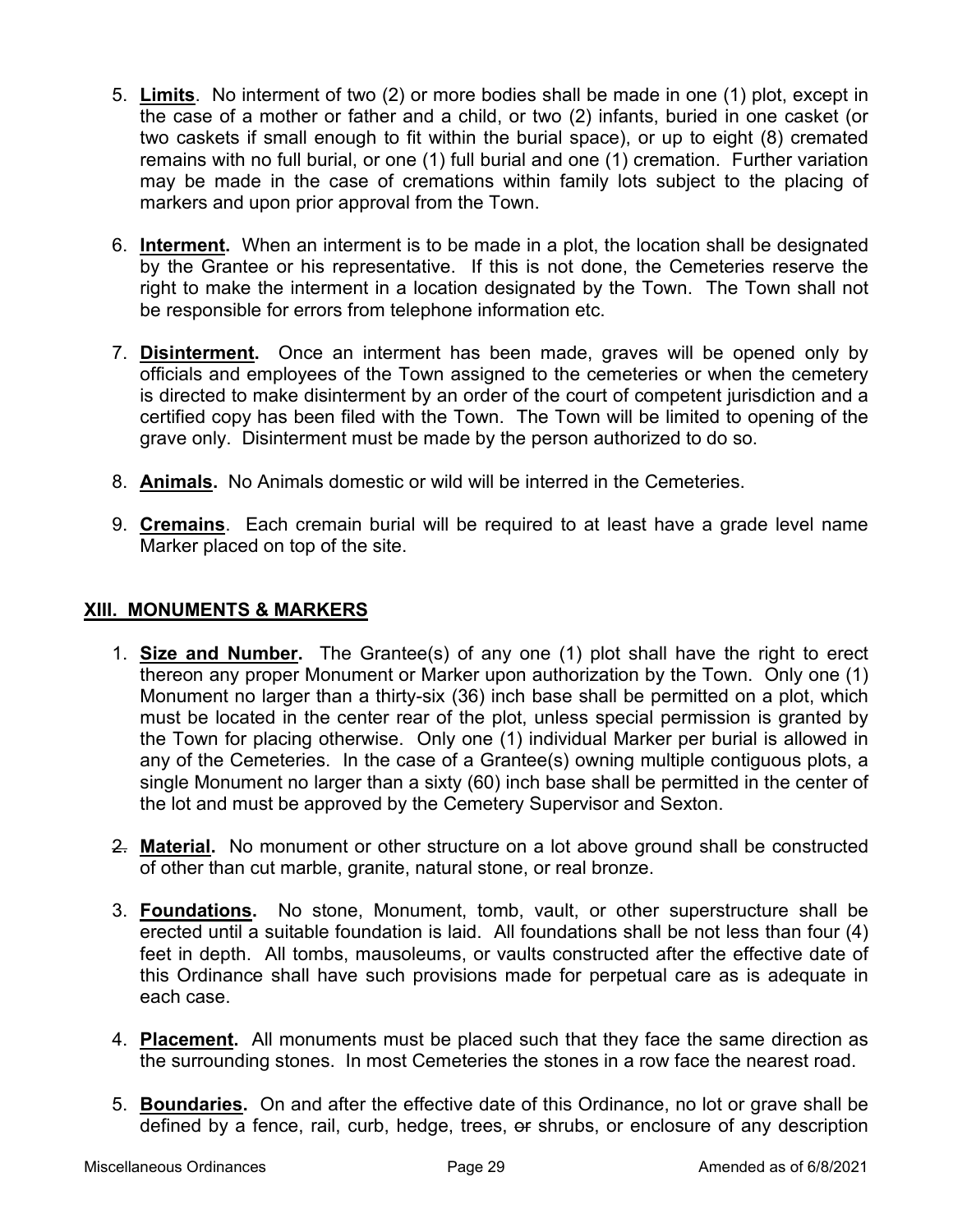5. **Limits**. No interment of two (2) or more bodies shall be made in one (1) plot, except in the case of a mother or father and a child, or two (2) infants, buried in one casket (or two caskets if small enough to fit within the burial space), or up to eight (8) cremated remains with no full burial, or one (1) full burial and one (1) cremation. Further variation may be made in the case of cremations within family lots subject to the placing of markers and upon prior approval from the Town.

6. **Interment.** When an interment is to be made in a plot, the location shall be designated by the Grantee or his representative. If this is not done, the Cemeteries reserve the right to make the interment in a location designated by the Town. The Town shall not be responsible for errors from telephone information etc.

7. **Disinterment.** Once an interment has been made, graves will be opened only by officials and employees of the Town assigned to the cemeteries or when the cemetery is directed to make disinterment by an order of the court of competent jurisdiction and a certified copy has been filed with the Town. The Town will be limited to opening of the grave only. Disinterment must be made by the person authorized to do so.

8. **Animals.** No Animals domestic or wild will be interred in the Cemeteries.

9. **Cremains**. Each cremain burial will be required to at least have a grade level name Marker placed on top of the site.

## XIII. MONUMENTS & MARKERS

1. **Size and Number.** The Grantee(s) of any one (1) plot shall have the right to erect thereon any proper Monument or Marker upon authorization by the Town. Only one (1) Monument no larger than a thirty-six (36) inch base shall be permitted on a plot, which must be located in the center rear of the plot, unless special permission is granted by the Town for placing otherwise. Only one (1) individual Marker per burial is allowed in any of the Cemeteries. In the case of a Grantee(s) owning multiple contiguous plots, a single Monument no larger than a sixty (60) inch base shall be permitted in the center of the lot and must be approved by the Cemetery Supervisor and Sexton.

2. **Material.** No monument or other structure on a lot above ground shall be constructed of other than cut marble, granite, natural stone, or real bronze.

3. **Foundations.** No stone, Monument, tomb, vault, or other superstructure shall be erected until a suitable foundation is laid. All foundations shall be not less than four (4) feet in depth. All tombs, mausoleums, or vaults constructed after the effective date of this Ordinance shall have such provisions made for perpetual care as is adequate in each case.

4. **Placement.** All monuments must be placed such that they face the same direction as the surrounding stones. In most Cemeteries the stones in a row face the nearest road.

5. **Boundaries.** On and after the effective date of this Ordinance, no lot or grave shall be defined by a fence, rail, curb, hedge, trees, ~~or~~ shrubs, or enclosure of any description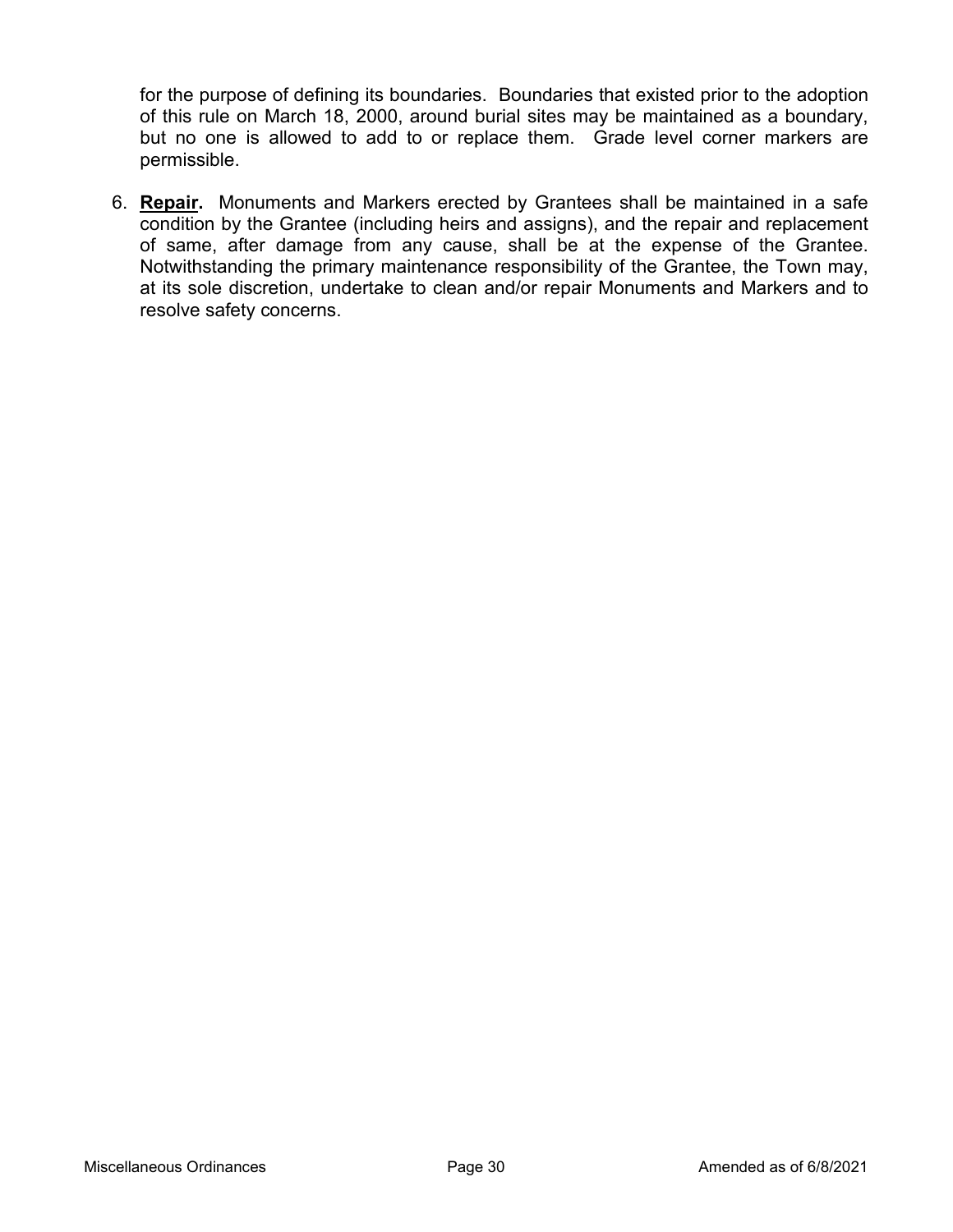for the purpose of defining its boundaries. Boundaries that existed prior to the adoption of this rule on March 18, 2000, around burial sites may be maintained as a boundary, but no one is allowed to add to or replace them. Grade level corner markers are permissible.

6. **Repair.** Monuments and Markers erected by Grantees shall be maintained in a safe condition by the Grantee (including heirs and assigns), and the repair and replacement of same, after damage from any cause, shall be at the expense of the Grantee. Notwithstanding the primary maintenance responsibility of the Grantee, the Town may, at its sole discretion, undertake to clean and/or repair Monuments and Markers and to resolve safety concerns.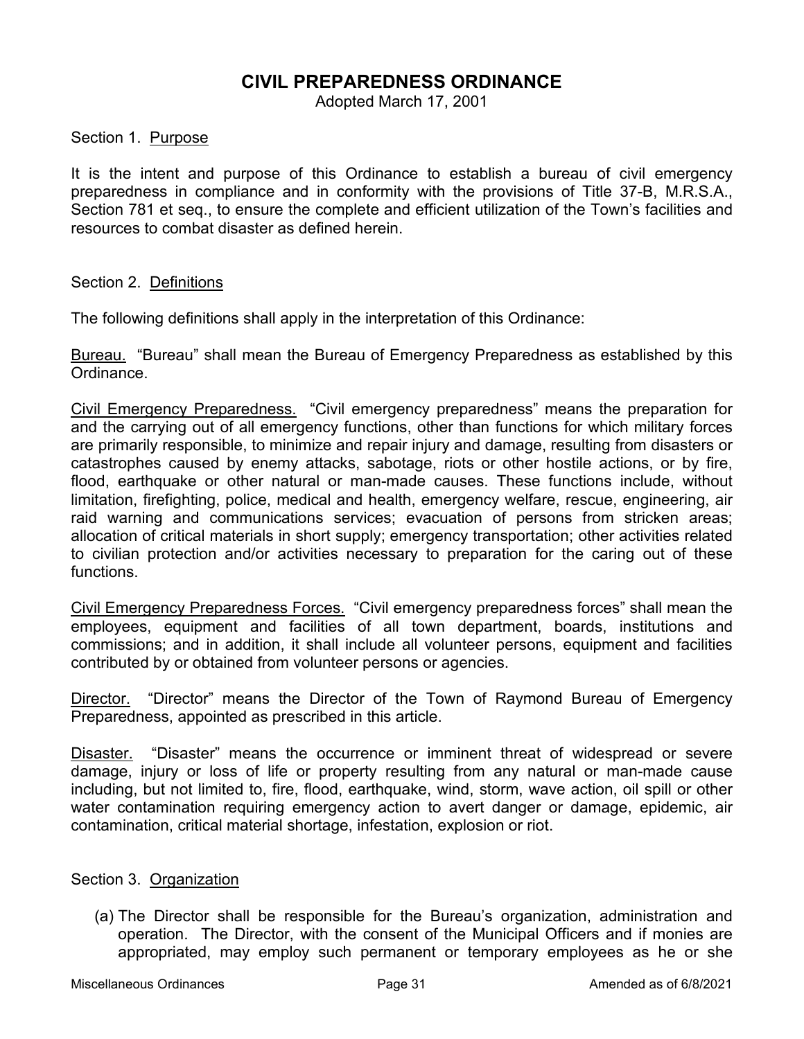# CIVIL PREPAREDNESS ORDINANCE

Adopted March 17, 2001

Section 1. Purpose

It is the intent and purpose of this Ordinance to establish a bureau of civil emergency preparedness in compliance and in conformity with the provisions of Title 37-B, M.R.S.A., Section 781 et seq., to ensure the complete and efficient utilization of the Town's facilities and resources to combat disaster as defined herein.

Section 2. Definitions

The following definitions shall apply in the interpretation of this Ordinance:

Bureau. "Bureau" shall mean the Bureau of Emergency Preparedness as established by this Ordinance.

Civil Emergency Preparedness. "Civil emergency preparedness" means the preparation for and the carrying out of all emergency functions, other than functions for which military forces are primarily responsible, to minimize and repair injury and damage, resulting from disasters or catastrophes caused by enemy attacks, sabotage, riots or other hostile actions, or by fire, flood, earthquake or other natural or man-made causes. These functions include, without limitation, firefighting, police, medical and health, emergency welfare, rescue, engineering, air raid warning and communications services; evacuation of persons from stricken areas; allocation of critical materials in short supply; emergency transportation; other activities related to civilian protection and/or activities necessary to preparation for the caring out of these functions.

Civil Emergency Preparedness Forces. "Civil emergency preparedness forces" shall mean the employees, equipment and facilities of all town department, boards, institutions and commissions; and in addition, it shall include all volunteer persons, equipment and facilities contributed by or obtained from volunteer persons or agencies.

Director. "Director" means the Director of the Town of Raymond Bureau of Emergency Preparedness, appointed as prescribed in this article.

Disaster. "Disaster" means the occurrence or imminent threat of widespread or severe damage, injury or loss of life or property resulting from any natural or man-made cause including, but not limited to, fire, flood, earthquake, wind, storm, wave action, oil spill or other water contamination requiring emergency action to avert danger or damage, epidemic, air contamination, critical material shortage, infestation, explosion or riot.

Section 3. Organization

(a) The Director shall be responsible for the Bureau's organization, administration and operation. The Director, with the consent of the Municipal Officers and if monies are appropriated, may employ such permanent or temporary employees as he or she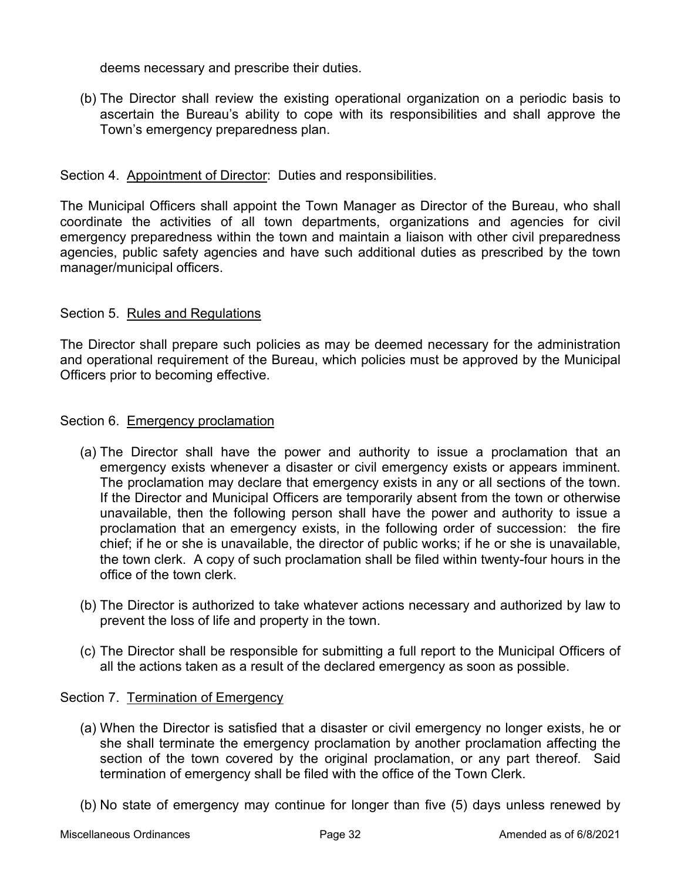deems necessary and prescribe their duties.

(b) The Director shall review the existing operational organization on a periodic basis to ascertain the Bureau's ability to cope with its responsibilities and shall approve the Town's emergency preparedness plan.

Section 4. Appointment of Director: Duties and responsibilities.

The Municipal Officers shall appoint the Town Manager as Director of the Bureau, who shall coordinate the activities of all town departments, organizations and agencies for civil emergency preparedness within the town and maintain a liaison with other civil preparedness agencies, public safety agencies and have such additional duties as prescribed by the town manager/municipal officers.

Section 5. Rules and Regulations

The Director shall prepare such policies as may be deemed necessary for the administration and operational requirement of the Bureau, which policies must be approved by the Municipal Officers prior to becoming effective.

Section 6. Emergency proclamation

(a) The Director shall have the power and authority to issue a proclamation that an emergency exists whenever a disaster or civil emergency exists or appears imminent. The proclamation may declare that emergency exists in any or all sections of the town. If the Director and Municipal Officers are temporarily absent from the town or otherwise unavailable, then the following person shall have the power and authority to issue a proclamation that an emergency exists, in the following order of succession: the fire chief; if he or she is unavailable, the director of public works; if he or she is unavailable, the town clerk. A copy of such proclamation shall be filed within twenty-four hours in the office of the town clerk.

(b) The Director is authorized to take whatever actions necessary and authorized by law to prevent the loss of life and property in the town.

(c) The Director shall be responsible for submitting a full report to the Municipal Officers of all the actions taken as a result of the declared emergency as soon as possible.

Section 7. Termination of Emergency

(a) When the Director is satisfied that a disaster or civil emergency no longer exists, he or she shall terminate the emergency proclamation by another proclamation affecting the section of the town covered by the original proclamation, or any part thereof. Said termination of emergency shall be filed with the office of the Town Clerk.

(b) No state of emergency may continue for longer than five (5) days unless renewed by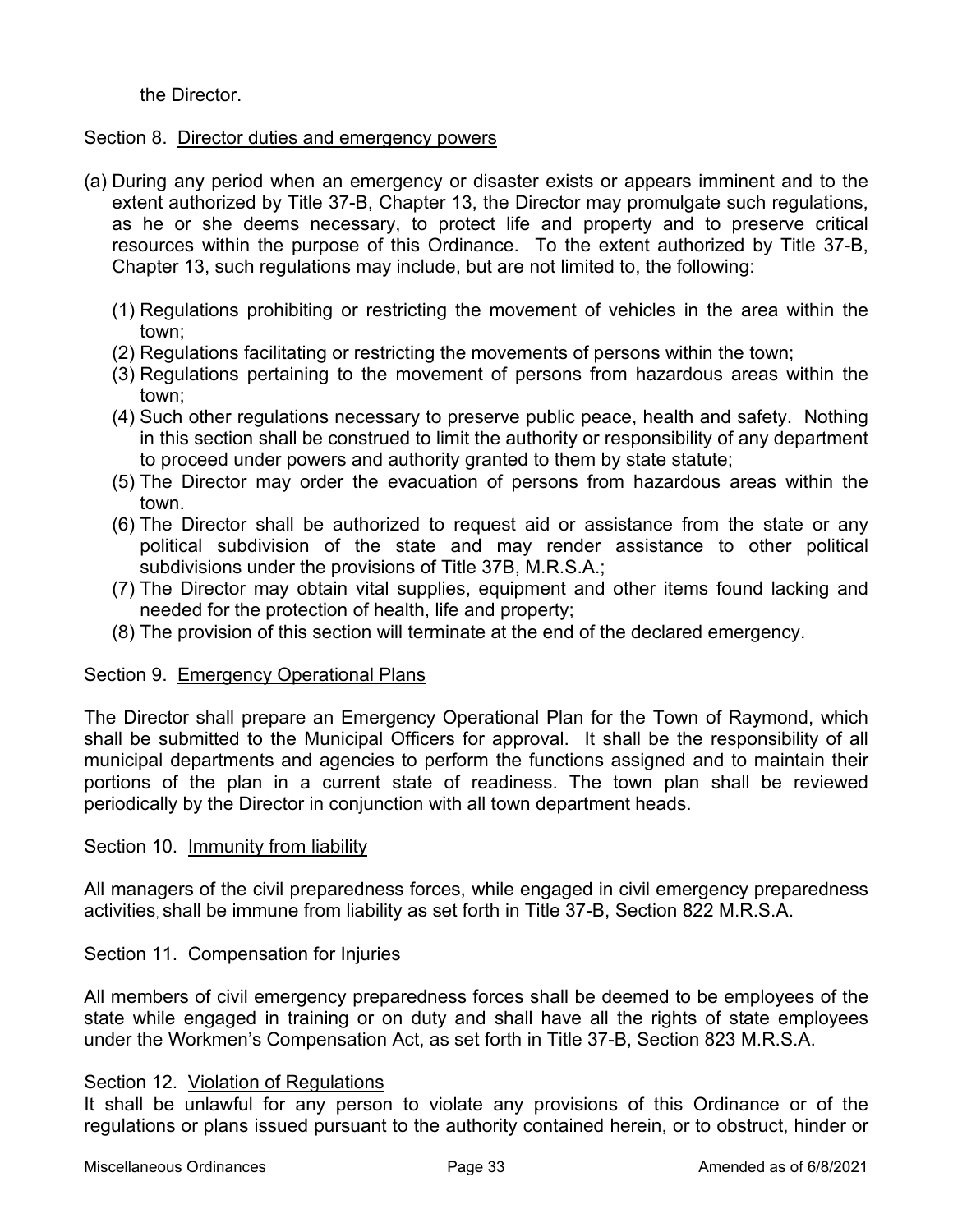the Director.

Section 8. Director duties and emergency powers

(a) During any period when an emergency or disaster exists or appears imminent and to the extent authorized by Title 37-B, Chapter 13, the Director may promulgate such regulations, as he or she deems necessary, to protect life and property and to preserve critical resources within the purpose of this Ordinance. To the extent authorized by Title 37-B, Chapter 13, such regulations may include, but are not limited to, the following:

   (1) Regulations prohibiting or restricting the movement of vehicles in the area within the town;
   (2) Regulations facilitating or restricting the movements of persons within the town;
   (3) Regulations pertaining to the movement of persons from hazardous areas within the town;
   (4) Such other regulations necessary to preserve public peace, health and safety. Nothing in this section shall be construed to limit the authority or responsibility of any department to proceed under powers and authority granted to them by state statute;
   (5) The Director may order the evacuation of persons from hazardous areas within the town.
   (6) The Director shall be authorized to request aid or assistance from the state or any political subdivision of the state and may render assistance to other political subdivisions under the provisions of Title 37B, M.R.S.A.;
   (7) The Director may obtain vital supplies, equipment and other items found lacking and needed for the protection of health, life and property;
   (8) The provision of this section will terminate at the end of the declared emergency.

Section 9. Emergency Operational Plans

The Director shall prepare an Emergency Operational Plan for the Town of Raymond, which shall be submitted to the Municipal Officers for approval. It shall be the responsibility of all municipal departments and agencies to perform the functions assigned and to maintain their portions of the plan in a current state of readiness. The town plan shall be reviewed periodically by the Director in conjunction with all town department heads.

Section 10. Immunity from liability

All managers of the civil preparedness forces, while engaged in civil emergency preparedness activities, shall be immune from liability as set forth in Title 37-B, Section 822 M.R.S.A.

Section 11. Compensation for Injuries

All members of civil emergency preparedness forces shall be deemed to be employees of the state while engaged in training or on duty and shall have all the rights of state employees under the Workmen's Compensation Act, as set forth in Title 37-B, Section 823 M.R.S.A.

Section 12. Violation of Regulations

It shall be unlawful for any person to violate any provisions of this Ordinance or of the regulations or plans issued pursuant to the authority contained herein, or to obstruct, hinder or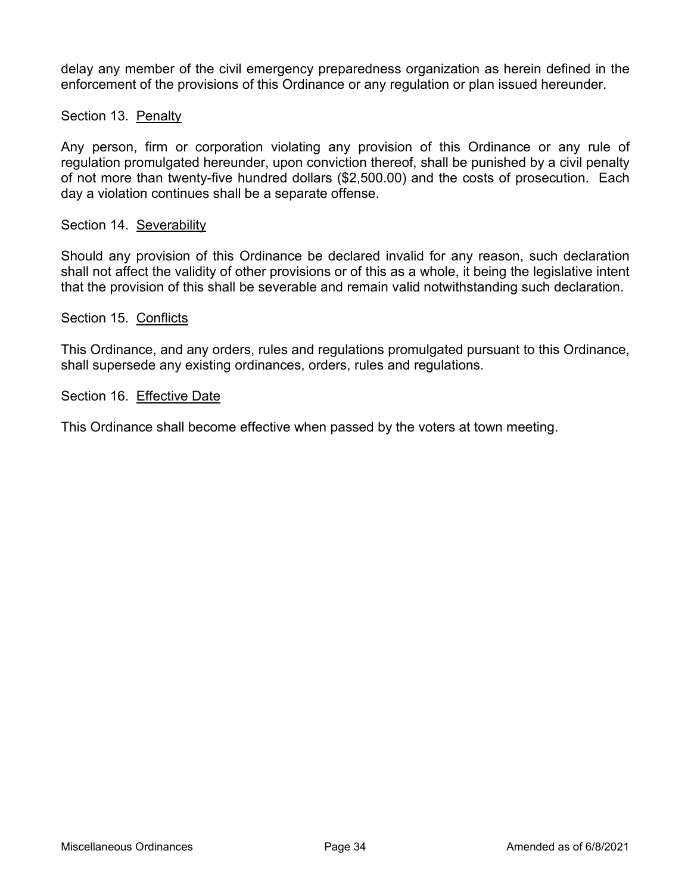delay any member of the civil emergency preparedness organization as herein defined in the enforcement of the provisions of this Ordinance or any regulation or plan issued hereunder.

Section 13. Penalty

Any person, firm or corporation violating any provision of this Ordinance or any rule of regulation promulgated hereunder, upon conviction thereof, shall be punished by a civil penalty of not more than twenty-five hundred dollars ($2,500.00) and the costs of prosecution. Each day a violation continues shall be a separate offense.

Section 14. Severability

Should any provision of this Ordinance be declared invalid for any reason, such declaration shall not affect the validity of other provisions or of this as a whole, it being the legislative intent that the provision of this shall be severable and remain valid notwithstanding such declaration.

Section 15. Conflicts

This Ordinance, and any orders, rules and regulations promulgated pursuant to this Ordinance, shall supersede any existing ordinances, orders, rules and regulations.

Section 16. Effective Date

This Ordinance shall become effective when passed by the voters at town meeting.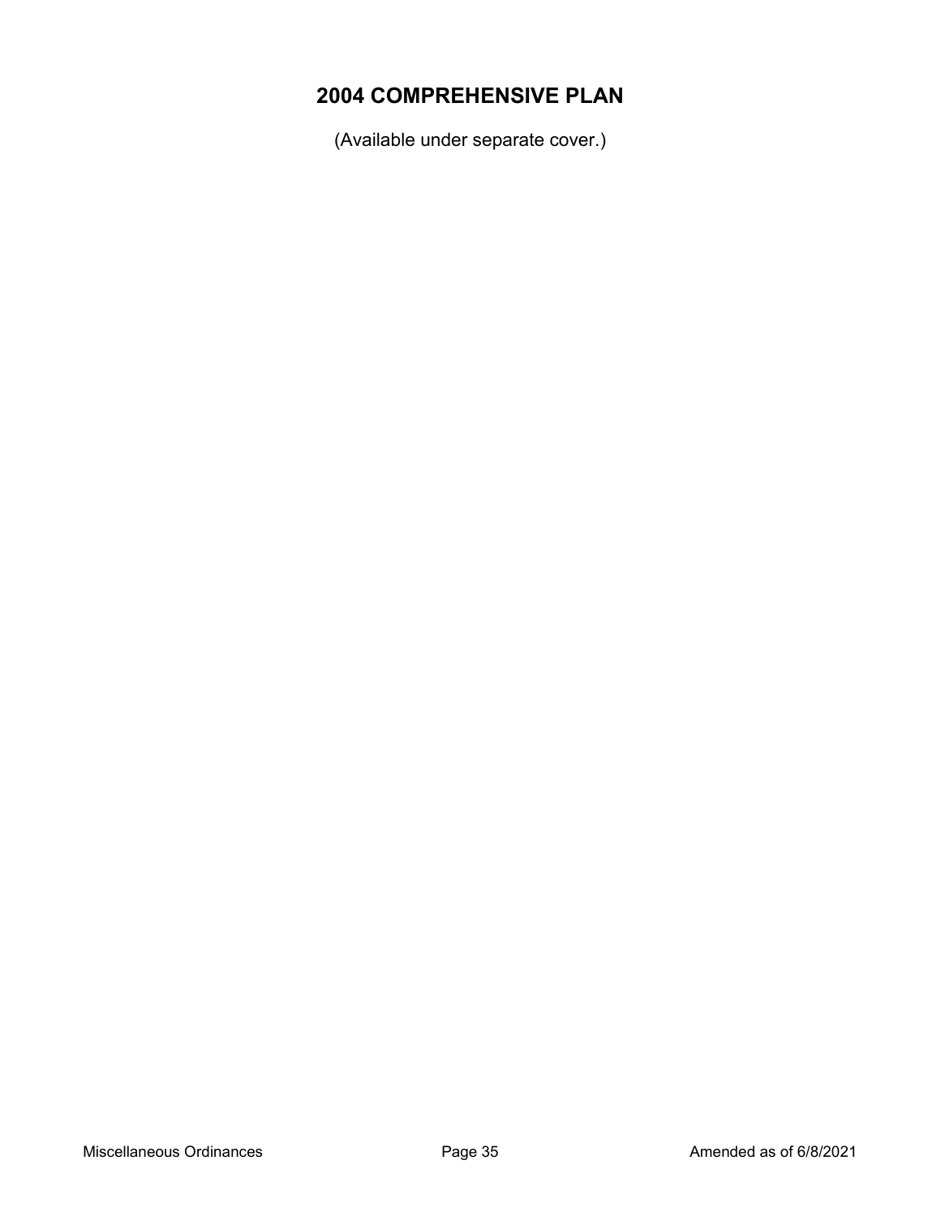# 2004 COMPREHENSIVE PLAN

(Available under separate cover.)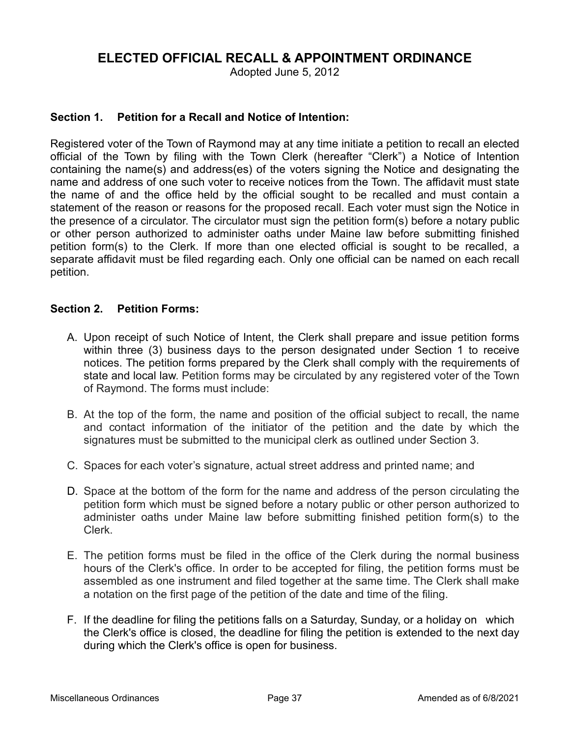# ELECTED OFFICIAL RECALL & APPOINTMENT ORDINANCE

Adopted June 5, 2012

## Section 1. Petition for a Recall and Notice of Intention:

Registered voter of the Town of Raymond may at any time initiate a petition to recall an elected official of the Town by filing with the Town Clerk (hereafter "Clerk") a Notice of Intention containing the name(s) and address(es) of the voters signing the Notice and designating the name and address of one such voter to receive notices from the Town. The affidavit must state the name of and the office held by the official sought to be recalled and must contain a statement of the reason or reasons for the proposed recall. Each voter must sign the Notice in the presence of a circulator. The circulator must sign the petition form(s) before a notary public or other person authorized to administer oaths under Maine law before submitting finished petition form(s) to the Clerk. If more than one elected official is sought to be recalled, a separate affidavit must be filed regarding each. Only one official can be named on each recall petition.

## Section 2. Petition Forms:

A. Upon receipt of such Notice of Intent, the Clerk shall prepare and issue petition forms within three (3) business days to the person designated under Section 1 to receive notices. The petition forms prepared by the Clerk shall comply with the requirements of state and local law. Petition forms may be circulated by any registered voter of the Town of Raymond. The forms must include:

B. At the top of the form, the name and position of the official subject to recall, the name and contact information of the initiator of the petition and the date by which the signatures must be submitted to the municipal clerk as outlined under Section 3.

C. Spaces for each voter's signature, actual street address and printed name; and

D. Space at the bottom of the form for the name and address of the person circulating the petition form which must be signed before a notary public or other person authorized to administer oaths under Maine law before submitting finished petition form(s) to the Clerk.

E. The petition forms must be filed in the office of the Clerk during the normal business hours of the Clerk's office. In order to be accepted for filing, the petition forms must be assembled as one instrument and filed together at the same time. The Clerk shall make a notation on the first page of the petition of the date and time of the filing.

F. If the deadline for filing the petitions falls on a Saturday, Sunday, or a holiday on which the Clerk's office is closed, the deadline for filing the petition is extended to the next day during which the Clerk's office is open for business.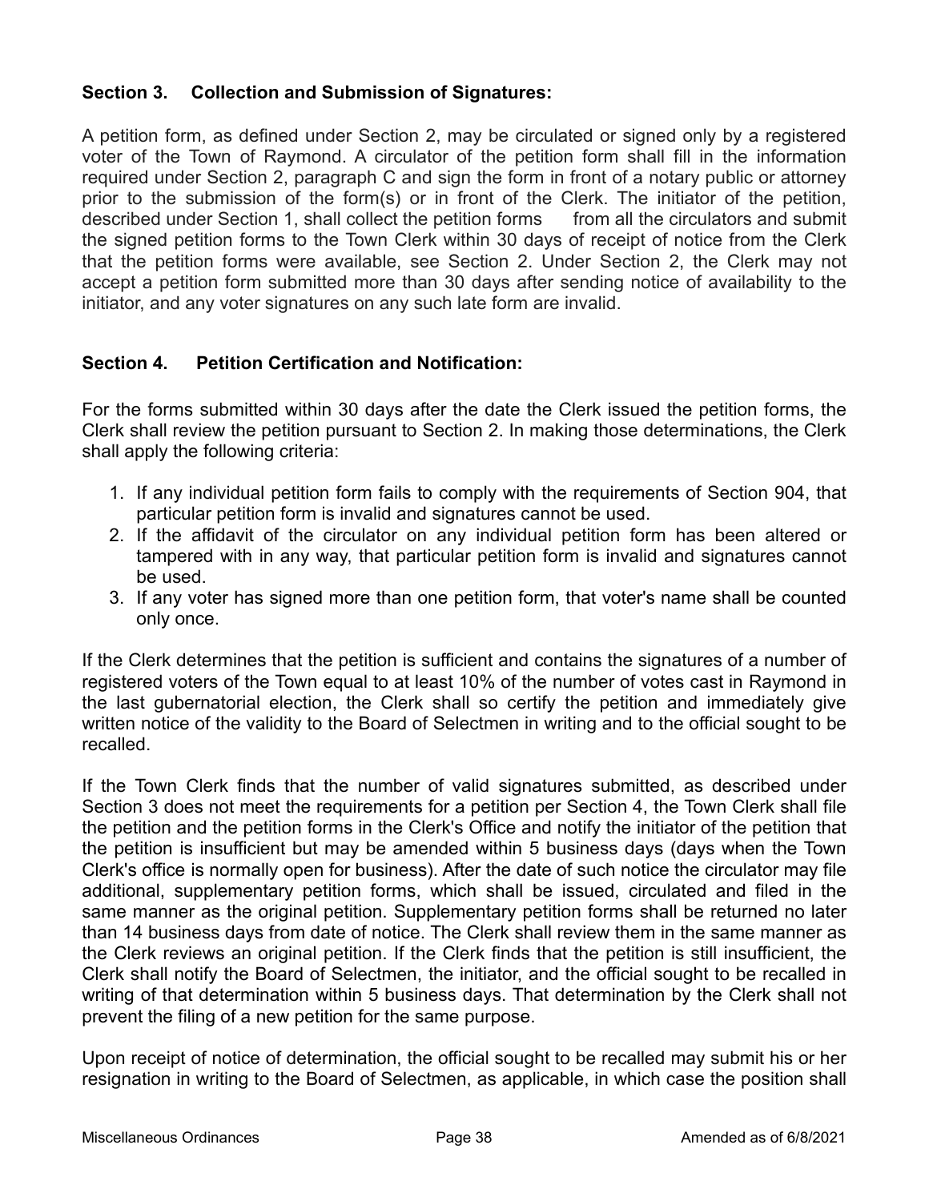### Section 3. Collection and Submission of Signatures:

A petition form, as defined under Section 2, may be circulated or signed only by a registered voter of the Town of Raymond. A circulator of the petition form shall fill in the information required under Section 2, paragraph C and sign the form in front of a notary public or attorney prior to the submission of the form(s) or in front of the Clerk. The initiator of the petition, described under Section 1, shall collect the petition forms from all the circulators and submit the signed petition forms to the Town Clerk within 30 days of receipt of notice from the Clerk that the petition forms were available, see Section 2. Under Section 2, the Clerk may not accept a petition form submitted more than 30 days after sending notice of availability to the initiator, and any voter signatures on any such late form are invalid.

### Section 4. Petition Certification and Notification:

For the forms submitted within 30 days after the date the Clerk issued the petition forms, the Clerk shall review the petition pursuant to Section 2. In making those determinations, the Clerk shall apply the following criteria:

1. If any individual petition form fails to comply with the requirements of Section 904, that particular petition form is invalid and signatures cannot be used.
2. If the affidavit of the circulator on any individual petition form has been altered or tampered with in any way, that particular petition form is invalid and signatures cannot be used.
3. If any voter has signed more than one petition form, that voter's name shall be counted only once.

If the Clerk determines that the petition is sufficient and contains the signatures of a number of registered voters of the Town equal to at least 10% of the number of votes cast in Raymond in the last gubernatorial election, the Clerk shall so certify the petition and immediately give written notice of the validity to the Board of Selectmen in writing and to the official sought to be recalled.

If the Town Clerk finds that the number of valid signatures submitted, as described under Section 3 does not meet the requirements for a petition per Section 4, the Town Clerk shall file the petition and the petition forms in the Clerk's Office and notify the initiator of the petition that the petition is insufficient but may be amended within 5 business days (days when the Town Clerk's office is normally open for business). After the date of such notice the circulator may file additional, supplementary petition forms, which shall be issued, circulated and filed in the same manner as the original petition. Supplementary petition forms shall be returned no later than 14 business days from date of notice. The Clerk shall review them in the same manner as the Clerk reviews an original petition. If the Clerk finds that the petition is still insufficient, the Clerk shall notify the Board of Selectmen, the initiator, and the official sought to be recalled in writing of that determination within 5 business days. That determination by the Clerk shall not prevent the filing of a new petition for the same purpose.

Upon receipt of notice of determination, the official sought to be recalled may submit his or her resignation in writing to the Board of Selectmen, as applicable, in which case the position shall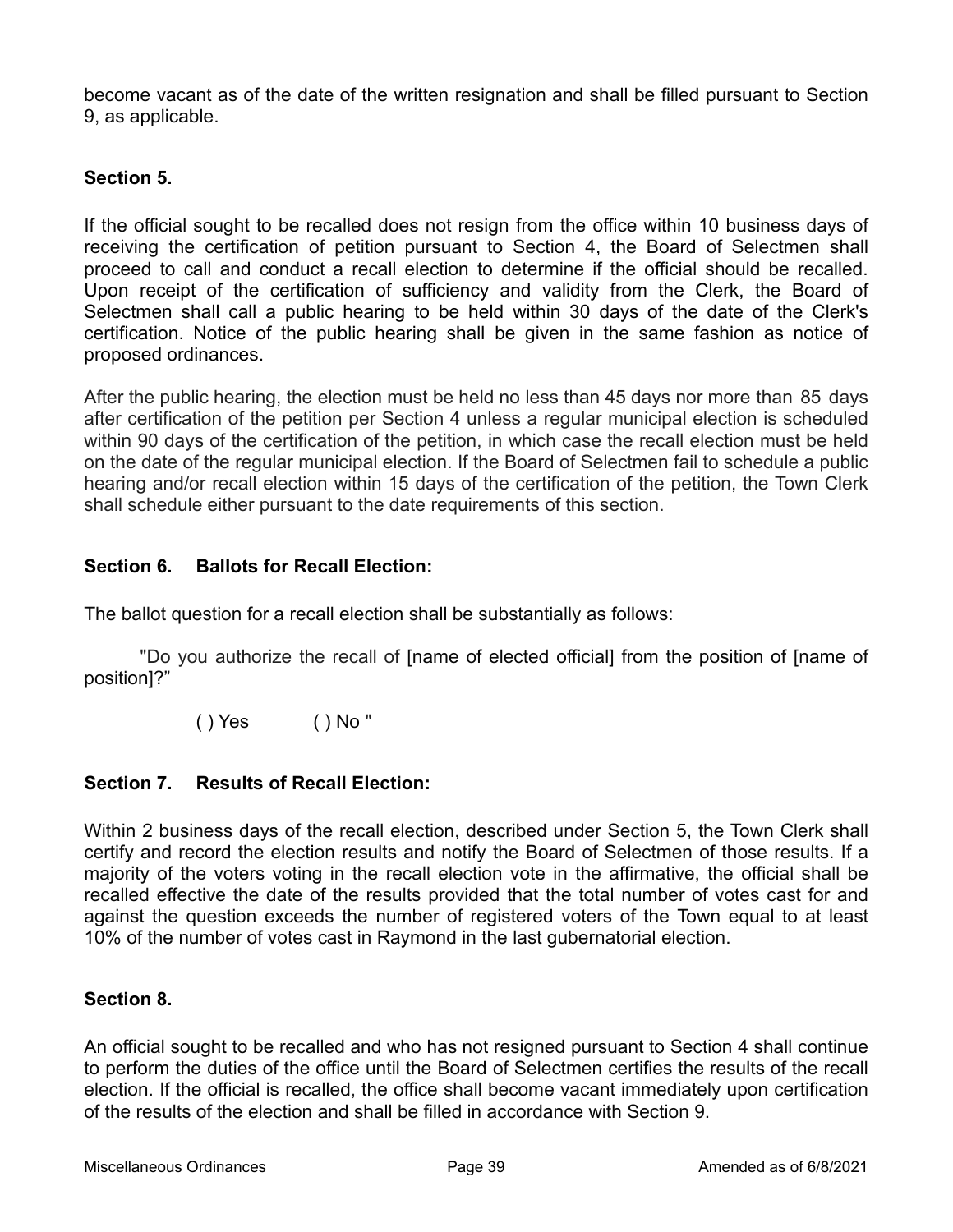become vacant as of the date of the written resignation and shall be filled pursuant to Section 9, as applicable.

### Section 5.

If the official sought to be recalled does not resign from the office within 10 business days of receiving the certification of petition pursuant to Section 4, the Board of Selectmen shall proceed to call and conduct a recall election to determine if the official should be recalled. Upon receipt of the certification of sufficiency and validity from the Clerk, the Board of Selectmen shall call a public hearing to be held within 30 days of the date of the Clerk's certification. Notice of the public hearing shall be given in the same fashion as notice of proposed ordinances.

After the public hearing, the election must be held no less than 45 days nor more than 85 days after certification of the petition per Section 4 unless a regular municipal election is scheduled within 90 days of the certification of the petition, in which case the recall election must be held on the date of the regular municipal election. If the Board of Selectmen fail to schedule a public hearing and/or recall election within 15 days of the certification of the petition, the Town Clerk shall schedule either pursuant to the date requirements of this section.

### Section 6. Ballots for Recall Election:

The ballot question for a recall election shall be substantially as follows:

"Do you authorize the recall of [name of elected official] from the position of [name of position]?"

( ) Yes ( ) No "

### Section 7. Results of Recall Election:

Within 2 business days of the recall election, described under Section 5, the Town Clerk shall certify and record the election results and notify the Board of Selectmen of those results. If a majority of the voters voting in the recall election vote in the affirmative, the official shall be recalled effective the date of the results provided that the total number of votes cast for and against the question exceeds the number of registered voters of the Town equal to at least 10% of the number of votes cast in Raymond in the last gubernatorial election.

### Section 8.

An official sought to be recalled and who has not resigned pursuant to Section 4 shall continue to perform the duties of the office until the Board of Selectmen certifies the results of the recall election. If the official is recalled, the office shall become vacant immediately upon certification of the results of the election and shall be filled in accordance with Section 9.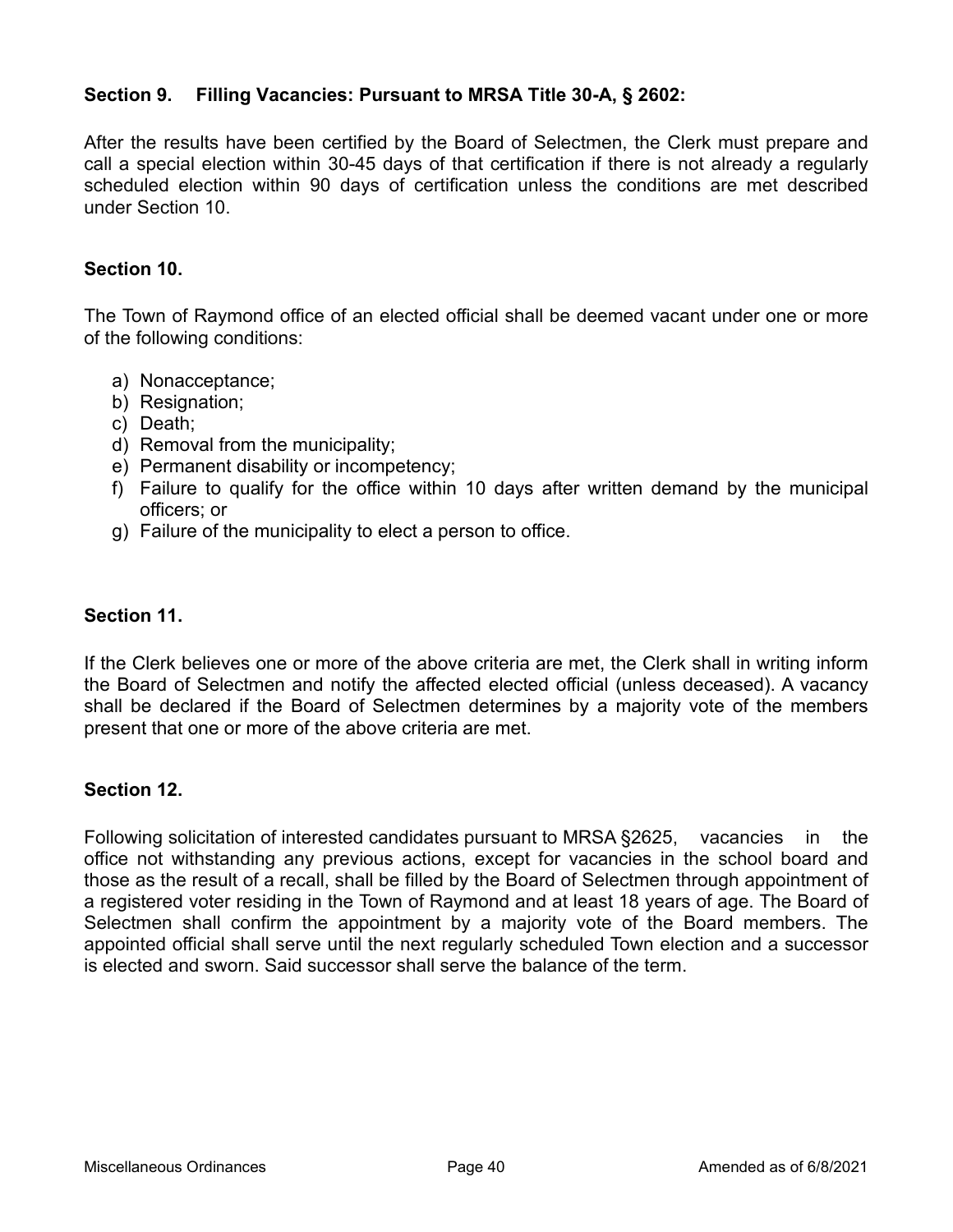**Section 9. Filling Vacancies: Pursuant to MRSA Title 30-A, § 2602:**

After the results have been certified by the Board of Selectmen, the Clerk must prepare and call a special election within 30-45 days of that certification if there is not already a regularly scheduled election within 90 days of certification unless the conditions are met described under Section 10.

**Section 10.**

The Town of Raymond office of an elected official shall be deemed vacant under one or more of the following conditions:

a) Nonacceptance;
b) Resignation;
c) Death;
d) Removal from the municipality;
e) Permanent disability or incompetency;
f) Failure to qualify for the office within 10 days after written demand by the municipal officers; or
g) Failure of the municipality to elect a person to office.

**Section 11.**

If the Clerk believes one or more of the above criteria are met, the Clerk shall in writing inform the Board of Selectmen and notify the affected elected official (unless deceased). A vacancy shall be declared if the Board of Selectmen determines by a majority vote of the members present that one or more of the above criteria are met.

**Section 12.**

Following solicitation of interested candidates pursuant to MRSA §2625, vacancies in the office not withstanding any previous actions, except for vacancies in the school board and those as the result of a recall, shall be filled by the Board of Selectmen through appointment of a registered voter residing in the Town of Raymond and at least 18 years of age. The Board of Selectmen shall confirm the appointment by a majority vote of the Board members. The appointed official shall serve until the next regularly scheduled Town election and a successor is elected and sworn. Said successor shall serve the balance of the term.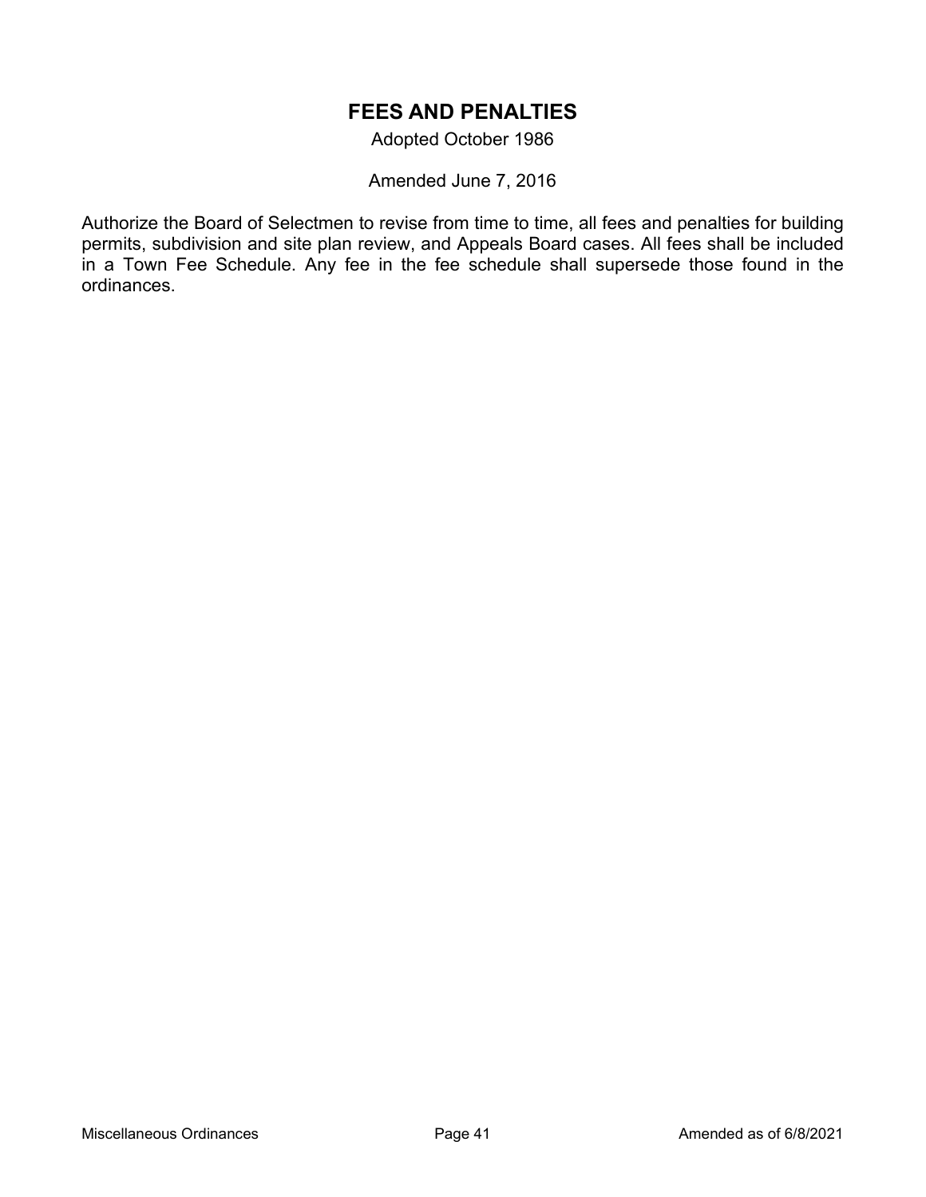# FEES AND PENALTIES

Adopted October 1986

Amended June 7, 2016

Authorize the Board of Selectmen to revise from time to time, all fees and penalties for building permits, subdivision and site plan review, and Appeals Board cases. All fees shall be included in a Town Fee Schedule. Any fee in the fee schedule shall supersede those found in the ordinances.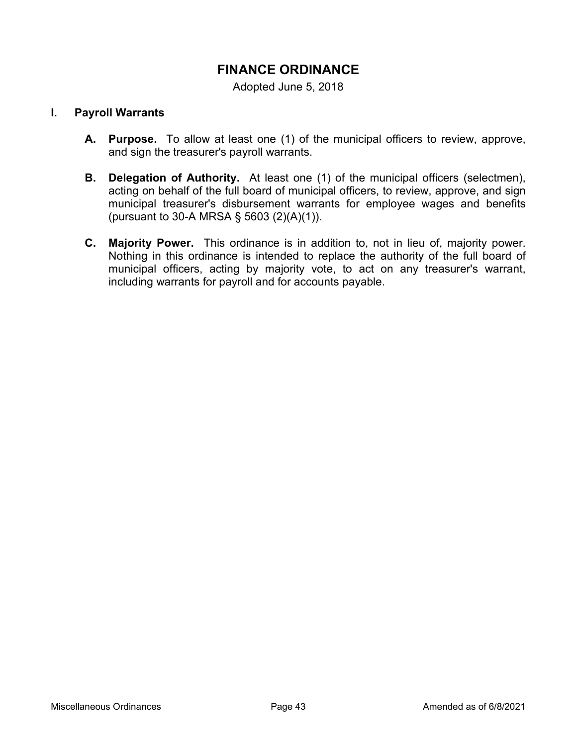# FINANCE ORDINANCE

Adopted June 5, 2018

## I. Payroll Warrants

**A. Purpose.** To allow at least one (1) of the municipal officers to review, approve, and sign the treasurer's payroll warrants.

**B. Delegation of Authority.** At least one (1) of the municipal officers (selectmen), acting on behalf of the full board of municipal officers, to review, approve, and sign municipal treasurer's disbursement warrants for employee wages and benefits (pursuant to 30-A MRSA § 5603 (2)(A)(1)).

**C. Majority Power.** This ordinance is in addition to, not in lieu of, majority power. Nothing in this ordinance is intended to replace the authority of the full board of municipal officers, acting by majority vote, to act on any treasurer's warrant, including warrants for payroll and for accounts payable.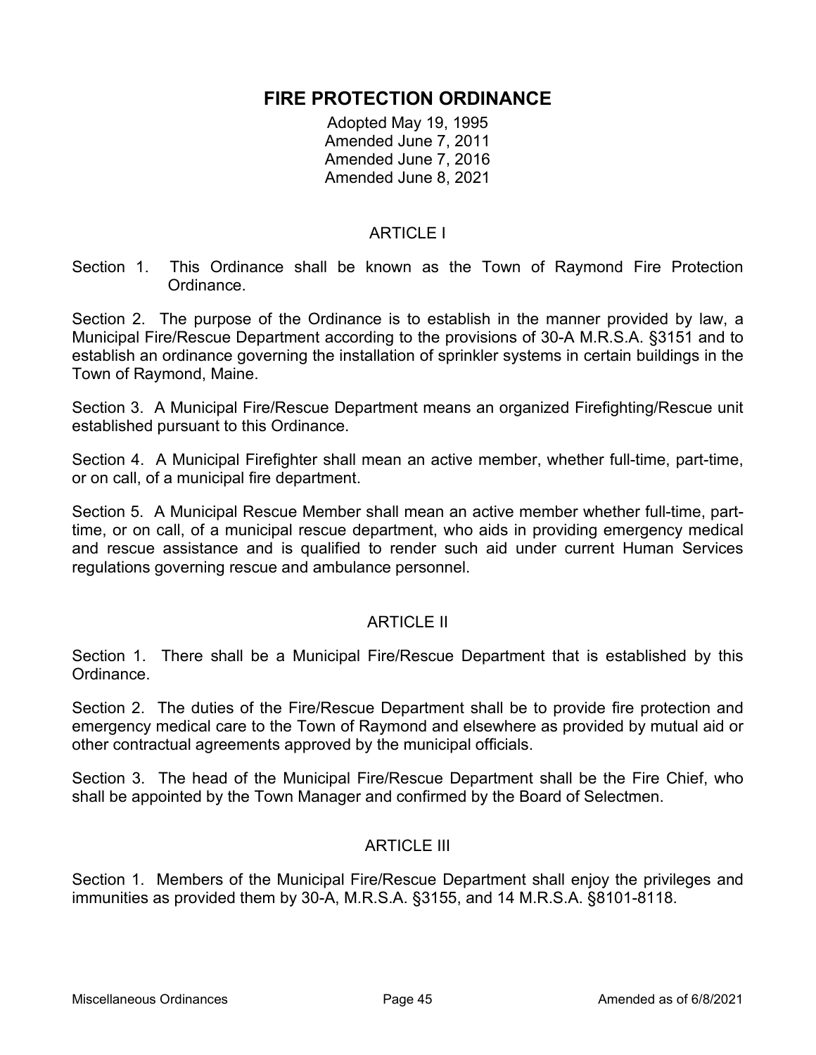# FIRE PROTECTION ORDINANCE

Adopted May 19, 1995
Amended June 7, 2011
Amended June 7, 2016
Amended June 8, 2021

## ARTICLE I

Section 1. This Ordinance shall be known as the Town of Raymond Fire Protection Ordinance.

Section 2. The purpose of the Ordinance is to establish in the manner provided by law, a Municipal Fire/Rescue Department according to the provisions of 30-A M.R.S.A. §3151 and to establish an ordinance governing the installation of sprinkler systems in certain buildings in the Town of Raymond, Maine.

Section 3. A Municipal Fire/Rescue Department means an organized Firefighting/Rescue unit established pursuant to this Ordinance.

Section 4. A Municipal Firefighter shall mean an active member, whether full-time, part-time, or on call, of a municipal fire department.

Section 5. A Municipal Rescue Member shall mean an active member whether full-time, part-time, or on call, of a municipal rescue department, who aids in providing emergency medical and rescue assistance and is qualified to render such aid under current Human Services regulations governing rescue and ambulance personnel.

## ARTICLE II

Section 1. There shall be a Municipal Fire/Rescue Department that is established by this Ordinance.

Section 2. The duties of the Fire/Rescue Department shall be to provide fire protection and emergency medical care to the Town of Raymond and elsewhere as provided by mutual aid or other contractual agreements approved by the municipal officials.

Section 3. The head of the Municipal Fire/Rescue Department shall be the Fire Chief, who shall be appointed by the Town Manager and confirmed by the Board of Selectmen.

## ARTICLE III

Section 1. Members of the Municipal Fire/Rescue Department shall enjoy the privileges and immunities as provided them by 30-A, M.R.S.A. §3155, and 14 M.R.S.A. §8101-8118.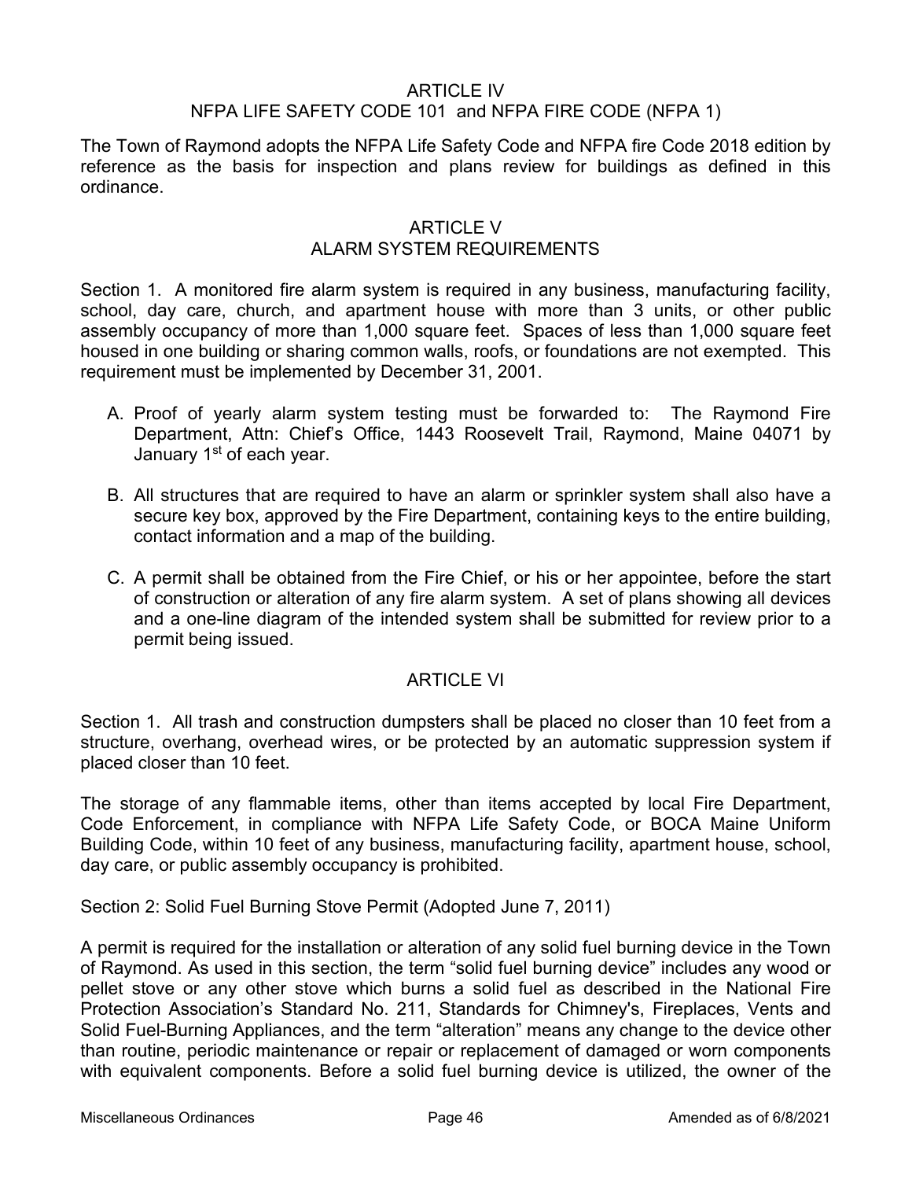## ARTICLE IV
## NFPA LIFE SAFETY CODE 101 and NFPA FIRE CODE (NFPA 1)

The Town of Raymond adopts the NFPA Life Safety Code and NFPA fire Code 2018 edition by reference as the basis for inspection and plans review for buildings as defined in this ordinance.

## ARTICLE V
## ALARM SYSTEM REQUIREMENTS

Section 1. A monitored fire alarm system is required in any business, manufacturing facility, school, day care, church, and apartment house with more than 3 units, or other public assembly occupancy of more than 1,000 square feet. Spaces of less than 1,000 square feet housed in one building or sharing common walls, roofs, or foundations are not exempted. This requirement must be implemented by December 31, 2001.

A. Proof of yearly alarm system testing must be forwarded to: The Raymond Fire Department, Attn: Chief's Office, 1443 Roosevelt Trail, Raymond, Maine 04071 by January 1st of each year.

B. All structures that are required to have an alarm or sprinkler system shall also have a secure key box, approved by the Fire Department, containing keys to the entire building, contact information and a map of the building.

C. A permit shall be obtained from the Fire Chief, or his or her appointee, before the start of construction or alteration of any fire alarm system. A set of plans showing all devices and a one-line diagram of the intended system shall be submitted for review prior to a permit being issued.

## ARTICLE VI

Section 1. All trash and construction dumpsters shall be placed no closer than 10 feet from a structure, overhang, overhead wires, or be protected by an automatic suppression system if placed closer than 10 feet.

The storage of any flammable items, other than items accepted by local Fire Department, Code Enforcement, in compliance with NFPA Life Safety Code, or BOCA Maine Uniform Building Code, within 10 feet of any business, manufacturing facility, apartment house, school, day care, or public assembly occupancy is prohibited.

Section 2: Solid Fuel Burning Stove Permit (Adopted June 7, 2011)

A permit is required for the installation or alteration of any solid fuel burning device in the Town of Raymond. As used in this section, the term "solid fuel burning device" includes any wood or pellet stove or any other stove which burns a solid fuel as described in the National Fire Protection Association's Standard No. 211, Standards for Chimney's, Fireplaces, Vents and Solid Fuel-Burning Appliances, and the term "alteration" means any change to the device other than routine, periodic maintenance or repair or replacement of damaged or worn components with equivalent components. Before a solid fuel burning device is utilized, the owner of the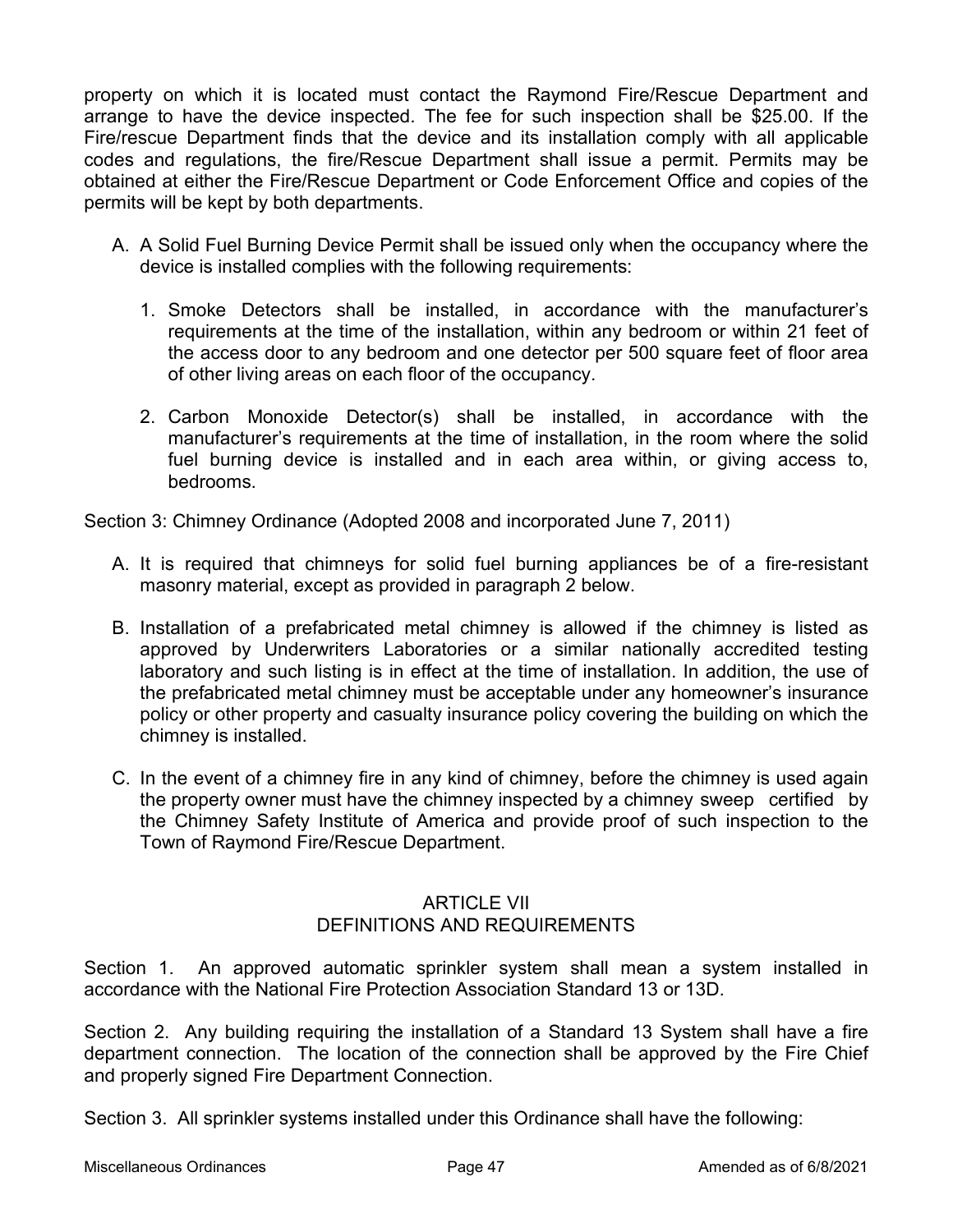property on which it is located must contact the Raymond Fire/Rescue Department and arrange to have the device inspected. The fee for such inspection shall be $25.00. If the Fire/rescue Department finds that the device and its installation comply with all applicable codes and regulations, the fire/Rescue Department shall issue a permit. Permits may be obtained at either the Fire/Rescue Department or Code Enforcement Office and copies of the permits will be kept by both departments.

A. A Solid Fuel Burning Device Permit shall be issued only when the occupancy where the device is installed complies with the following requirements:

   1. Smoke Detectors shall be installed, in accordance with the manufacturer's requirements at the time of the installation, within any bedroom or within 21 feet of the access door to any bedroom and one detector per 500 square feet of floor area of other living areas on each floor of the occupancy.

   2. Carbon Monoxide Detector(s) shall be installed, in accordance with the manufacturer's requirements at the time of installation, in the room where the solid fuel burning device is installed and in each area within, or giving access to, bedrooms.

Section 3: Chimney Ordinance (Adopted 2008 and incorporated June 7, 2011)

A. It is required that chimneys for solid fuel burning appliances be of a fire-resistant masonry material, except as provided in paragraph 2 below.

B. Installation of a prefabricated metal chimney is allowed if the chimney is listed as approved by Underwriters Laboratories or a similar nationally accredited testing laboratory and such listing is in effect at the time of installation. In addition, the use of the prefabricated metal chimney must be acceptable under any homeowner's insurance policy or other property and casualty insurance policy covering the building on which the chimney is installed.

C. In the event of a chimney fire in any kind of chimney, before the chimney is used again the property owner must have the chimney inspected by a chimney sweep certified by the Chimney Safety Institute of America and provide proof of such inspection to the Town of Raymond Fire/Rescue Department.

## ARTICLE VII
## DEFINITIONS AND REQUIREMENTS

Section 1. An approved automatic sprinkler system shall mean a system installed in accordance with the National Fire Protection Association Standard 13 or 13D.

Section 2. Any building requiring the installation of a Standard 13 System shall have a fire department connection. The location of the connection shall be approved by the Fire Chief and properly signed Fire Department Connection.

Section 3. All sprinkler systems installed under this Ordinance shall have the following: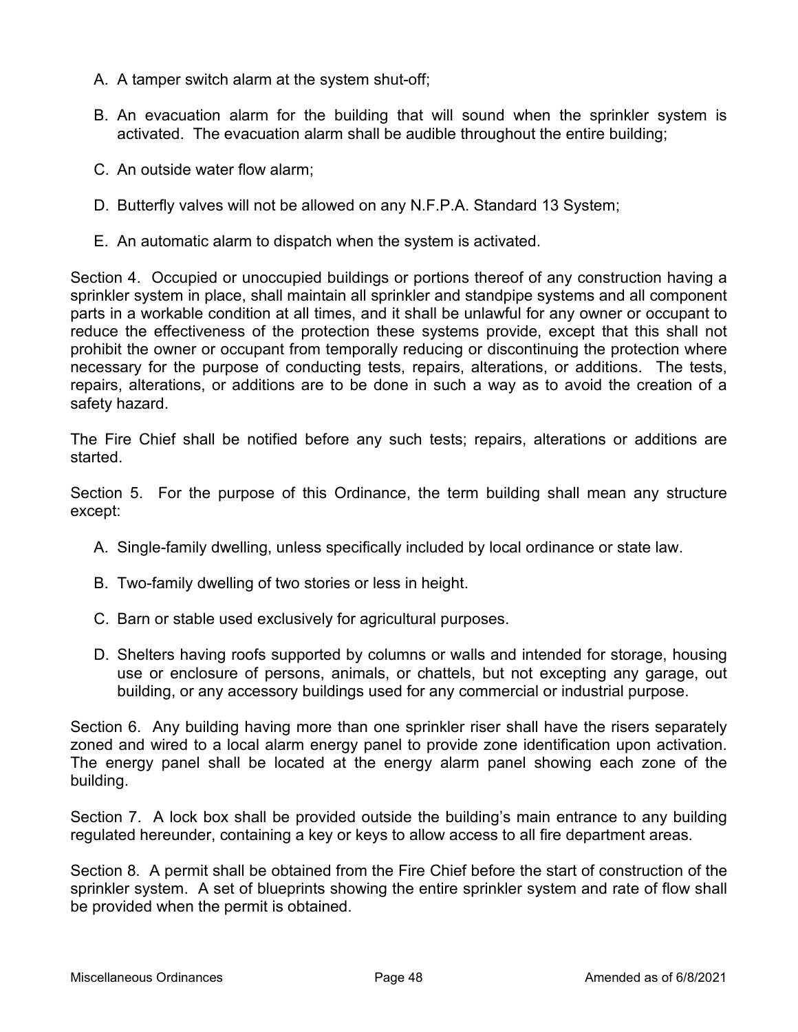A. A tamper switch alarm at the system shut-off;

B. An evacuation alarm for the building that will sound when the sprinkler system is activated. The evacuation alarm shall be audible throughout the entire building;

C. An outside water flow alarm;

D. Butterfly valves will not be allowed on any N.F.P.A. Standard 13 System;

E. An automatic alarm to dispatch when the system is activated.

Section 4. Occupied or unoccupied buildings or portions thereof of any construction having a sprinkler system in place, shall maintain all sprinkler and standpipe systems and all component parts in a workable condition at all times, and it shall be unlawful for any owner or occupant to reduce the effectiveness of the protection these systems provide, except that this shall not prohibit the owner or occupant from temporally reducing or discontinuing the protection where necessary for the purpose of conducting tests, repairs, alterations, or additions. The tests, repairs, alterations, or additions are to be done in such a way as to avoid the creation of a safety hazard.

The Fire Chief shall be notified before any such tests; repairs, alterations or additions are started.

Section 5. For the purpose of this Ordinance, the term building shall mean any structure except:

A. Single-family dwelling, unless specifically included by local ordinance or state law.

B. Two-family dwelling of two stories or less in height.

C. Barn or stable used exclusively for agricultural purposes.

D. Shelters having roofs supported by columns or walls and intended for storage, housing use or enclosure of persons, animals, or chattels, but not excepting any garage, out building, or any accessory buildings used for any commercial or industrial purpose.

Section 6. Any building having more than one sprinkler riser shall have the risers separately zoned and wired to a local alarm energy panel to provide zone identification upon activation. The energy panel shall be located at the energy alarm panel showing each zone of the building.

Section 7. A lock box shall be provided outside the building's main entrance to any building regulated hereunder, containing a key or keys to allow access to all fire department areas.

Section 8. A permit shall be obtained from the Fire Chief before the start of construction of the sprinkler system. A set of blueprints showing the entire sprinkler system and rate of flow shall be provided when the permit is obtained.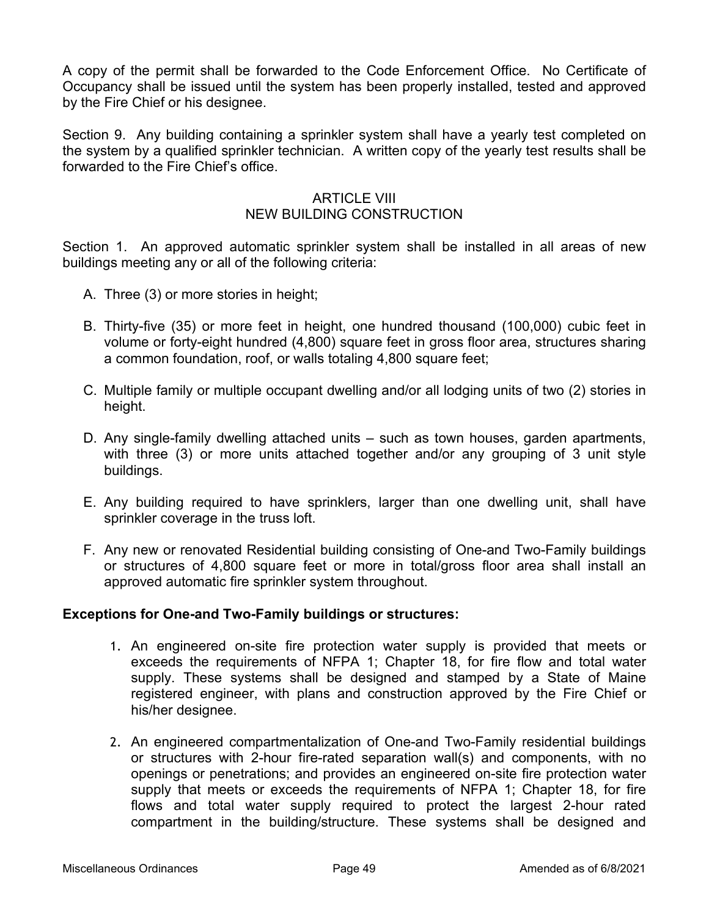A copy of the permit shall be forwarded to the Code Enforcement Office. No Certificate of Occupancy shall be issued until the system has been properly installed, tested and approved by the Fire Chief or his designee.

Section 9. Any building containing a sprinkler system shall have a yearly test completed on the system by a qualified sprinkler technician. A written copy of the yearly test results shall be forwarded to the Fire Chief's office.

## ARTICLE VIII
## NEW BUILDING CONSTRUCTION

Section 1. An approved automatic sprinkler system shall be installed in all areas of new buildings meeting any or all of the following criteria:

A. Three (3) or more stories in height;

B. Thirty-five (35) or more feet in height, one hundred thousand (100,000) cubic feet in volume or forty-eight hundred (4,800) square feet in gross floor area, structures sharing a common foundation, roof, or walls totaling 4,800 square feet;

C. Multiple family or multiple occupant dwelling and/or all lodging units of two (2) stories in height.

D. Any single-family dwelling attached units – such as town houses, garden apartments, with three (3) or more units attached together and/or any grouping of 3 unit style buildings.

E. Any building required to have sprinklers, larger than one dwelling unit, shall have sprinkler coverage in the truss loft.

F. Any new or renovated Residential building consisting of One-and Two-Family buildings or structures of 4,800 square feet or more in total/gross floor area shall install an approved automatic fire sprinkler system throughout.

**Exceptions for One-and Two-Family buildings or structures:**

1. An engineered on-site fire protection water supply is provided that meets or exceeds the requirements of NFPA 1; Chapter 18, for fire flow and total water supply. These systems shall be designed and stamped by a State of Maine registered engineer, with plans and construction approved by the Fire Chief or his/her designee.

2. An engineered compartmentalization of One-and Two-Family residential buildings or structures with 2-hour fire-rated separation wall(s) and components, with no openings or penetrations; and provides an engineered on-site fire protection water supply that meets or exceeds the requirements of NFPA 1; Chapter 18, for fire flows and total water supply required to protect the largest 2-hour rated compartment in the building/structure. These systems shall be designed and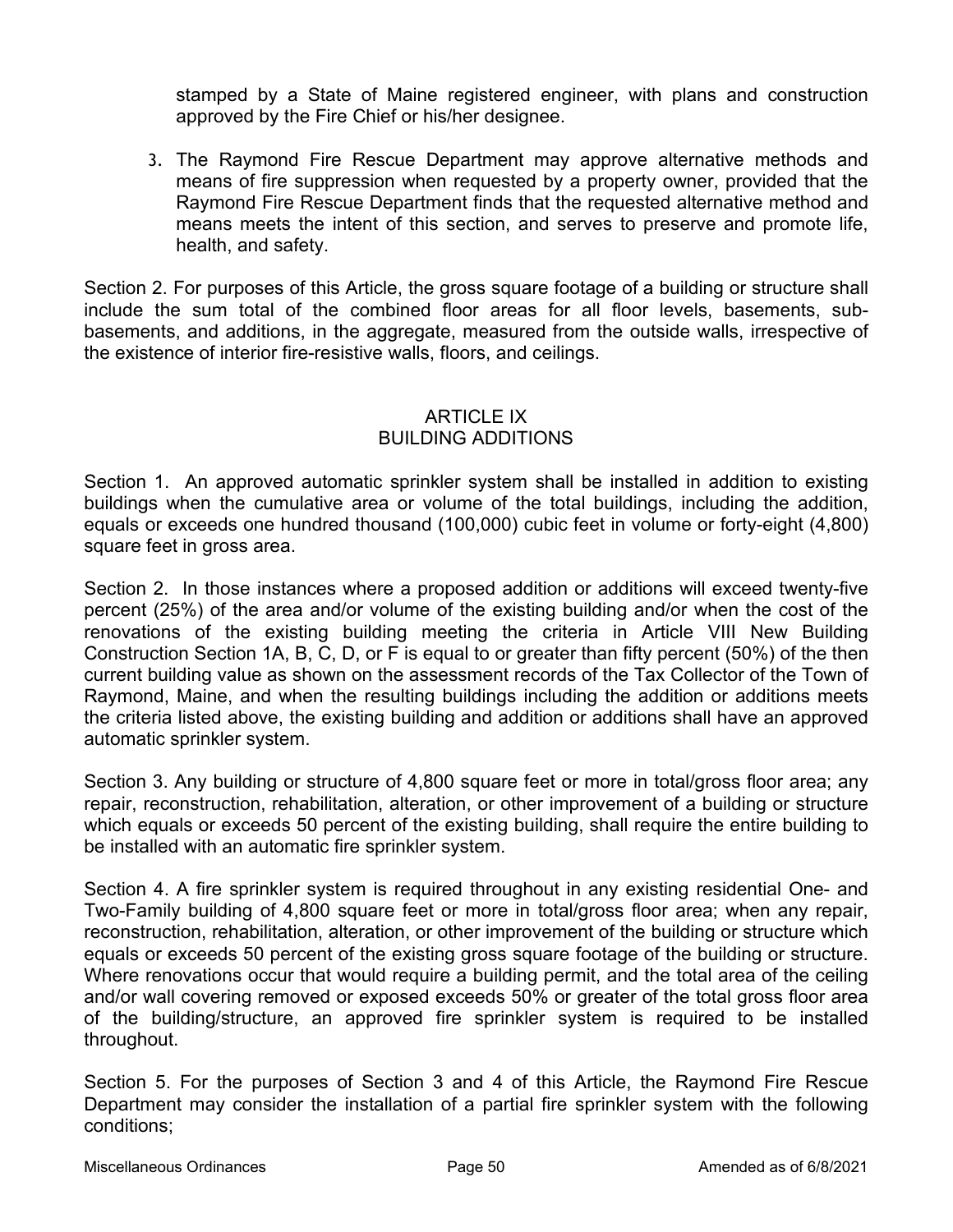stamped by a State of Maine registered engineer, with plans and construction approved by the Fire Chief or his/her designee.

3. The Raymond Fire Rescue Department may approve alternative methods and means of fire suppression when requested by a property owner, provided that the Raymond Fire Rescue Department finds that the requested alternative method and means meets the intent of this section, and serves to preserve and promote life, health, and safety.

Section 2. For purposes of this Article, the gross square footage of a building or structure shall include the sum total of the combined floor areas for all floor levels, basements, sub-basements, and additions, in the aggregate, measured from the outside walls, irrespective of the existence of interior fire-resistive walls, floors, and ceilings.

## ARTICLE IX
## BUILDING ADDITIONS

Section 1. An approved automatic sprinkler system shall be installed in addition to existing buildings when the cumulative area or volume of the total buildings, including the addition, equals or exceeds one hundred thousand (100,000) cubic feet in volume or forty-eight (4,800) square feet in gross area.

Section 2. In those instances where a proposed addition or additions will exceed twenty-five percent (25%) of the area and/or volume of the existing building and/or when the cost of the renovations of the existing building meeting the criteria in Article VIII New Building Construction Section 1A, B, C, D, or F is equal to or greater than fifty percent (50%) of the then current building value as shown on the assessment records of the Tax Collector of the Town of Raymond, Maine, and when the resulting buildings including the addition or additions meets the criteria listed above, the existing building and addition or additions shall have an approved automatic sprinkler system.

Section 3. Any building or structure of 4,800 square feet or more in total/gross floor area; any repair, reconstruction, rehabilitation, alteration, or other improvement of a building or structure which equals or exceeds 50 percent of the existing building, shall require the entire building to be installed with an automatic fire sprinkler system.

Section 4. A fire sprinkler system is required throughout in any existing residential One- and Two-Family building of 4,800 square feet or more in total/gross floor area; when any repair, reconstruction, rehabilitation, alteration, or other improvement of the building or structure which equals or exceeds 50 percent of the existing gross square footage of the building or structure. Where renovations occur that would require a building permit, and the total area of the ceiling and/or wall covering removed or exposed exceeds 50% or greater of the total gross floor area of the building/structure, an approved fire sprinkler system is required to be installed throughout.

Section 5. For the purposes of Section 3 and 4 of this Article, the Raymond Fire Rescue Department may consider the installation of a partial fire sprinkler system with the following conditions;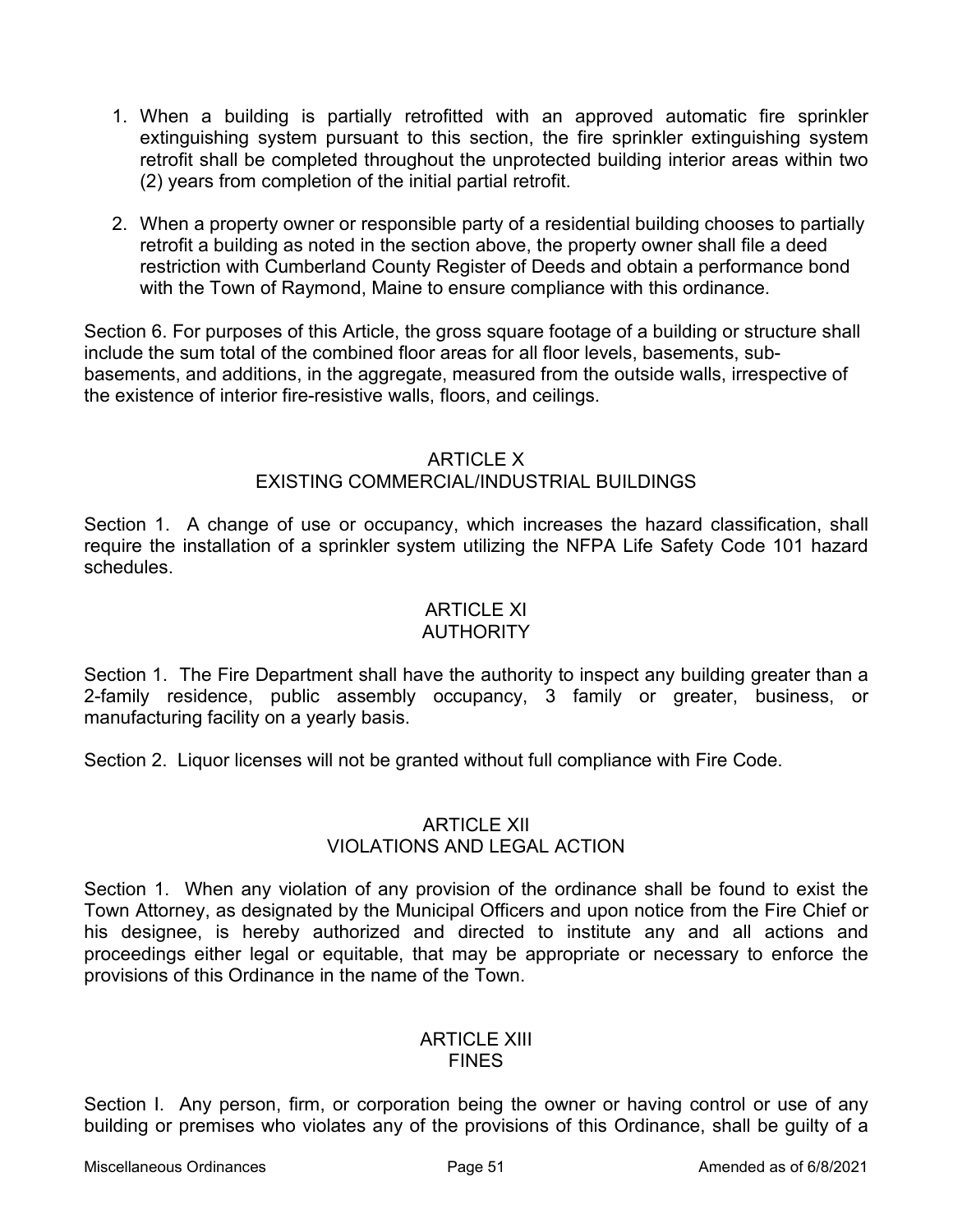1. When a building is partially retrofitted with an approved automatic fire sprinkler extinguishing system pursuant to this section, the fire sprinkler extinguishing system retrofit shall be completed throughout the unprotected building interior areas within two (2) years from completion of the initial partial retrofit.

2. When a property owner or responsible party of a residential building chooses to partially retrofit a building as noted in the section above, the property owner shall file a deed restriction with Cumberland County Register of Deeds and obtain a performance bond with the Town of Raymond, Maine to ensure compliance with this ordinance.

Section 6. For purposes of this Article, the gross square footage of a building or structure shall include the sum total of the combined floor areas for all floor levels, basements, sub-basements, and additions, in the aggregate, measured from the outside walls, irrespective of the existence of interior fire-resistive walls, floors, and ceilings.

## ARTICLE X
## EXISTING COMMERCIAL/INDUSTRIAL BUILDINGS

Section 1. A change of use or occupancy, which increases the hazard classification, shall require the installation of a sprinkler system utilizing the NFPA Life Safety Code 101 hazard schedules.

## ARTICLE XI
## AUTHORITY

Section 1. The Fire Department shall have the authority to inspect any building greater than a 2-family residence, public assembly occupancy, 3 family or greater, business, or manufacturing facility on a yearly basis.

Section 2. Liquor licenses will not be granted without full compliance with Fire Code.

## ARTICLE XII
## VIOLATIONS AND LEGAL ACTION

Section 1. When any violation of any provision of the ordinance shall be found to exist the Town Attorney, as designated by the Municipal Officers and upon notice from the Fire Chief or his designee, is hereby authorized and directed to institute any and all actions and proceedings either legal or equitable, that may be appropriate or necessary to enforce the provisions of this Ordinance in the name of the Town.

## ARTICLE XIII
## FINES

Section I. Any person, firm, or corporation being the owner or having control or use of any building or premises who violates any of the provisions of this Ordinance, shall be guilty of a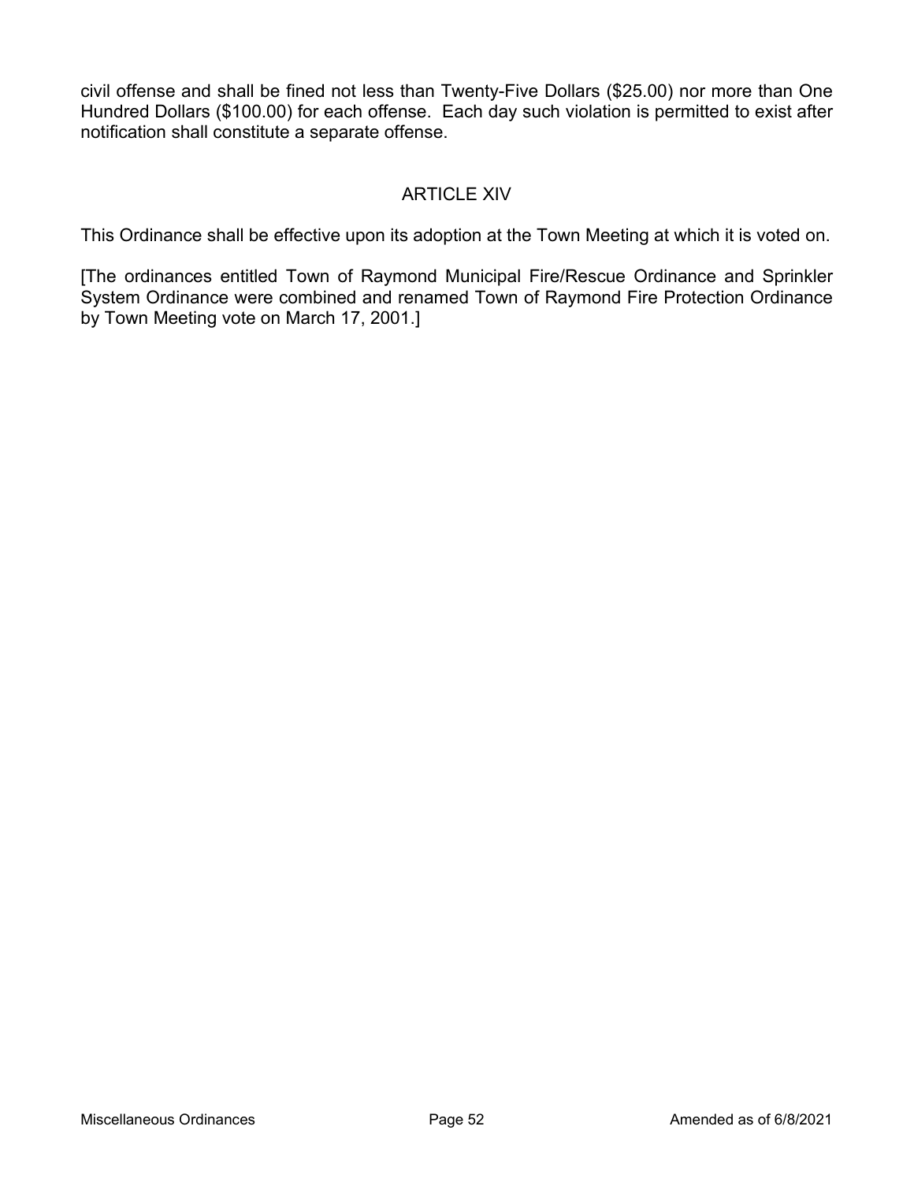civil offense and shall be fined not less than Twenty-Five Dollars ($25.00) nor more than One Hundred Dollars ($100.00) for each offense. Each day such violation is permitted to exist after notification shall constitute a separate offense.

## ARTICLE XIV

This Ordinance shall be effective upon its adoption at the Town Meeting at which it is voted on.

[The ordinances entitled Town of Raymond Municipal Fire/Rescue Ordinance and Sprinkler System Ordinance were combined and renamed Town of Raymond Fire Protection Ordinance by Town Meeting vote on March 17, 2001.]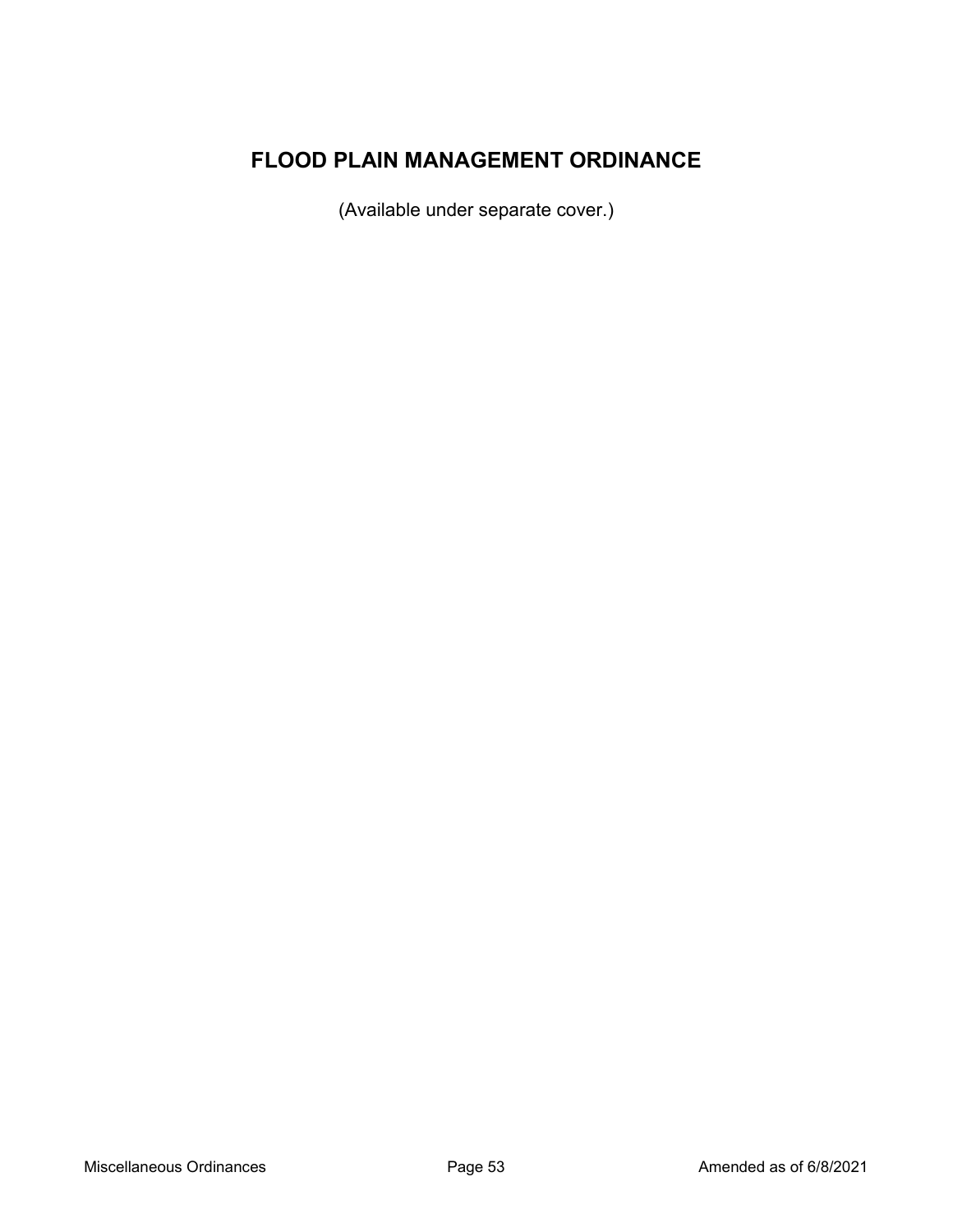# FLOOD PLAIN MANAGEMENT ORDINANCE

(Available under separate cover.)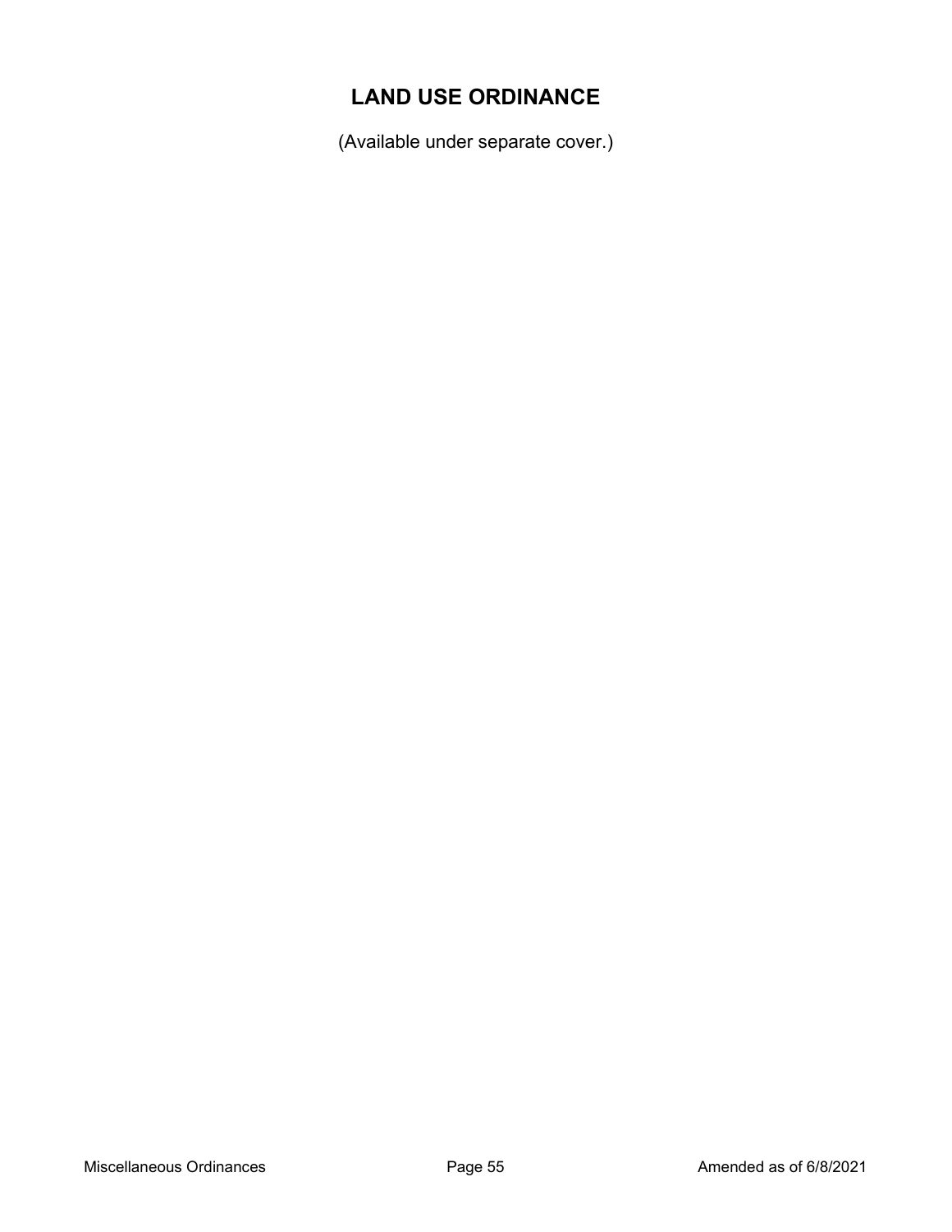# LAND USE ORDINANCE

(Available under separate cover.)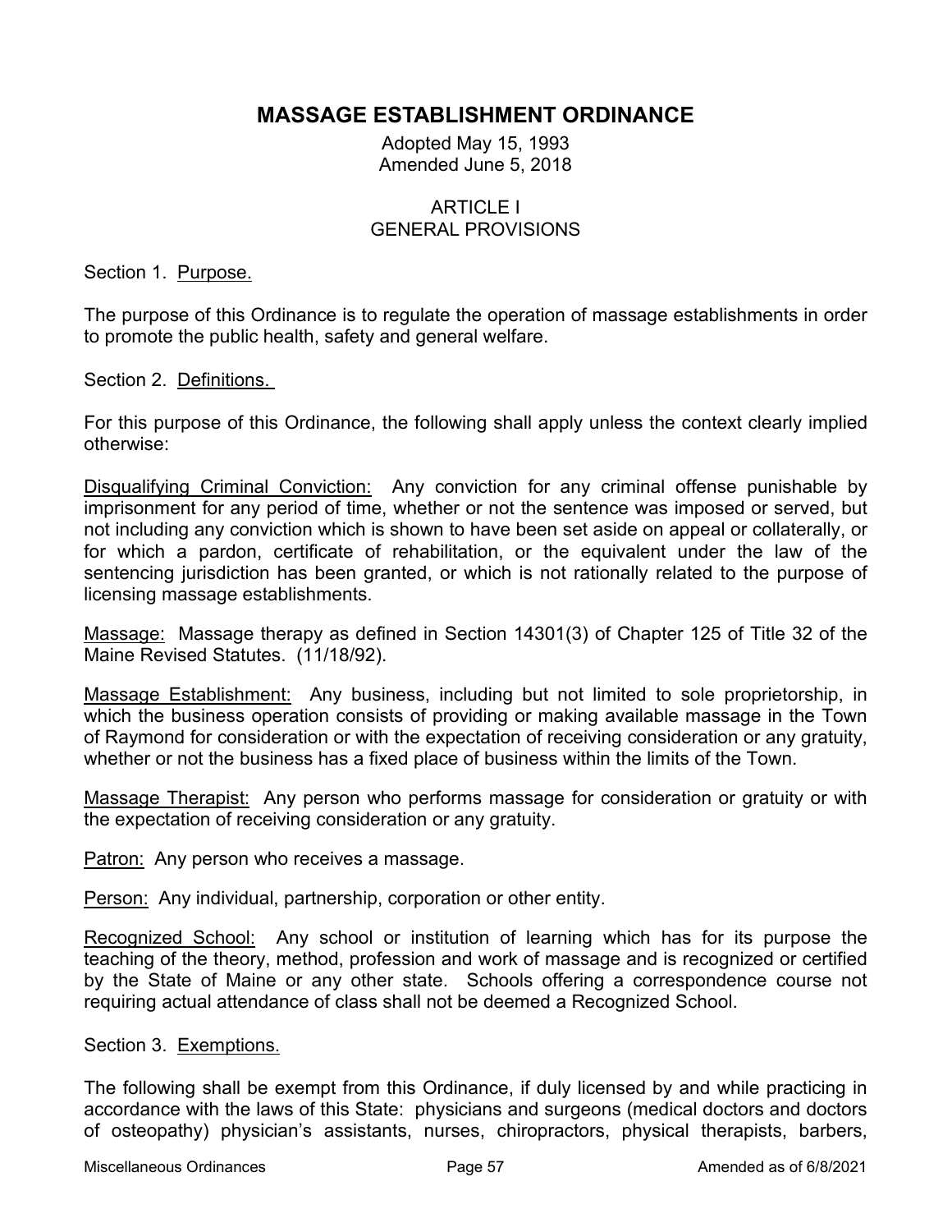# MASSAGE ESTABLISHMENT ORDINANCE

Adopted May 15, 1993
Amended June 5, 2018

## ARTICLE I
## GENERAL PROVISIONS

Section 1. Purpose.

The purpose of this Ordinance is to regulate the operation of massage establishments in order to promote the public health, safety and general welfare.

Section 2. Definitions.

For this purpose of this Ordinance, the following shall apply unless the context clearly implied otherwise:

Disqualifying Criminal Conviction: Any conviction for any criminal offense punishable by imprisonment for any period of time, whether or not the sentence was imposed or served, but not including any conviction which is shown to have been set aside on appeal or collaterally, or for which a pardon, certificate of rehabilitation, or the equivalent under the law of the sentencing jurisdiction has been granted, or which is not rationally related to the purpose of licensing massage establishments.

Massage: Massage therapy as defined in Section 14301(3) of Chapter 125 of Title 32 of the Maine Revised Statutes. (11/18/92).

Massage Establishment: Any business, including but not limited to sole proprietorship, in which the business operation consists of providing or making available massage in the Town of Raymond for consideration or with the expectation of receiving consideration or any gratuity, whether or not the business has a fixed place of business within the limits of the Town.

Massage Therapist: Any person who performs massage for consideration or gratuity or with the expectation of receiving consideration or any gratuity.

Patron: Any person who receives a massage.

Person: Any individual, partnership, corporation or other entity.

Recognized School: Any school or institution of learning which has for its purpose the teaching of the theory, method, profession and work of massage and is recognized or certified by the State of Maine or any other state. Schools offering a correspondence course not requiring actual attendance of class shall not be deemed a Recognized School.

Section 3. Exemptions.

The following shall be exempt from this Ordinance, if duly licensed by and while practicing in accordance with the laws of this State: physicians and surgeons (medical doctors and doctors of osteopathy) physician's assistants, nurses, chiropractors, physical therapists, barbers,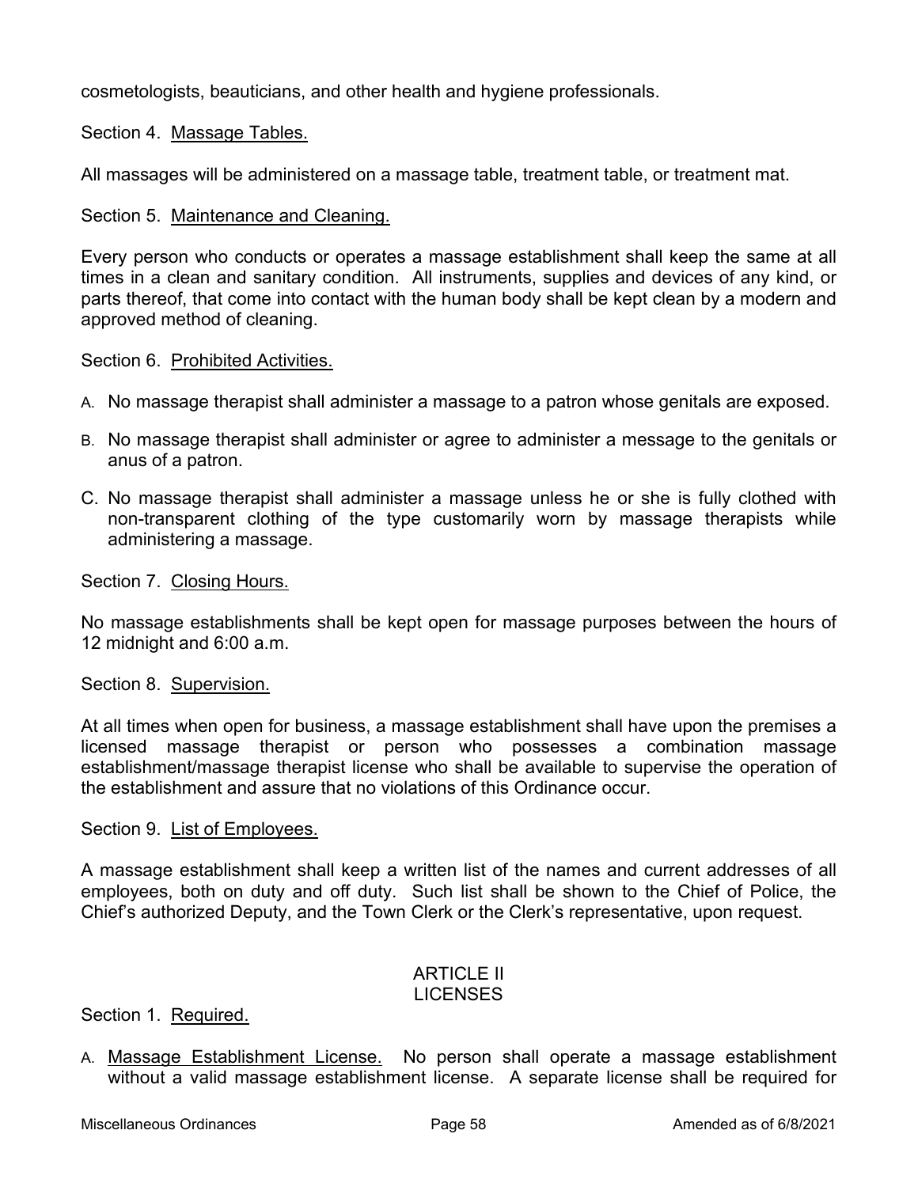cosmetologists, beauticians, and other health and hygiene professionals.

Section 4. <u>Massage Tables.</u>

All massages will be administered on a massage table, treatment table, or treatment mat.

Section 5. <u>Maintenance and Cleaning.</u>

Every person who conducts or operates a massage establishment shall keep the same at all times in a clean and sanitary condition. All instruments, supplies and devices of any kind, or parts thereof, that come into contact with the human body shall be kept clean by a modern and approved method of cleaning.

Section 6. <u>Prohibited Activities.</u>

A. No massage therapist shall administer a massage to a patron whose genitals are exposed.

B. No massage therapist shall administer or agree to administer a message to the genitals or anus of a patron.

C. No massage therapist shall administer a massage unless he or she is fully clothed with non-transparent clothing of the type customarily worn by massage therapists while administering a massage.

Section 7. <u>Closing Hours.</u>

No massage establishments shall be kept open for massage purposes between the hours of 12 midnight and 6:00 a.m.

Section 8. <u>Supervision.</u>

At all times when open for business, a massage establishment shall have upon the premises a licensed massage therapist or person who possesses a combination massage establishment/massage therapist license who shall be available to supervise the operation of the establishment and assure that no violations of this Ordinance occur.

Section 9. <u>List of Employees.</u>

A massage establishment shall keep a written list of the names and current addresses of all employees, both on duty and off duty. Such list shall be shown to the Chief of Police, the Chief's authorized Deputy, and the Town Clerk or the Clerk's representative, upon request.

## ARTICLE II
## LICENSES

Section 1. <u>Required.</u>

A. <u>Massage Establishment License.</u> No person shall operate a massage establishment without a valid massage establishment license. A separate license shall be required for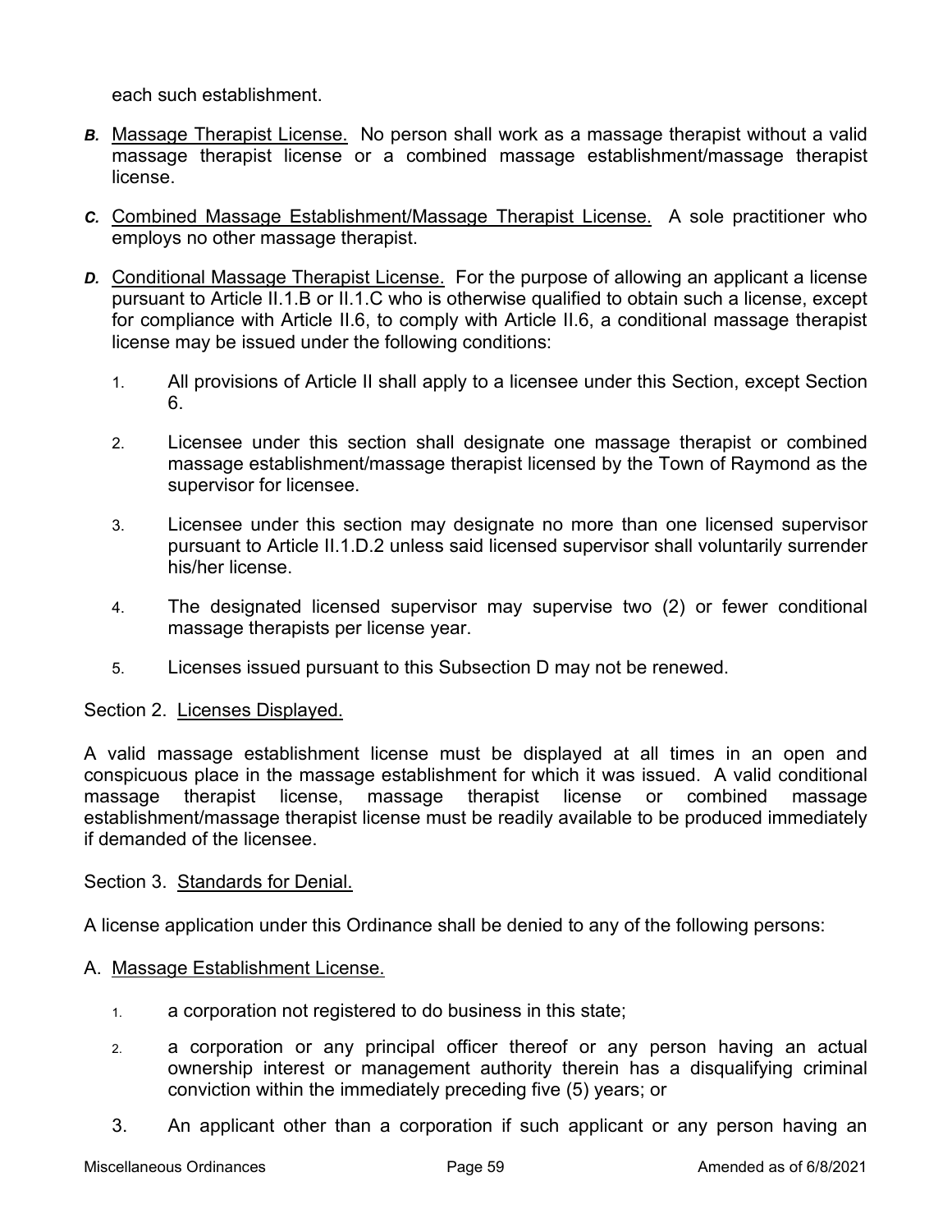each such establishment.

***B.*** Massage Therapist License. No person shall work as a massage therapist without a valid massage therapist license or a combined massage establishment/massage therapist license.

***C.*** Combined Massage Establishment/Massage Therapist License. A sole practitioner who employs no other massage therapist.

***D.*** Conditional Massage Therapist License. For the purpose of allowing an applicant a license pursuant to Article II.1.B or II.1.C who is otherwise qualified to obtain such a license, except for compliance with Article II.6, to comply with Article II.6, a conditional massage therapist license may be issued under the following conditions:

1. All provisions of Article II shall apply to a licensee under this Section, except Section 6.

2. Licensee under this section shall designate one massage therapist or combined massage establishment/massage therapist licensed by the Town of Raymond as the supervisor for licensee.

3. Licensee under this section may designate no more than one licensed supervisor pursuant to Article II.1.D.2 unless said licensed supervisor shall voluntarily surrender his/her license.

4. The designated licensed supervisor may supervise two (2) or fewer conditional massage therapists per license year.

5. Licenses issued pursuant to this Subsection D may not be renewed.

Section 2. Licenses Displayed.

A valid massage establishment license must be displayed at all times in an open and conspicuous place in the massage establishment for which it was issued. A valid conditional massage therapist license, massage therapist license or combined massage establishment/massage therapist license must be readily available to be produced immediately if demanded of the licensee.

Section 3. Standards for Denial.

A license application under this Ordinance shall be denied to any of the following persons:

A. Massage Establishment License.

1. a corporation not registered to do business in this state;

2. a corporation or any principal officer thereof or any person having an actual ownership interest or management authority therein has a disqualifying criminal conviction within the immediately preceding five (5) years; or

3. An applicant other than a corporation if such applicant or any person having an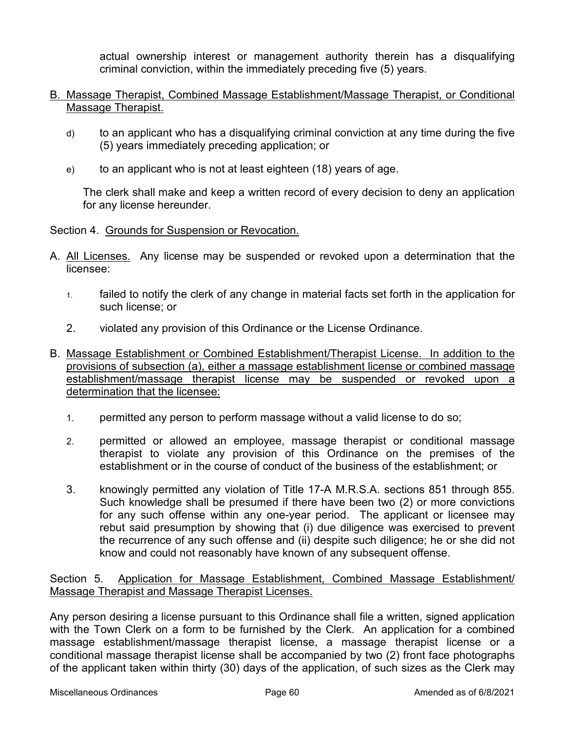actual ownership interest or management authority therein has a disqualifying criminal conviction, within the immediately preceding five (5) years.

B. Massage Therapist, Combined Massage Establishment/Massage Therapist, or Conditional Massage Therapist.

d) to an applicant who has a disqualifying criminal conviction at any time during the five (5) years immediately preceding application; or

e) to an applicant who is not at least eighteen (18) years of age.

The clerk shall make and keep a written record of every decision to deny an application for any license hereunder.

Section 4. Grounds for Suspension or Revocation.

A. All Licenses. Any license may be suspended or revoked upon a determination that the licensee:

1. failed to notify the clerk of any change in material facts set forth in the application for such license; or

2. violated any provision of this Ordinance or the License Ordinance.

B. Massage Establishment or Combined Establishment/Therapist License. In addition to the provisions of subsection (a), either a massage establishment license or combined massage establishment/massage therapist license may be suspended or revoked upon a determination that the licensee:

1. permitted any person to perform massage without a valid license to do so;

2. permitted or allowed an employee, massage therapist or conditional massage therapist to violate any provision of this Ordinance on the premises of the establishment or in the course of conduct of the business of the establishment; or

3. knowingly permitted any violation of Title 17-A M.R.S.A. sections 851 through 855. Such knowledge shall be presumed if there have been two (2) or more convictions for any such offense within any one-year period. The applicant or licensee may rebut said presumption by showing that (i) due diligence was exercised to prevent the recurrence of any such offense and (ii) despite such diligence; he or she did not know and could not reasonably have known of any subsequent offense.

Section 5. Application for Massage Establishment, Combined Massage Establishment/ Massage Therapist and Massage Therapist Licenses.

Any person desiring a license pursuant to this Ordinance shall file a written, signed application with the Town Clerk on a form to be furnished by the Clerk. An application for a combined massage establishment/massage therapist license, a massage therapist license or a conditional massage therapist license shall be accompanied by two (2) front face photographs of the applicant taken within thirty (30) days of the application, of such sizes as the Clerk may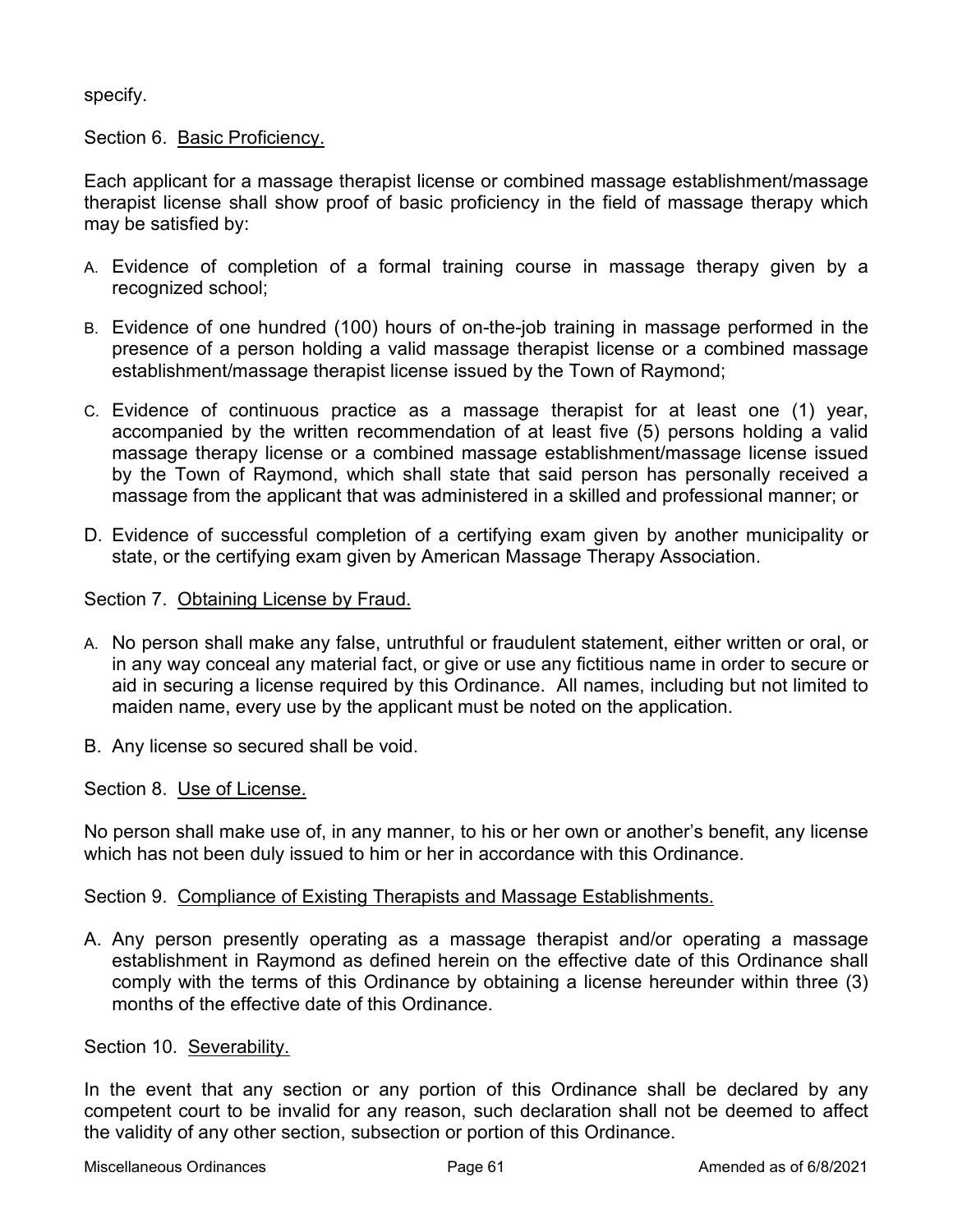specify.

Section 6. Basic Proficiency.

Each applicant for a massage therapist license or combined massage establishment/massage therapist license shall show proof of basic proficiency in the field of massage therapy which may be satisfied by:

A. Evidence of completion of a formal training course in massage therapy given by a recognized school;

B. Evidence of one hundred (100) hours of on-the-job training in massage performed in the presence of a person holding a valid massage therapist license or a combined massage establishment/massage therapist license issued by the Town of Raymond;

C. Evidence of continuous practice as a massage therapist for at least one (1) year, accompanied by the written recommendation of at least five (5) persons holding a valid massage therapy license or a combined massage establishment/massage license issued by the Town of Raymond, which shall state that said person has personally received a massage from the applicant that was administered in a skilled and professional manner; or

D. Evidence of successful completion of a certifying exam given by another municipality or state, or the certifying exam given by American Massage Therapy Association.

Section 7. Obtaining License by Fraud.

A. No person shall make any false, untruthful or fraudulent statement, either written or oral, or in any way conceal any material fact, or give or use any fictitious name in order to secure or aid in securing a license required by this Ordinance. All names, including but not limited to maiden name, every use by the applicant must be noted on the application.

B. Any license so secured shall be void.

Section 8. Use of License.

No person shall make use of, in any manner, to his or her own or another's benefit, any license which has not been duly issued to him or her in accordance with this Ordinance.

Section 9. Compliance of Existing Therapists and Massage Establishments.

A. Any person presently operating as a massage therapist and/or operating a massage establishment in Raymond as defined herein on the effective date of this Ordinance shall comply with the terms of this Ordinance by obtaining a license hereunder within three (3) months of the effective date of this Ordinance.

Section 10. Severability.

In the event that any section or any portion of this Ordinance shall be declared by any competent court to be invalid for any reason, such declaration shall not be deemed to affect the validity of any other section, subsection or portion of this Ordinance.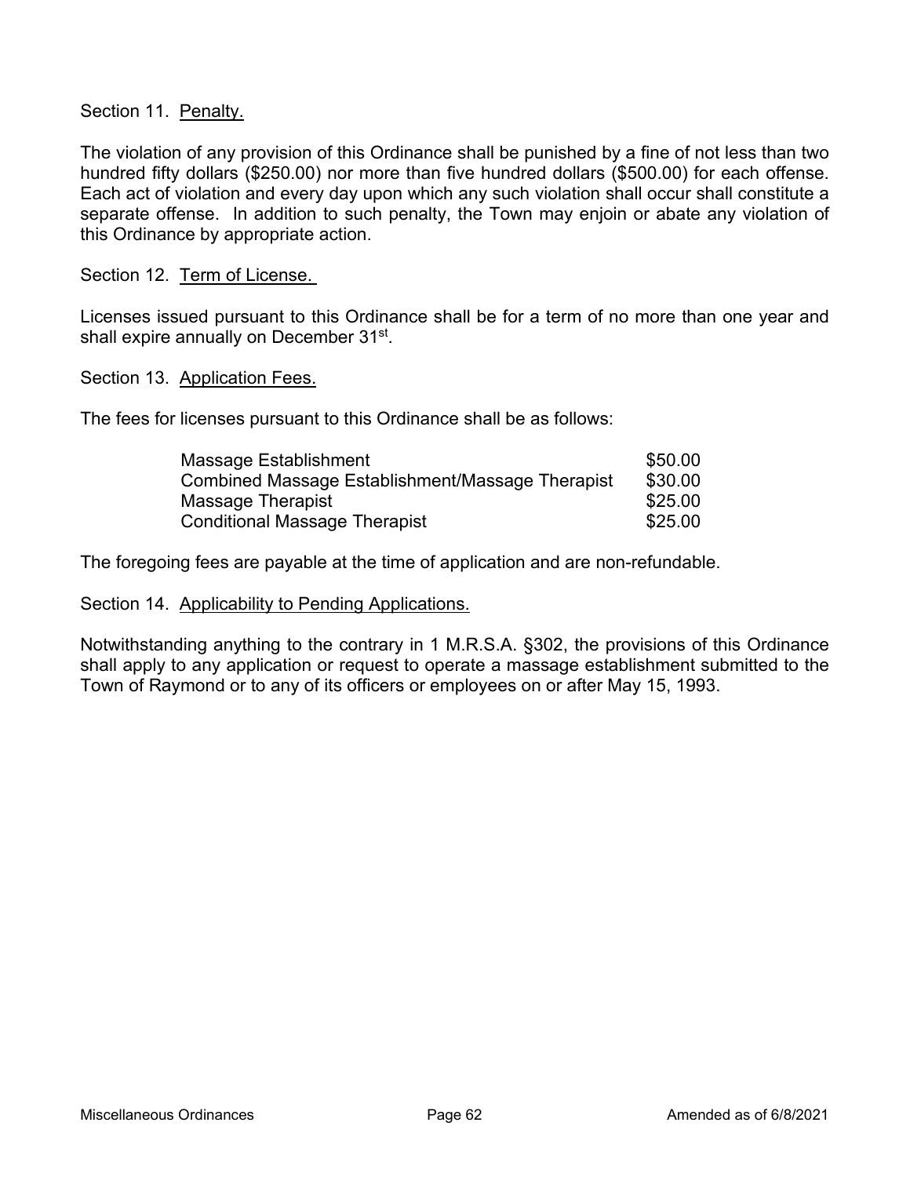Section 11. Penalty.

The violation of any provision of this Ordinance shall be punished by a fine of not less than two hundred fifty dollars ($250.00) nor more than five hundred dollars ($500.00) for each offense. Each act of violation and every day upon which any such violation shall occur shall constitute a separate offense. In addition to such penalty, the Town may enjoin or abate any violation of this Ordinance by appropriate action.

Section 12. Term of License.

Licenses issued pursuant to this Ordinance shall be for a term of no more than one year and shall expire annually on December 31st.

Section 13. Application Fees.

The fees for licenses pursuant to this Ordinance shall be as follows:

| | |
|---|---|
| Massage Establishment | $50.00 |
| Combined Massage Establishment/Massage Therapist | $30.00 |
| Massage Therapist | $25.00 |
| Conditional Massage Therapist | $25.00 |

The foregoing fees are payable at the time of application and are non-refundable.

Section 14. Applicability to Pending Applications.

Notwithstanding anything to the contrary in 1 M.R.S.A. §302, the provisions of this Ordinance shall apply to any application or request to operate a massage establishment submitted to the Town of Raymond or to any of its officers or employees on or after May 15, 1993.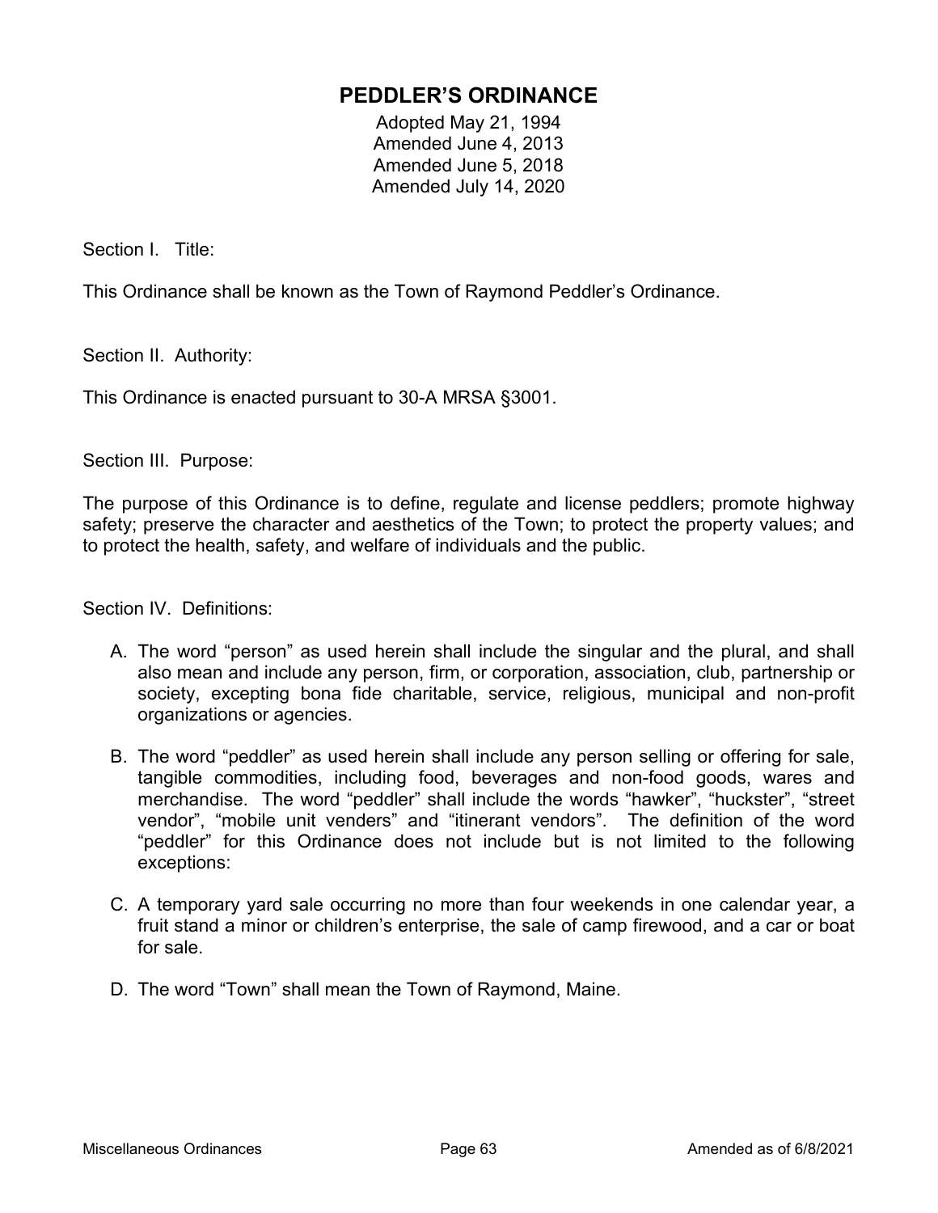# PEDDLER'S ORDINANCE

Adopted May 21, 1994
Amended June 4, 2013
Amended June 5, 2018
Amended July 14, 2020

Section I. Title:

This Ordinance shall be known as the Town of Raymond Peddler's Ordinance.

Section II. Authority:

This Ordinance is enacted pursuant to 30-A MRSA §3001.

Section III. Purpose:

The purpose of this Ordinance is to define, regulate and license peddlers; promote highway safety; preserve the character and aesthetics of the Town; to protect the property values; and to protect the health, safety, and welfare of individuals and the public.

Section IV. Definitions:

A. The word "person" as used herein shall include the singular and the plural, and shall also mean and include any person, firm, or corporation, association, club, partnership or society, excepting bona fide charitable, service, religious, municipal and non-profit organizations or agencies.

B. The word "peddler" as used herein shall include any person selling or offering for sale, tangible commodities, including food, beverages and non-food goods, wares and merchandise. The word "peddler" shall include the words "hawker", "huckster", "street vendor", "mobile unit venders" and "itinerant vendors". The definition of the word "peddler" for this Ordinance does not include but is not limited to the following exceptions:

C. A temporary yard sale occurring no more than four weekends in one calendar year, a fruit stand a minor or children's enterprise, the sale of camp firewood, and a car or boat for sale.

D. The word "Town" shall mean the Town of Raymond, Maine.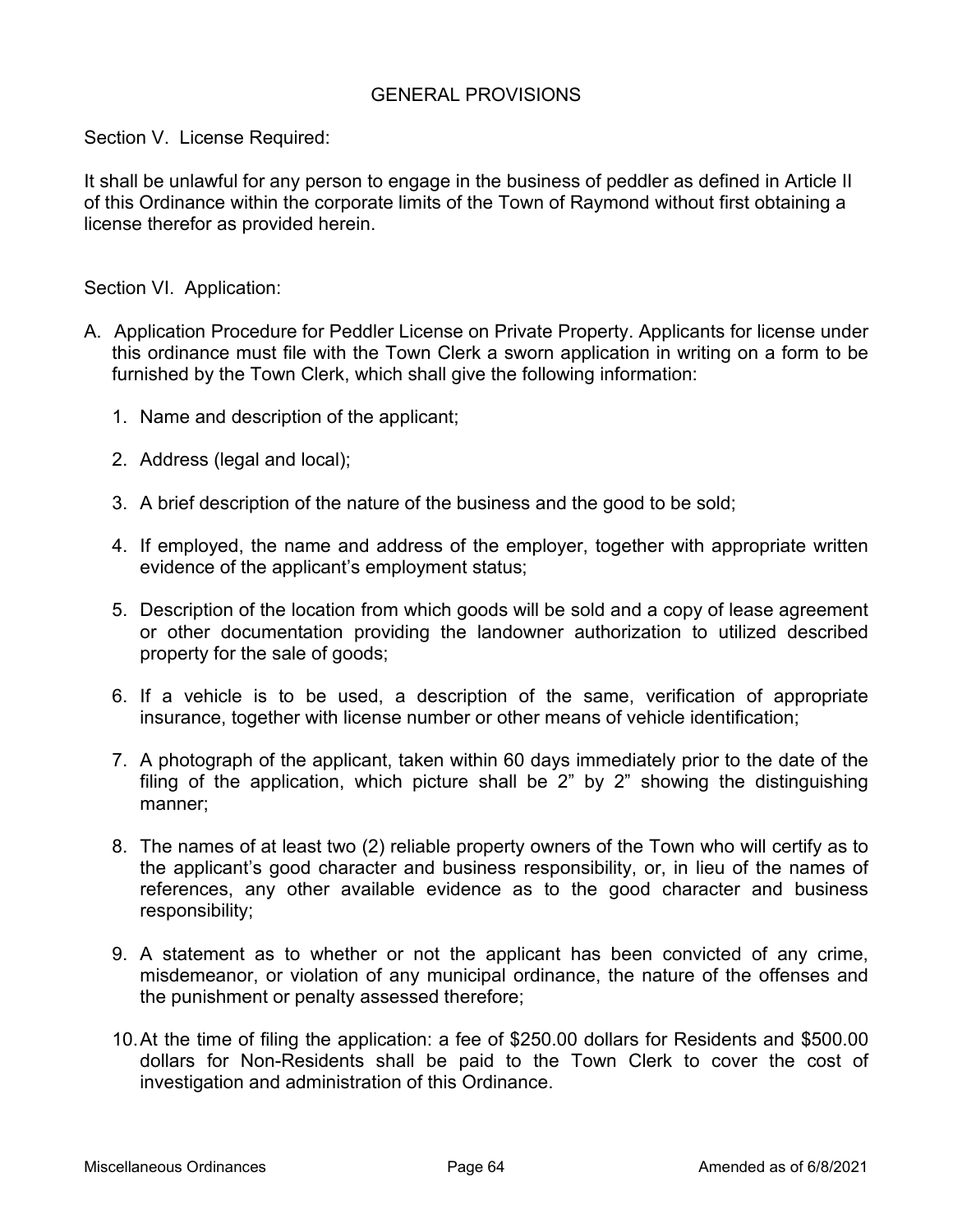## GENERAL PROVISIONS

Section V. License Required:

It shall be unlawful for any person to engage in the business of peddler as defined in Article II of this Ordinance within the corporate limits of the Town of Raymond without first obtaining a license therefor as provided herein.

Section VI. Application:

A. Application Procedure for Peddler License on Private Property. Applicants for license under this ordinance must file with the Town Clerk a sworn application in writing on a form to be furnished by the Town Clerk, which shall give the following information:

   1. Name and description of the applicant;

   2. Address (legal and local);

   3. A brief description of the nature of the business and the good to be sold;

   4. If employed, the name and address of the employer, together with appropriate written evidence of the applicant's employment status;

   5. Description of the location from which goods will be sold and a copy of lease agreement or other documentation providing the landowner authorization to utilized described property for the sale of goods;

   6. If a vehicle is to be used, a description of the same, verification of appropriate insurance, together with license number or other means of vehicle identification;

   7. A photograph of the applicant, taken within 60 days immediately prior to the date of the filing of the application, which picture shall be 2" by 2" showing the distinguishing manner;

   8. The names of at least two (2) reliable property owners of the Town who will certify as to the applicant's good character and business responsibility, or, in lieu of the names of references, any other available evidence as to the good character and business responsibility;

   9. A statement as to whether or not the applicant has been convicted of any crime, misdemeanor, or violation of any municipal ordinance, the nature of the offenses and the punishment or penalty assessed therefore;

   10. At the time of filing the application: a fee of $250.00 dollars for Residents and $500.00 dollars for Non-Residents shall be paid to the Town Clerk to cover the cost of investigation and administration of this Ordinance.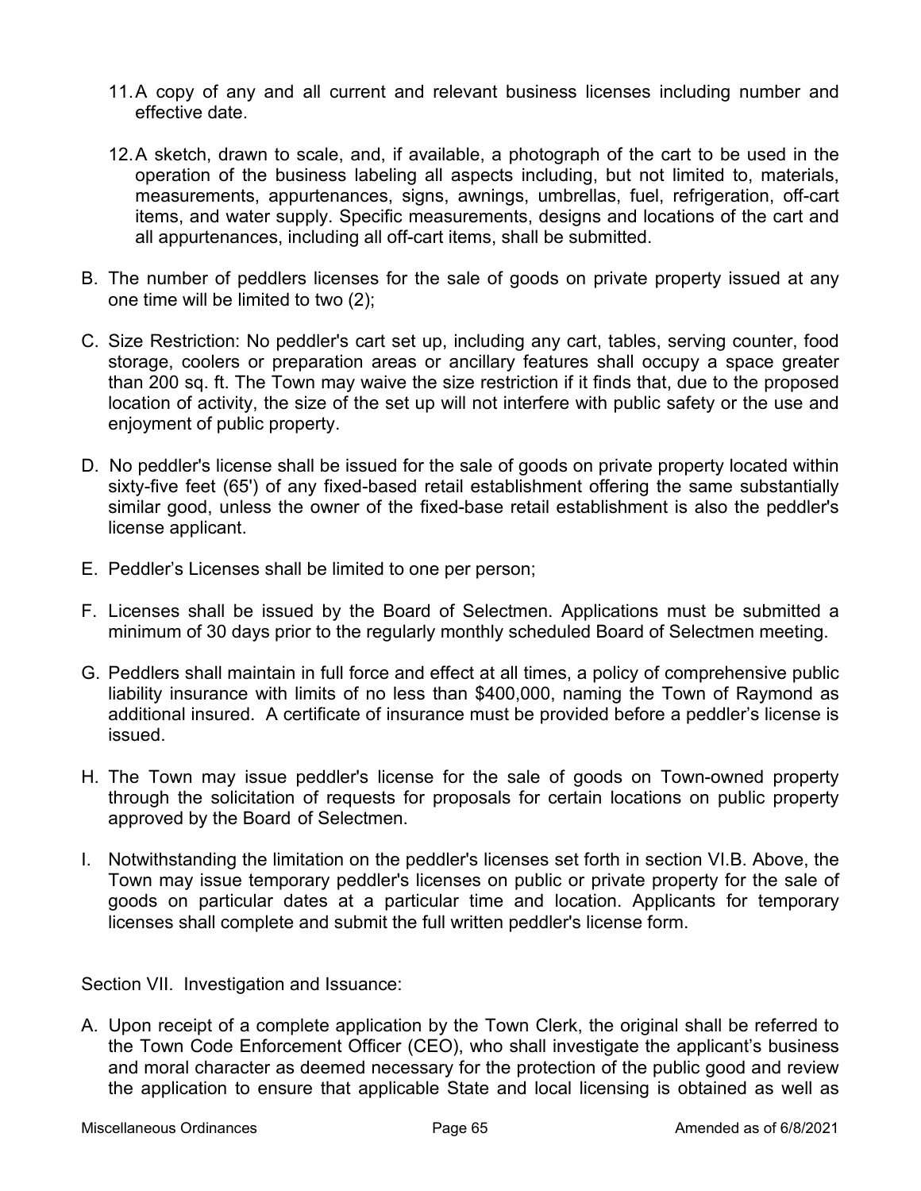11. A copy of any and all current and relevant business licenses including number and effective date.

12. A sketch, drawn to scale, and, if available, a photograph of the cart to be used in the operation of the business labeling all aspects including, but not limited to, materials, measurements, appurtenances, signs, awnings, umbrellas, fuel, refrigeration, off-cart items, and water supply. Specific measurements, designs and locations of the cart and all appurtenances, including all off-cart items, shall be submitted.

B. The number of peddlers licenses for the sale of goods on private property issued at any one time will be limited to two (2);

C. Size Restriction: No peddler's cart set up, including any cart, tables, serving counter, food storage, coolers or preparation areas or ancillary features shall occupy a space greater than 200 sq. ft. The Town may waive the size restriction if it finds that, due to the proposed location of activity, the size of the set up will not interfere with public safety or the use and enjoyment of public property.

D. No peddler's license shall be issued for the sale of goods on private property located within sixty-five feet (65') of any fixed-based retail establishment offering the same substantially similar good, unless the owner of the fixed-base retail establishment is also the peddler's license applicant.

E. Peddler's Licenses shall be limited to one per person;

F. Licenses shall be issued by the Board of Selectmen. Applications must be submitted a minimum of 30 days prior to the regularly monthly scheduled Board of Selectmen meeting.

G. Peddlers shall maintain in full force and effect at all times, a policy of comprehensive public liability insurance with limits of no less than $400,000, naming the Town of Raymond as additional insured. A certificate of insurance must be provided before a peddler's license is issued.

H. The Town may issue peddler's license for the sale of goods on Town-owned property through the solicitation of requests for proposals for certain locations on public property approved by the Board of Selectmen.

I. Notwithstanding the limitation on the peddler's licenses set forth in section VI.B. Above, the Town may issue temporary peddler's licenses on public or private property for the sale of goods on particular dates at a particular time and location. Applicants for temporary licenses shall complete and submit the full written peddler's license form.

Section VII. Investigation and Issuance:

A. Upon receipt of a complete application by the Town Clerk, the original shall be referred to the Town Code Enforcement Officer (CEO), who shall investigate the applicant's business and moral character as deemed necessary for the protection of the public good and review the application to ensure that applicable State and local licensing is obtained as well as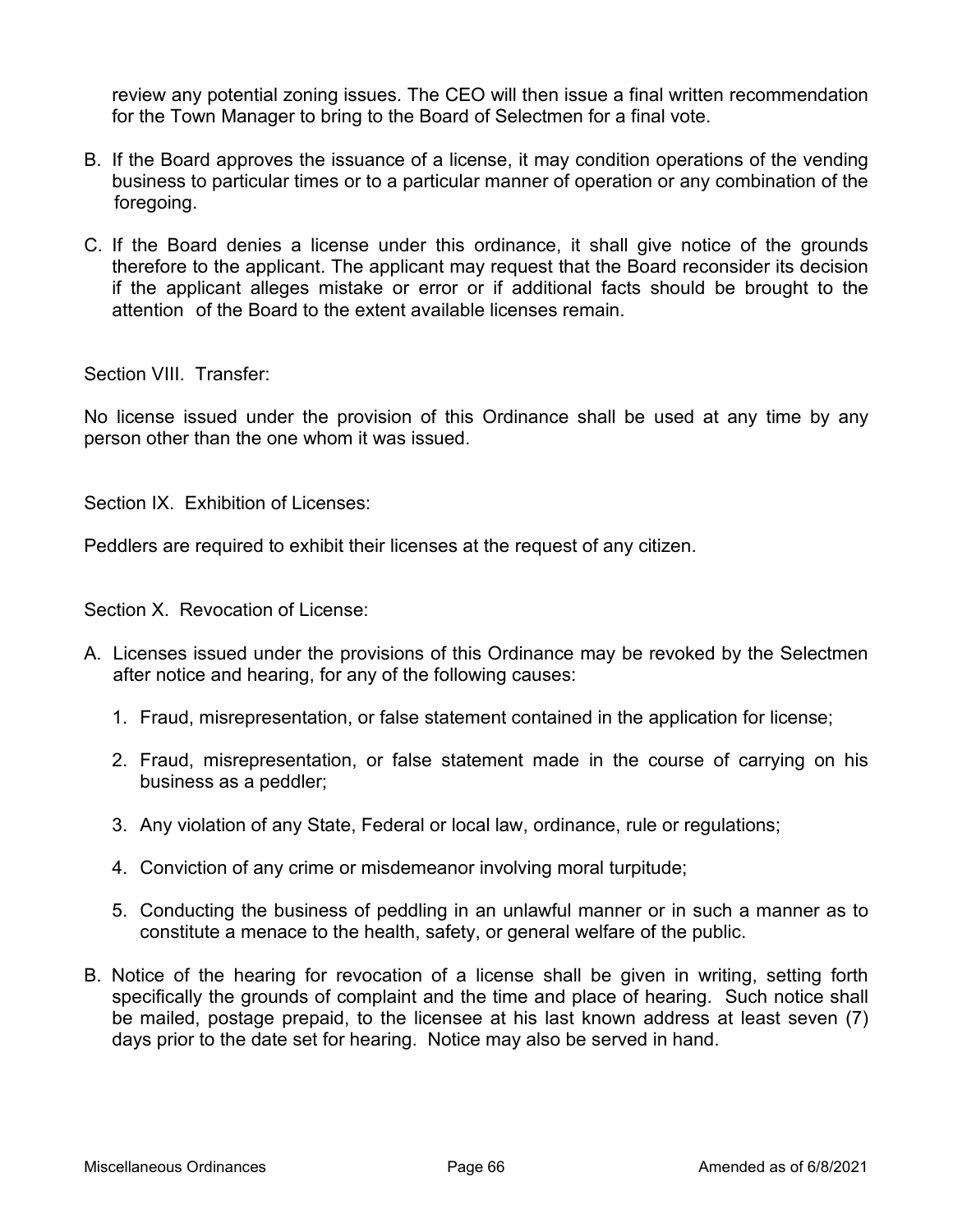review any potential zoning issues. The CEO will then issue a final written recommendation for the Town Manager to bring to the Board of Selectmen for a final vote.

B. If the Board approves the issuance of a license, it may condition operations of the vending business to particular times or to a particular manner of operation or any combination of the foregoing.

C. If the Board denies a license under this ordinance, it shall give notice of the grounds therefore to the applicant. The applicant may request that the Board reconsider its decision if the applicant alleges mistake or error or if additional facts should be brought to the attention of the Board to the extent available licenses remain.

Section VIII. Transfer:

No license issued under the provision of this Ordinance shall be used at any time by any person other than the one whom it was issued.

Section IX. Exhibition of Licenses:

Peddlers are required to exhibit their licenses at the request of any citizen.

Section X. Revocation of License:

A. Licenses issued under the provisions of this Ordinance may be revoked by the Selectmen after notice and hearing, for any of the following causes:

   1. Fraud, misrepresentation, or false statement contained in the application for license;

   2. Fraud, misrepresentation, or false statement made in the course of carrying on his business as a peddler;

   3. Any violation of any State, Federal or local law, ordinance, rule or regulations;

   4. Conviction of any crime or misdemeanor involving moral turpitude;

   5. Conducting the business of peddling in an unlawful manner or in such a manner as to constitute a menace to the health, safety, or general welfare of the public.

B. Notice of the hearing for revocation of a license shall be given in writing, setting forth specifically the grounds of complaint and the time and place of hearing. Such notice shall be mailed, postage prepaid, to the licensee at his last known address at least seven (7) days prior to the date set for hearing. Notice may also be served in hand.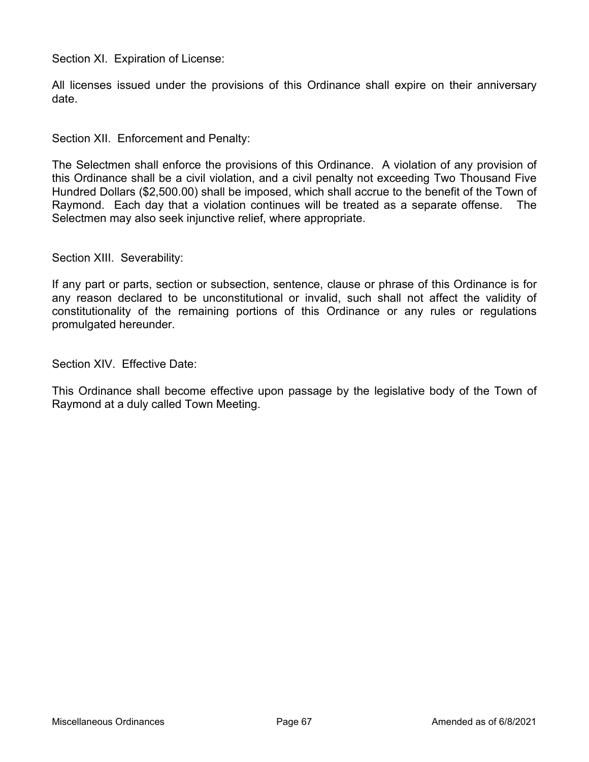Section XI. Expiration of License:

All licenses issued under the provisions of this Ordinance shall expire on their anniversary date.

Section XII. Enforcement and Penalty:

The Selectmen shall enforce the provisions of this Ordinance. A violation of any provision of this Ordinance shall be a civil violation, and a civil penalty not exceeding Two Thousand Five Hundred Dollars ($2,500.00) shall be imposed, which shall accrue to the benefit of the Town of Raymond. Each day that a violation continues will be treated as a separate offense. The Selectmen may also seek injunctive relief, where appropriate.

Section XIII. Severability:

If any part or parts, section or subsection, sentence, clause or phrase of this Ordinance is for any reason declared to be unconstitutional or invalid, such shall not affect the validity of constitutionality of the remaining portions of this Ordinance or any rules or regulations promulgated hereunder.

Section XIV. Effective Date:

This Ordinance shall become effective upon passage by the legislative body of the Town of Raymond at a duly called Town Meeting.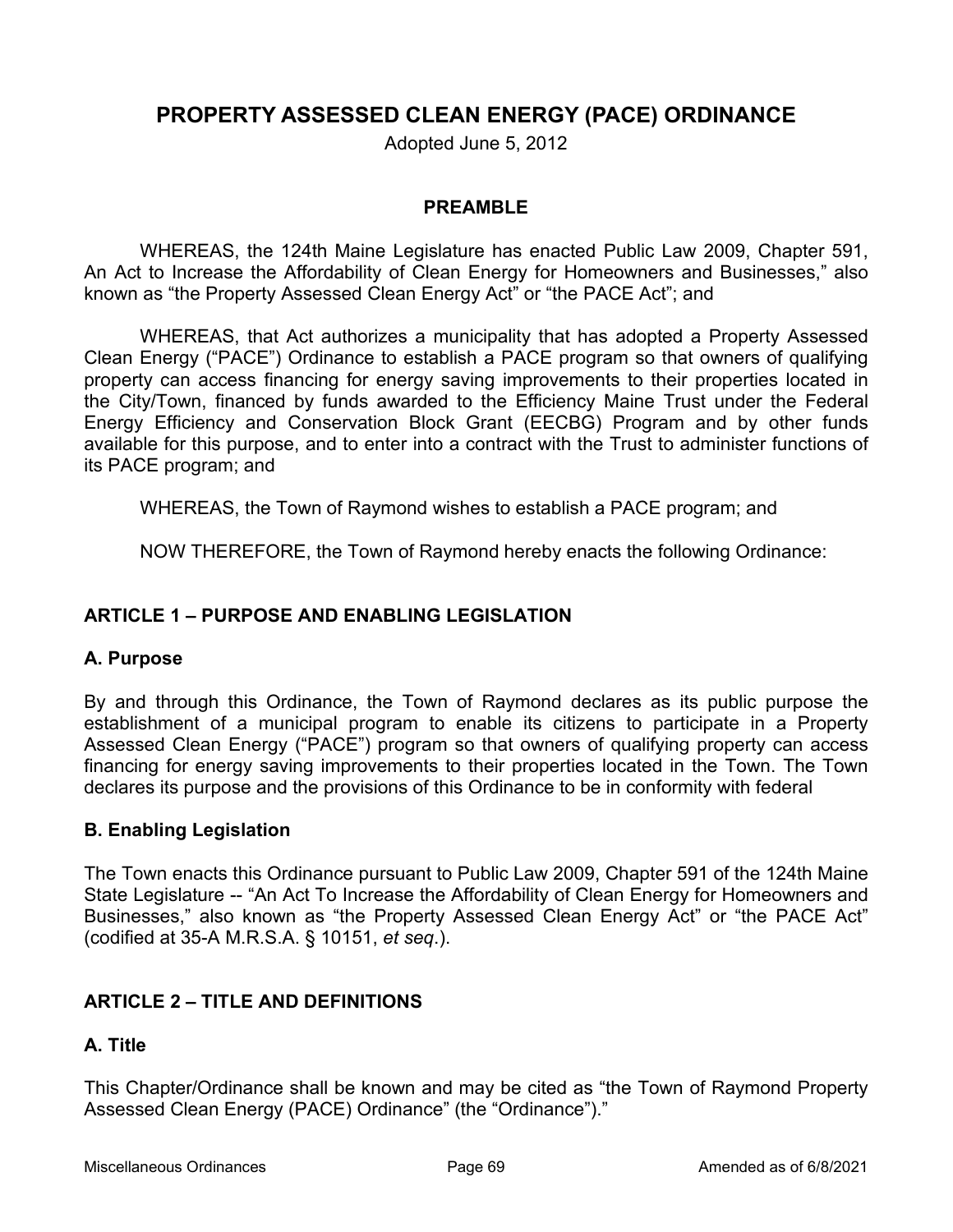# PROPERTY ASSESSED CLEAN ENERGY (PACE) ORDINANCE

Adopted June 5, 2012

## PREAMBLE

WHEREAS, the 124th Maine Legislature has enacted Public Law 2009, Chapter 591, An Act to Increase the Affordability of Clean Energy for Homeowners and Businesses," also known as "the Property Assessed Clean Energy Act" or "the PACE Act"; and

WHEREAS, that Act authorizes a municipality that has adopted a Property Assessed Clean Energy ("PACE") Ordinance to establish a PACE program so that owners of qualifying property can access financing for energy saving improvements to their properties located in the City/Town, financed by funds awarded to the Efficiency Maine Trust under the Federal Energy Efficiency and Conservation Block Grant (EECBG) Program and by other funds available for this purpose, and to enter into a contract with the Trust to administer functions of its PACE program; and

WHEREAS, the Town of Raymond wishes to establish a PACE program; and

NOW THEREFORE, the Town of Raymond hereby enacts the following Ordinance:

## ARTICLE 1 – PURPOSE AND ENABLING LEGISLATION

### A. Purpose

By and through this Ordinance, the Town of Raymond declares as its public purpose the establishment of a municipal program to enable its citizens to participate in a Property Assessed Clean Energy ("PACE") program so that owners of qualifying property can access financing for energy saving improvements to their properties located in the Town. The Town declares its purpose and the provisions of this Ordinance to be in conformity with federal

### B. Enabling Legislation

The Town enacts this Ordinance pursuant to Public Law 2009, Chapter 591 of the 124th Maine State Legislature -- "An Act To Increase the Affordability of Clean Energy for Homeowners and Businesses," also known as "the Property Assessed Clean Energy Act" or "the PACE Act" (codified at 35-A M.R.S.A. § 10151, *et seq.*).

## ARTICLE 2 – TITLE AND DEFINITIONS

### A. Title

This Chapter/Ordinance shall be known and may be cited as "the Town of Raymond Property Assessed Clean Energy (PACE) Ordinance" (the "Ordinance")."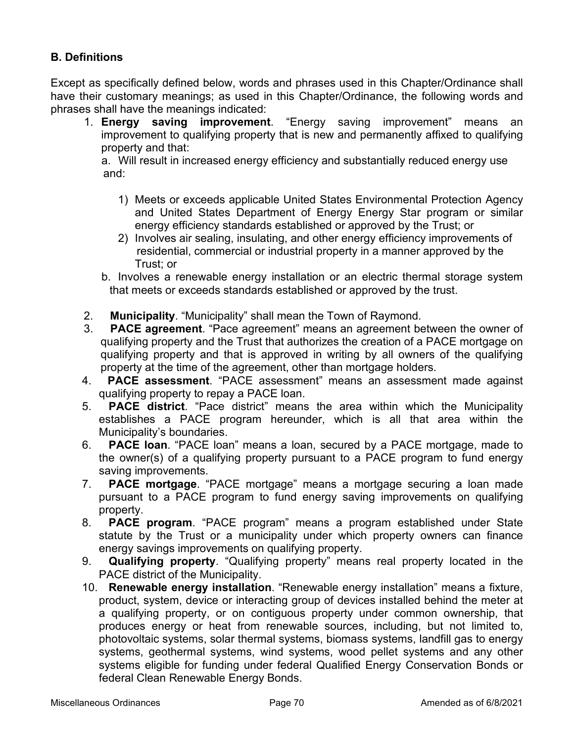**B. Definitions**

Except as specifically defined below, words and phrases used in this Chapter/Ordinance shall have their customary meanings; as used in this Chapter/Ordinance, the following words and phrases shall have the meanings indicated:

1. **Energy saving improvement**. "Energy saving improvement" means an improvement to qualifying property that is new and permanently affixed to qualifying property and that:

   a. Will result in increased energy efficiency and substantially reduced energy use and:

      1) Meets or exceeds applicable United States Environmental Protection Agency and United States Department of Energy Energy Star program or similar energy efficiency standards established or approved by the Trust; or
      2) Involves air sealing, insulating, and other energy efficiency improvements of residential, commercial or industrial property in a manner approved by the Trust; or

   b. Involves a renewable energy installation or an electric thermal storage system that meets or exceeds standards established or approved by the trust.

2. **Municipality**. "Municipality" shall mean the Town of Raymond.
3. **PACE agreement**. "Pace agreement" means an agreement between the owner of qualifying property and the Trust that authorizes the creation of a PACE mortgage on qualifying property and that is approved in writing by all owners of the qualifying property at the time of the agreement, other than mortgage holders.
4. **PACE assessment**. "PACE assessment" means an assessment made against qualifying property to repay a PACE loan.
5. **PACE district**. "Pace district" means the area within which the Municipality establishes a PACE program hereunder, which is all that area within the Municipality's boundaries.
6. **PACE loan**. "PACE loan" means a loan, secured by a PACE mortgage, made to the owner(s) of a qualifying property pursuant to a PACE program to fund energy saving improvements.
7. **PACE mortgage**. "PACE mortgage" means a mortgage securing a loan made pursuant to a PACE program to fund energy saving improvements on qualifying property.
8. **PACE program**. "PACE program" means a program established under State statute by the Trust or a municipality under which property owners can finance energy savings improvements on qualifying property.
9. **Qualifying property**. "Qualifying property" means real property located in the PACE district of the Municipality.
10. **Renewable energy installation**. "Renewable energy installation" means a fixture, product, system, device or interacting group of devices installed behind the meter at a qualifying property, or on contiguous property under common ownership, that produces energy or heat from renewable sources, including, but not limited to, photovoltaic systems, solar thermal systems, biomass systems, landfill gas to energy systems, geothermal systems, wind systems, wood pellet systems and any other systems eligible for funding under federal Qualified Energy Conservation Bonds or federal Clean Renewable Energy Bonds.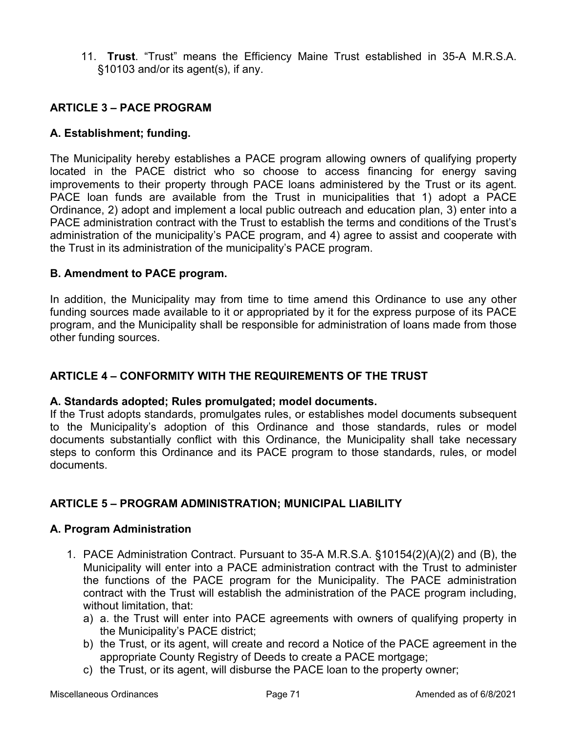11. **Trust**. "Trust" means the Efficiency Maine Trust established in 35-A M.R.S.A. §10103 and/or its agent(s), if any.

## ARTICLE 3 – PACE PROGRAM

### A. Establishment; funding.

The Municipality hereby establishes a PACE program allowing owners of qualifying property located in the PACE district who so choose to access financing for energy saving improvements to their property through PACE loans administered by the Trust or its agent. PACE loan funds are available from the Trust in municipalities that 1) adopt a PACE Ordinance, 2) adopt and implement a local public outreach and education plan, 3) enter into a PACE administration contract with the Trust to establish the terms and conditions of the Trust's administration of the municipality's PACE program, and 4) agree to assist and cooperate with the Trust in its administration of the municipality's PACE program.

### B. Amendment to PACE program.

In addition, the Municipality may from time to time amend this Ordinance to use any other funding sources made available to it or appropriated by it for the express purpose of its PACE program, and the Municipality shall be responsible for administration of loans made from those other funding sources.

## ARTICLE 4 – CONFORMITY WITH THE REQUIREMENTS OF THE TRUST

### A. Standards adopted; Rules promulgated; model documents.

If the Trust adopts standards, promulgates rules, or establishes model documents subsequent to the Municipality's adoption of this Ordinance and those standards, rules or model documents substantially conflict with this Ordinance, the Municipality shall take necessary steps to conform this Ordinance and its PACE program to those standards, rules, or model documents.

## ARTICLE 5 – PROGRAM ADMINISTRATION; MUNICIPAL LIABILITY

### A. Program Administration

1. PACE Administration Contract. Pursuant to 35-A M.R.S.A. §10154(2)(A)(2) and (B), the Municipality will enter into a PACE administration contract with the Trust to administer the functions of the PACE program for the Municipality. The PACE administration contract with the Trust will establish the administration of the PACE program including, without limitation, that:
   a) a. the Trust will enter into PACE agreements with owners of qualifying property in the Municipality's PACE district;
   b) the Trust, or its agent, will create and record a Notice of the PACE agreement in the appropriate County Registry of Deeds to create a PACE mortgage;
   c) the Trust, or its agent, will disburse the PACE loan to the property owner;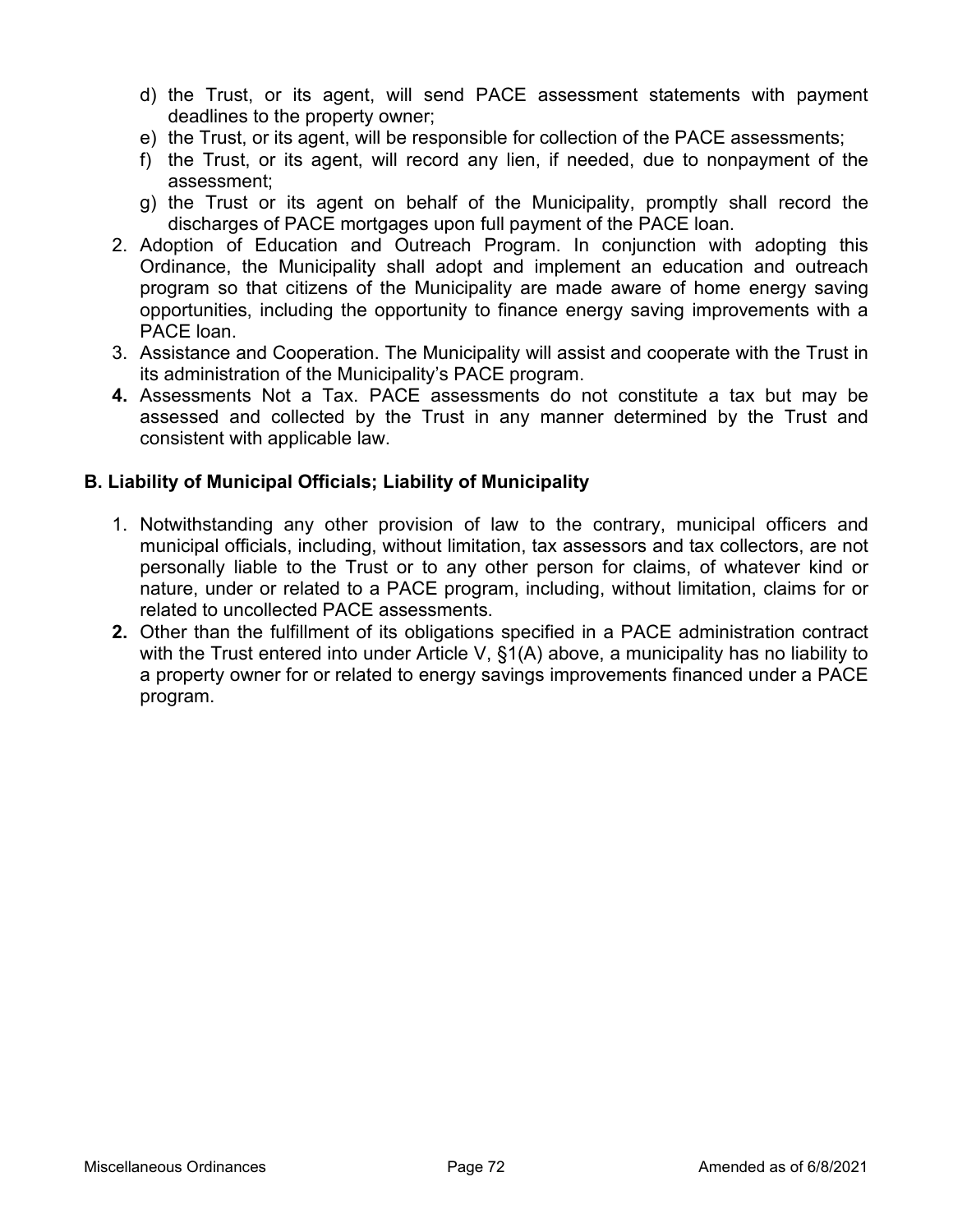d) the Trust, or its agent, will send PACE assessment statements with payment deadlines to the property owner;
e) the Trust, or its agent, will be responsible for collection of the PACE assessments;
f) the Trust, or its agent, will record any lien, if needed, due to nonpayment of the assessment;
g) the Trust or its agent on behalf of the Municipality, promptly shall record the discharges of PACE mortgages upon full payment of the PACE loan.

2. Adoption of Education and Outreach Program. In conjunction with adopting this Ordinance, the Municipality shall adopt and implement an education and outreach program so that citizens of the Municipality are made aware of home energy saving opportunities, including the opportunity to finance energy saving improvements with a PACE loan.
3. Assistance and Cooperation. The Municipality will assist and cooperate with the Trust in its administration of the Municipality's PACE program.
4. Assessments Not a Tax. PACE assessments do not constitute a tax but may be assessed and collected by the Trust in any manner determined by the Trust and consistent with applicable law.

**B. Liability of Municipal Officials; Liability of Municipality**

1. Notwithstanding any other provision of law to the contrary, municipal officers and municipal officials, including, without limitation, tax assessors and tax collectors, are not personally liable to the Trust or to any other person for claims, of whatever kind or nature, under or related to a PACE program, including, without limitation, claims for or related to uncollected PACE assessments.
2. Other than the fulfillment of its obligations specified in a PACE administration contract with the Trust entered into under Article V, §1(A) above, a municipality has no liability to a property owner for or related to energy savings improvements financed under a PACE program.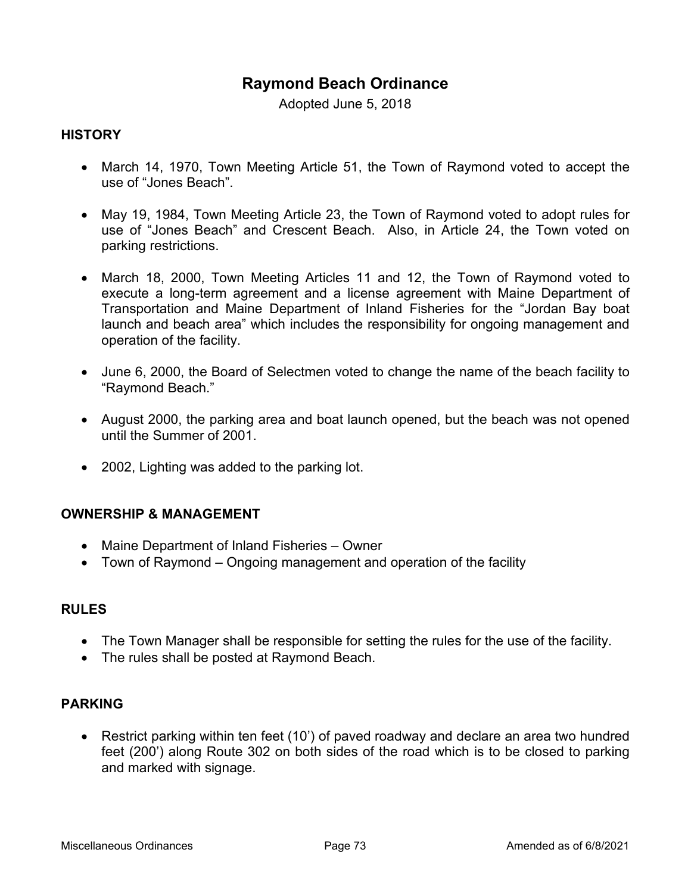# Raymond Beach Ordinance

Adopted June 5, 2018

## HISTORY

- March 14, 1970, Town Meeting Article 51, the Town of Raymond voted to accept the use of “Jones Beach”.

- May 19, 1984, Town Meeting Article 23, the Town of Raymond voted to adopt rules for use of “Jones Beach” and Crescent Beach. Also, in Article 24, the Town voted on parking restrictions.

- March 18, 2000, Town Meeting Articles 11 and 12, the Town of Raymond voted to execute a long-term agreement and a license agreement with Maine Department of Transportation and Maine Department of Inland Fisheries for the “Jordan Bay boat launch and beach area” which includes the responsibility for ongoing management and operation of the facility.

- June 6, 2000, the Board of Selectmen voted to change the name of the beach facility to “Raymond Beach.”

- August 2000, the parking area and boat launch opened, but the beach was not opened until the Summer of 2001.

- 2002, Lighting was added to the parking lot.

## OWNERSHIP & MANAGEMENT

- Maine Department of Inland Fisheries – Owner
- Town of Raymond – Ongoing management and operation of the facility

## RULES

- The Town Manager shall be responsible for setting the rules for the use of the facility.
- The rules shall be posted at Raymond Beach.

## PARKING

- Restrict parking within ten feet (10’) of paved roadway and declare an area two hundred feet (200’) along Route 302 on both sides of the road which is to be closed to parking and marked with signage.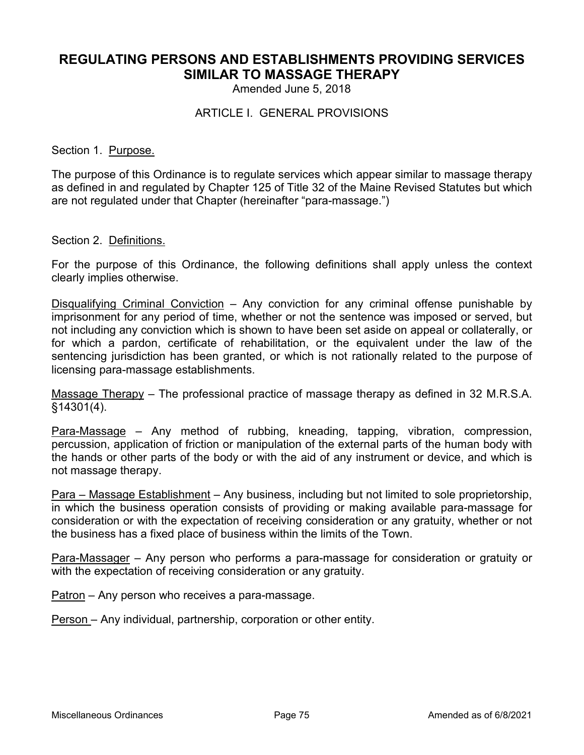# REGULATING PERSONS AND ESTABLISHMENTS PROVIDING SERVICES SIMILAR TO MASSAGE THERAPY

Amended June 5, 2018

## ARTICLE I. GENERAL PROVISIONS

Section 1. Purpose.

The purpose of this Ordinance is to regulate services which appear similar to massage therapy as defined in and regulated by Chapter 125 of Title 32 of the Maine Revised Statutes but which are not regulated under that Chapter (hereinafter "para-massage.")

Section 2. Definitions.

For the purpose of this Ordinance, the following definitions shall apply unless the context clearly implies otherwise.

Disqualifying Criminal Conviction – Any conviction for any criminal offense punishable by imprisonment for any period of time, whether or not the sentence was imposed or served, but not including any conviction which is shown to have been set aside on appeal or collaterally, or for which a pardon, certificate of rehabilitation, or the equivalent under the law of the sentencing jurisdiction has been granted, or which is not rationally related to the purpose of licensing para-massage establishments.

Massage Therapy – The professional practice of massage therapy as defined in 32 M.R.S.A. §14301(4).

Para-Massage – Any method of rubbing, kneading, tapping, vibration, compression, percussion, application of friction or manipulation of the external parts of the human body with the hands or other parts of the body or with the aid of any instrument or device, and which is not massage therapy.

Para – Massage Establishment – Any business, including but not limited to sole proprietorship, in which the business operation consists of providing or making available para-massage for consideration or with the expectation of receiving consideration or any gratuity, whether or not the business has a fixed place of business within the limits of the Town.

Para-Massager – Any person who performs a para-massage for consideration or gratuity or with the expectation of receiving consideration or any gratuity.

Patron – Any person who receives a para-massage.

Person – Any individual, partnership, corporation or other entity.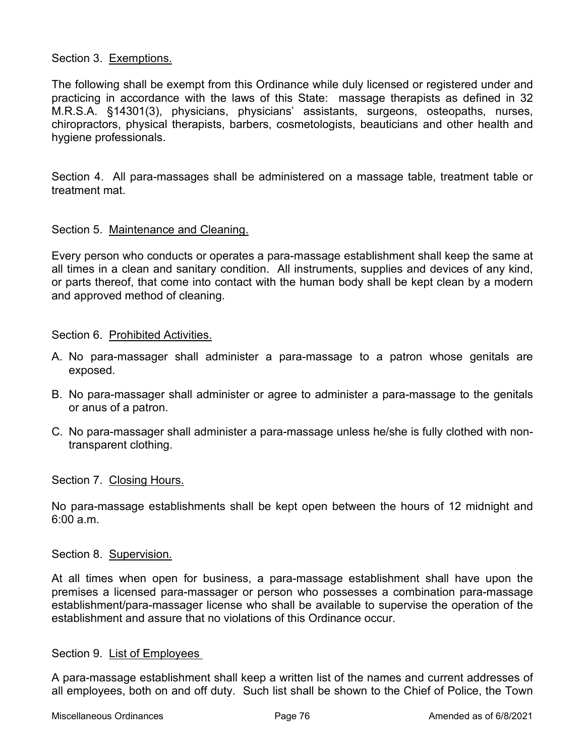Section 3. Exemptions.

The following shall be exempt from this Ordinance while duly licensed or registered under and practicing in accordance with the laws of this State: massage therapists as defined in 32 M.R.S.A. §14301(3), physicians, physicians' assistants, surgeons, osteopaths, nurses, chiropractors, physical therapists, barbers, cosmetologists, beauticians and other health and hygiene professionals.

Section 4. All para-massages shall be administered on a massage table, treatment table or treatment mat.

Section 5. Maintenance and Cleaning.

Every person who conducts or operates a para-massage establishment shall keep the same at all times in a clean and sanitary condition. All instruments, supplies and devices of any kind, or parts thereof, that come into contact with the human body shall be kept clean by a modern and approved method of cleaning.

Section 6. Prohibited Activities.

A. No para-massager shall administer a para-massage to a patron whose genitals are exposed.

B. No para-massager shall administer or agree to administer a para-massage to the genitals or anus of a patron.

C. No para-massager shall administer a para-massage unless he/she is fully clothed with non-transparent clothing.

Section 7. Closing Hours.

No para-massage establishments shall be kept open between the hours of 12 midnight and 6:00 a.m.

Section 8. Supervision.

At all times when open for business, a para-massage establishment shall have upon the premises a licensed para-massager or person who possesses a combination para-massage establishment/para-massager license who shall be available to supervise the operation of the establishment and assure that no violations of this Ordinance occur.

Section 9. List of Employees

A para-massage establishment shall keep a written list of the names and current addresses of all employees, both on and off duty. Such list shall be shown to the Chief of Police, the Town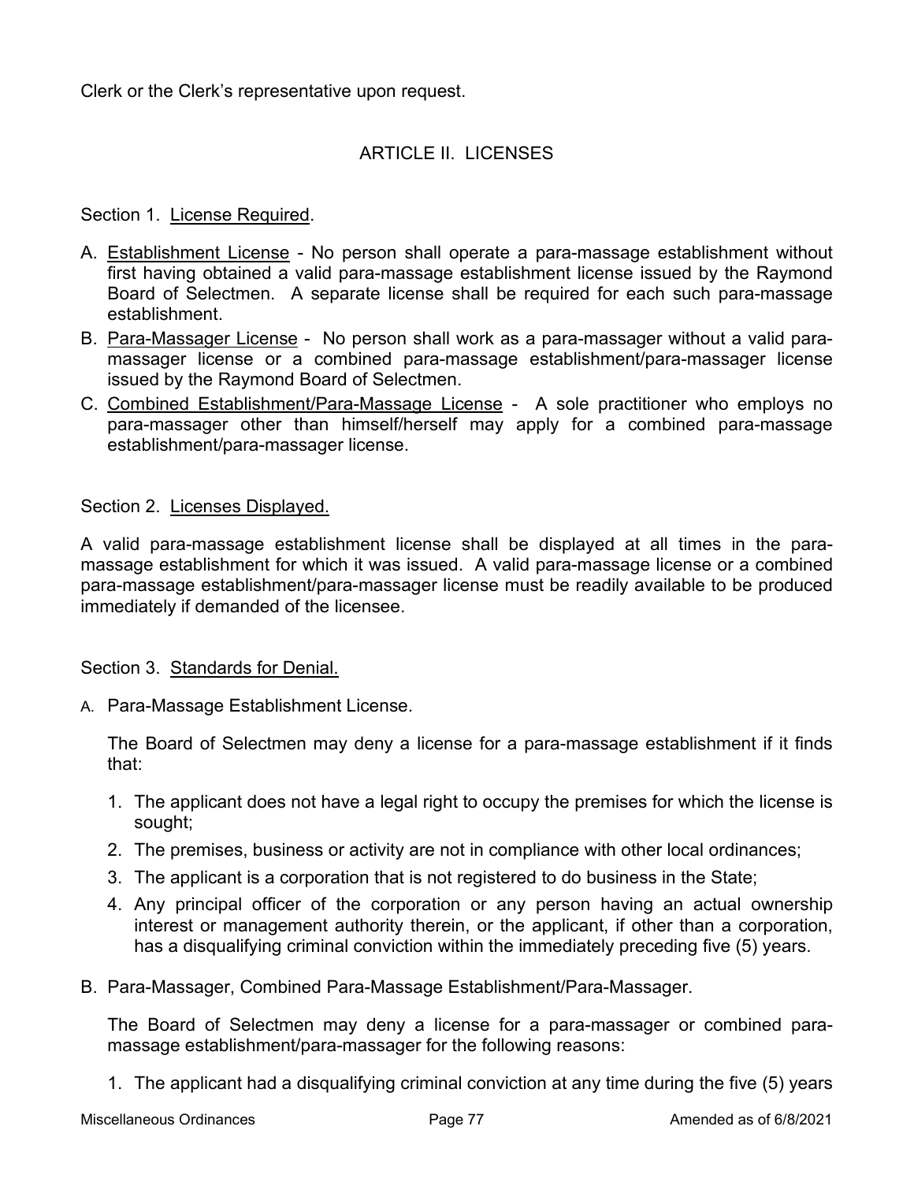Clerk or the Clerk's representative upon request.

## ARTICLE II. LICENSES

Section 1. License Required.

A. Establishment License - No person shall operate a para-massage establishment without first having obtained a valid para-massage establishment license issued by the Raymond Board of Selectmen. A separate license shall be required for each such para-massage establishment.
B. Para-Massager License - No person shall work as a para-massager without a valid para-massager license or a combined para-massage establishment/para-massager license issued by the Raymond Board of Selectmen.
C. Combined Establishment/Para-Massage License - A sole practitioner who employs no para-massager other than himself/herself may apply for a combined para-massage establishment/para-massager license.

Section 2. Licenses Displayed.

A valid para-massage establishment license shall be displayed at all times in the para-massage establishment for which it was issued. A valid para-massage license or a combined para-massage establishment/para-massager license must be readily available to be produced immediately if demanded of the licensee.

Section 3. Standards for Denial.

A. Para-Massage Establishment License.

The Board of Selectmen may deny a license for a para-massage establishment if it finds that:

1. The applicant does not have a legal right to occupy the premises for which the license is sought;
2. The premises, business or activity are not in compliance with other local ordinances;
3. The applicant is a corporation that is not registered to do business in the State;
4. Any principal officer of the corporation or any person having an actual ownership interest or management authority therein, or the applicant, if other than a corporation, has a disqualifying criminal conviction within the immediately preceding five (5) years.

B. Para-Massager, Combined Para-Massage Establishment/Para-Massager.

The Board of Selectmen may deny a license for a para-massager or combined para-massage establishment/para-massager for the following reasons:

1. The applicant had a disqualifying criminal conviction at any time during the five (5) years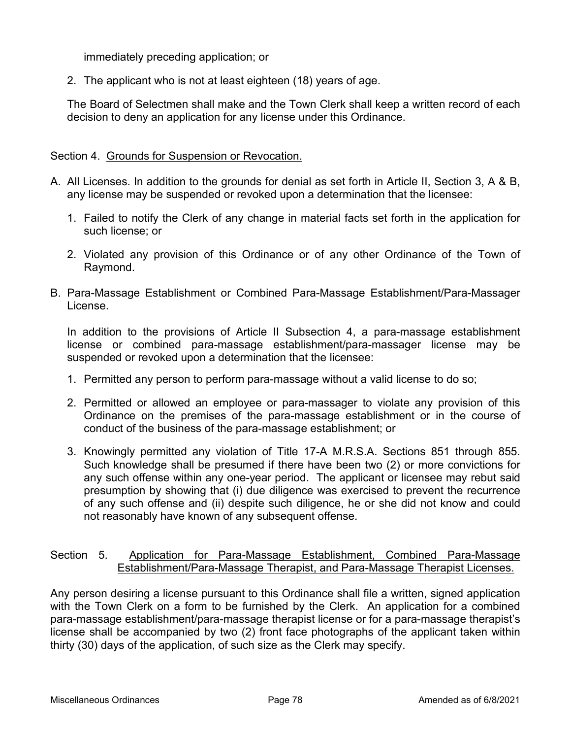immediately preceding application; or

2. The applicant who is not at least eighteen (18) years of age.

The Board of Selectmen shall make and the Town Clerk shall keep a written record of each decision to deny an application for any license under this Ordinance.

Section 4. Grounds for Suspension or Revocation.

A. All Licenses. In addition to the grounds for denial as set forth in Article II, Section 3, A & B, any license may be suspended or revoked upon a determination that the licensee:

   1. Failed to notify the Clerk of any change in material facts set forth in the application for such license; or

   2. Violated any provision of this Ordinance or of any other Ordinance of the Town of Raymond.

B. Para-Massage Establishment or Combined Para-Massage Establishment/Para-Massager License.

   In addition to the provisions of Article II Subsection 4, a para-massage establishment license or combined para-massage establishment/para-massager license may be suspended or revoked upon a determination that the licensee:

   1. Permitted any person to perform para-massage without a valid license to do so;

   2. Permitted or allowed an employee or para-massager to violate any provision of this Ordinance on the premises of the para-massage establishment or in the course of conduct of the business of the para-massage establishment; or

   3. Knowingly permitted any violation of Title 17-A M.R.S.A. Sections 851 through 855. Such knowledge shall be presumed if there have been two (2) or more convictions for any such offense within any one-year period. The applicant or licensee may rebut said presumption by showing that (i) due diligence was exercised to prevent the recurrence of any such offense and (ii) despite such diligence, he or she did not know and could not reasonably have known of any subsequent offense.

Section 5. Application for Para-Massage Establishment, Combined Para-Massage Establishment/Para-Massage Therapist, and Para-Massage Therapist Licenses.

Any person desiring a license pursuant to this Ordinance shall file a written, signed application with the Town Clerk on a form to be furnished by the Clerk. An application for a combined para-massage establishment/para-massage therapist license or for a para-massage therapist's license shall be accompanied by two (2) front face photographs of the applicant taken within thirty (30) days of the application, of such size as the Clerk may specify.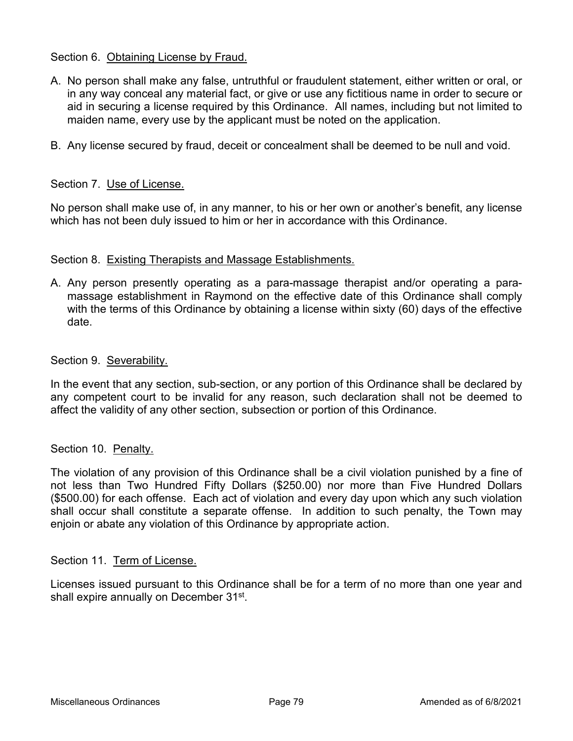Section 6. Obtaining License by Fraud.

A. No person shall make any false, untruthful or fraudulent statement, either written or oral, or in any way conceal any material fact, or give or use any fictitious name in order to secure or aid in securing a license required by this Ordinance. All names, including but not limited to maiden name, every use by the applicant must be noted on the application.

B. Any license secured by fraud, deceit or concealment shall be deemed to be null and void.

Section 7. Use of License.

No person shall make use of, in any manner, to his or her own or another's benefit, any license which has not been duly issued to him or her in accordance with this Ordinance.

Section 8. Existing Therapists and Massage Establishments.

A. Any person presently operating as a para-massage therapist and/or operating a para-massage establishment in Raymond on the effective date of this Ordinance shall comply with the terms of this Ordinance by obtaining a license within sixty (60) days of the effective date.

Section 9. Severability.

In the event that any section, sub-section, or any portion of this Ordinance shall be declared by any competent court to be invalid for any reason, such declaration shall not be deemed to affect the validity of any other section, subsection or portion of this Ordinance.

Section 10. Penalty.

The violation of any provision of this Ordinance shall be a civil violation punished by a fine of not less than Two Hundred Fifty Dollars ($250.00) nor more than Five Hundred Dollars ($500.00) for each offense. Each act of violation and every day upon which any such violation shall occur shall constitute a separate offense. In addition to such penalty, the Town may enjoin or abate any violation of this Ordinance by appropriate action.

Section 11. Term of License.

Licenses issued pursuant to this Ordinance shall be for a term of no more than one year and shall expire annually on December 31st.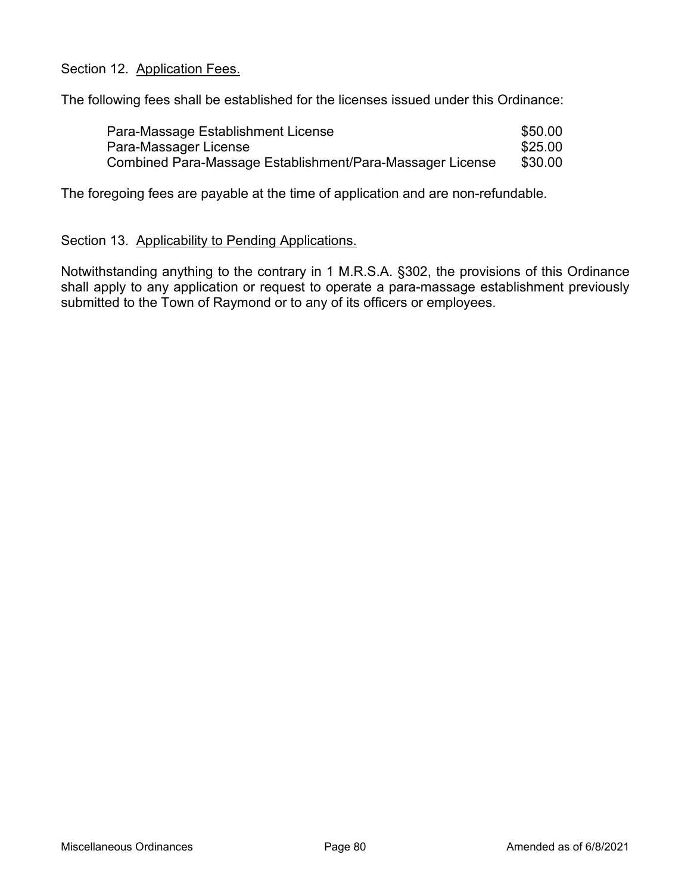Section 12. Application Fees.

The following fees shall be established for the licenses issued under this Ordinance:

| | |
|---|---|
| Para-Massage Establishment License | \$50.00 |
| Para-Massager License | \$25.00 |
| Combined Para-Massage Establishment/Para-Massager License | \$30.00 |

The foregoing fees are payable at the time of application and are non-refundable.

Section 13. Applicability to Pending Applications.

Notwithstanding anything to the contrary in 1 M.R.S.A. §302, the provisions of this Ordinance shall apply to any application or request to operate a para-massage establishment previously submitted to the Town of Raymond or to any of its officers or employees.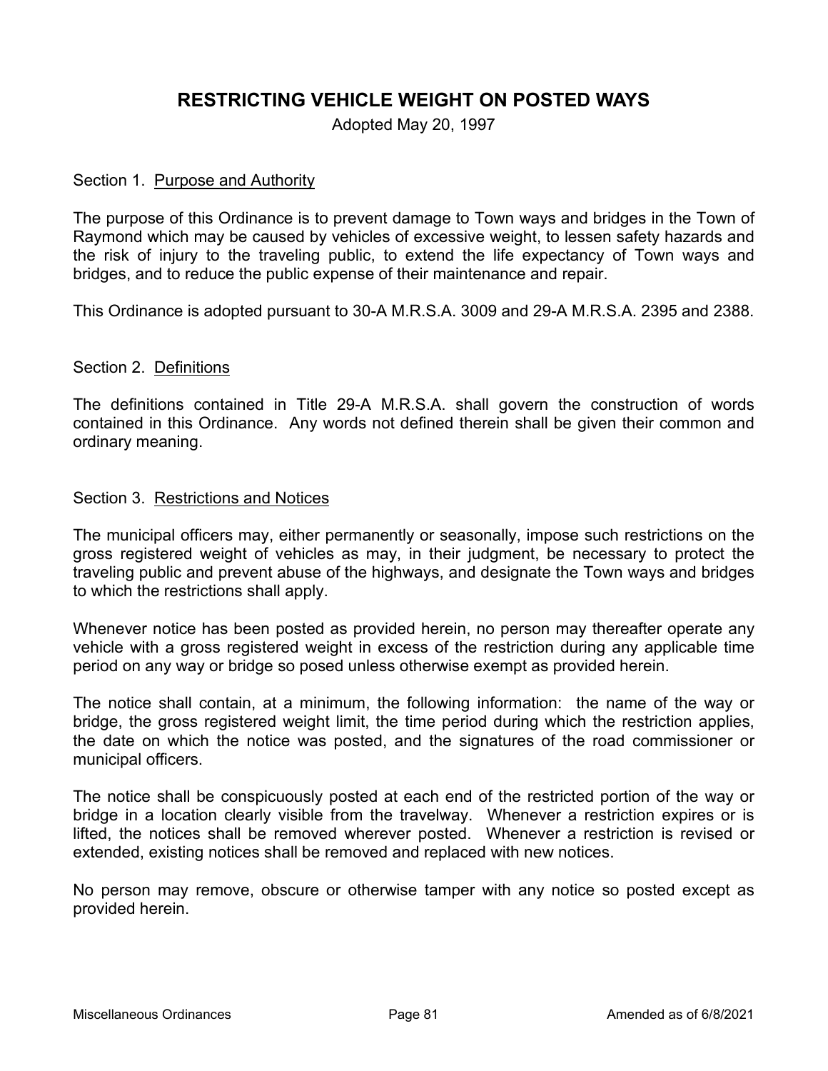# RESTRICTING VEHICLE WEIGHT ON POSTED WAYS

Adopted May 20, 1997

## Section 1. Purpose and Authority

The purpose of this Ordinance is to prevent damage to Town ways and bridges in the Town of Raymond which may be caused by vehicles of excessive weight, to lessen safety hazards and the risk of injury to the traveling public, to extend the life expectancy of Town ways and bridges, and to reduce the public expense of their maintenance and repair.

This Ordinance is adopted pursuant to 30-A M.R.S.A. 3009 and 29-A M.R.S.A. 2395 and 2388.

## Section 2. Definitions

The definitions contained in Title 29-A M.R.S.A. shall govern the construction of words contained in this Ordinance. Any words not defined therein shall be given their common and ordinary meaning.

## Section 3. Restrictions and Notices

The municipal officers may, either permanently or seasonally, impose such restrictions on the gross registered weight of vehicles as may, in their judgment, be necessary to protect the traveling public and prevent abuse of the highways, and designate the Town ways and bridges to which the restrictions shall apply.

Whenever notice has been posted as provided herein, no person may thereafter operate any vehicle with a gross registered weight in excess of the restriction during any applicable time period on any way or bridge so posed unless otherwise exempt as provided herein.

The notice shall contain, at a minimum, the following information: the name of the way or bridge, the gross registered weight limit, the time period during which the restriction applies, the date on which the notice was posted, and the signatures of the road commissioner or municipal officers.

The notice shall be conspicuously posted at each end of the restricted portion of the way or bridge in a location clearly visible from the travelway. Whenever a restriction expires or is lifted, the notices shall be removed wherever posted. Whenever a restriction is revised or extended, existing notices shall be removed and replaced with new notices.

No person may remove, obscure or otherwise tamper with any notice so posted except as provided herein.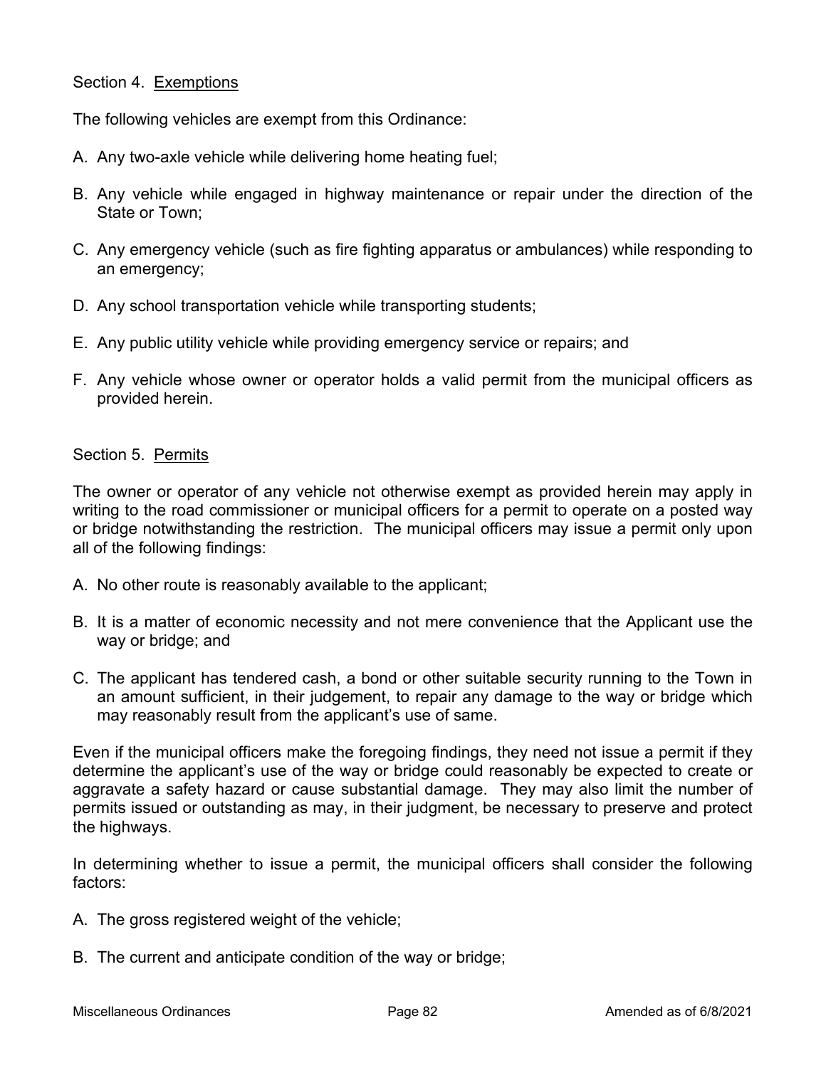Section 4. Exemptions

The following vehicles are exempt from this Ordinance:

A. Any two-axle vehicle while delivering home heating fuel;

B. Any vehicle while engaged in highway maintenance or repair under the direction of the State or Town;

C. Any emergency vehicle (such as fire fighting apparatus or ambulances) while responding to an emergency;

D. Any school transportation vehicle while transporting students;

E. Any public utility vehicle while providing emergency service or repairs; and

F. Any vehicle whose owner or operator holds a valid permit from the municipal officers as provided herein.

Section 5. Permits

The owner or operator of any vehicle not otherwise exempt as provided herein may apply in writing to the road commissioner or municipal officers for a permit to operate on a posted way or bridge notwithstanding the restriction. The municipal officers may issue a permit only upon all of the following findings:

A. No other route is reasonably available to the applicant;

B. It is a matter of economic necessity and not mere convenience that the Applicant use the way or bridge; and

C. The applicant has tendered cash, a bond or other suitable security running to the Town in an amount sufficient, in their judgement, to repair any damage to the way or bridge which may reasonably result from the applicant's use of same.

Even if the municipal officers make the foregoing findings, they need not issue a permit if they determine the applicant's use of the way or bridge could reasonably be expected to create or aggravate a safety hazard or cause substantial damage. They may also limit the number of permits issued or outstanding as may, in their judgment, be necessary to preserve and protect the highways.

In determining whether to issue a permit, the municipal officers shall consider the following factors:

A. The gross registered weight of the vehicle;

B. The current and anticipate condition of the way or bridge;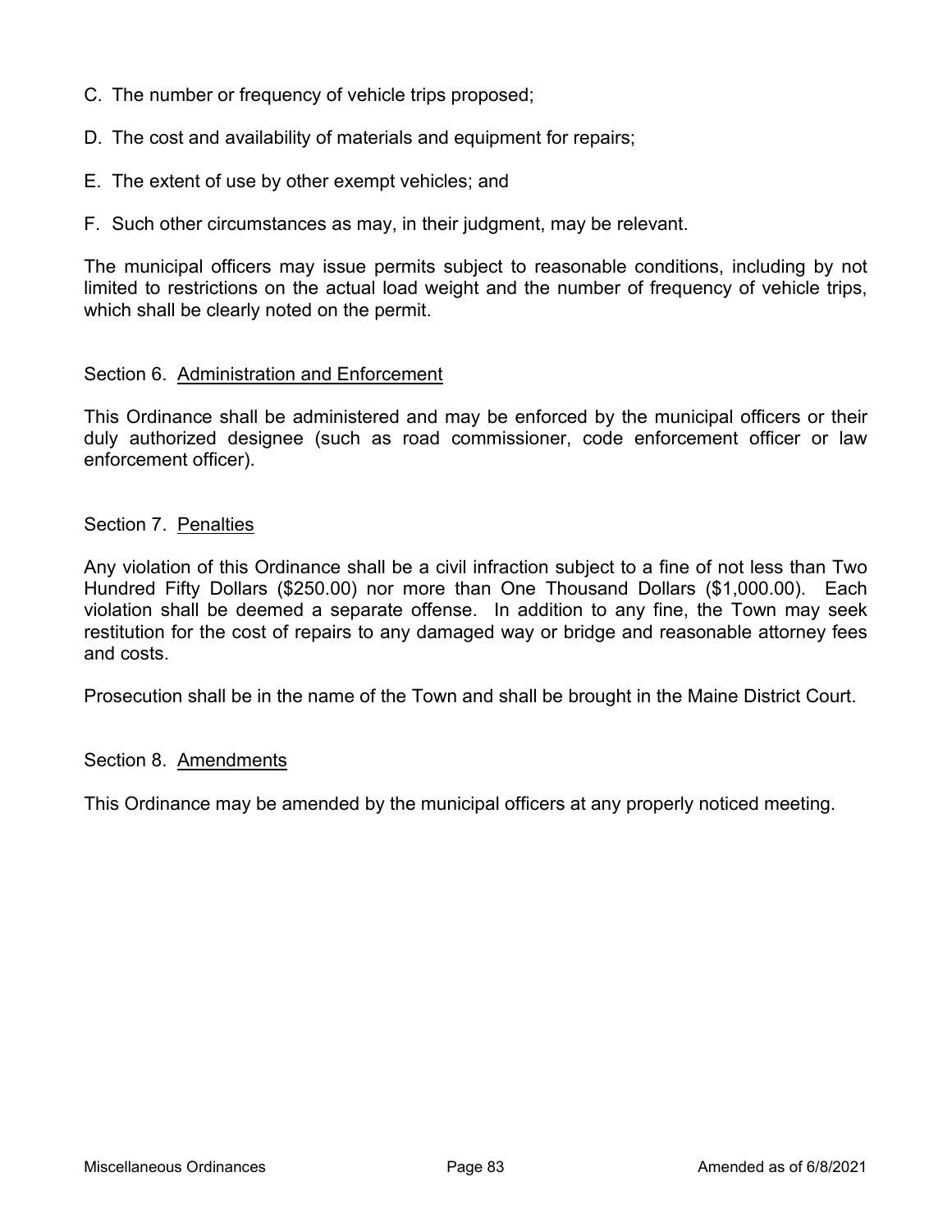C. The number or frequency of vehicle trips proposed;

D. The cost and availability of materials and equipment for repairs;

E. The extent of use by other exempt vehicles; and

F. Such other circumstances as may, in their judgment, may be relevant.

The municipal officers may issue permits subject to reasonable conditions, including by not limited to restrictions on the actual load weight and the number of frequency of vehicle trips, which shall be clearly noted on the permit.

Section 6. Administration and Enforcement

This Ordinance shall be administered and may be enforced by the municipal officers or their duly authorized designee (such as road commissioner, code enforcement officer or law enforcement officer).

Section 7. Penalties

Any violation of this Ordinance shall be a civil infraction subject to a fine of not less than Two Hundred Fifty Dollars ($250.00) nor more than One Thousand Dollars ($1,000.00). Each violation shall be deemed a separate offense. In addition to any fine, the Town may seek restitution for the cost of repairs to any damaged way or bridge and reasonable attorney fees and costs.

Prosecution shall be in the name of the Town and shall be brought in the Maine District Court.

Section 8. Amendments

This Ordinance may be amended by the municipal officers at any properly noticed meeting.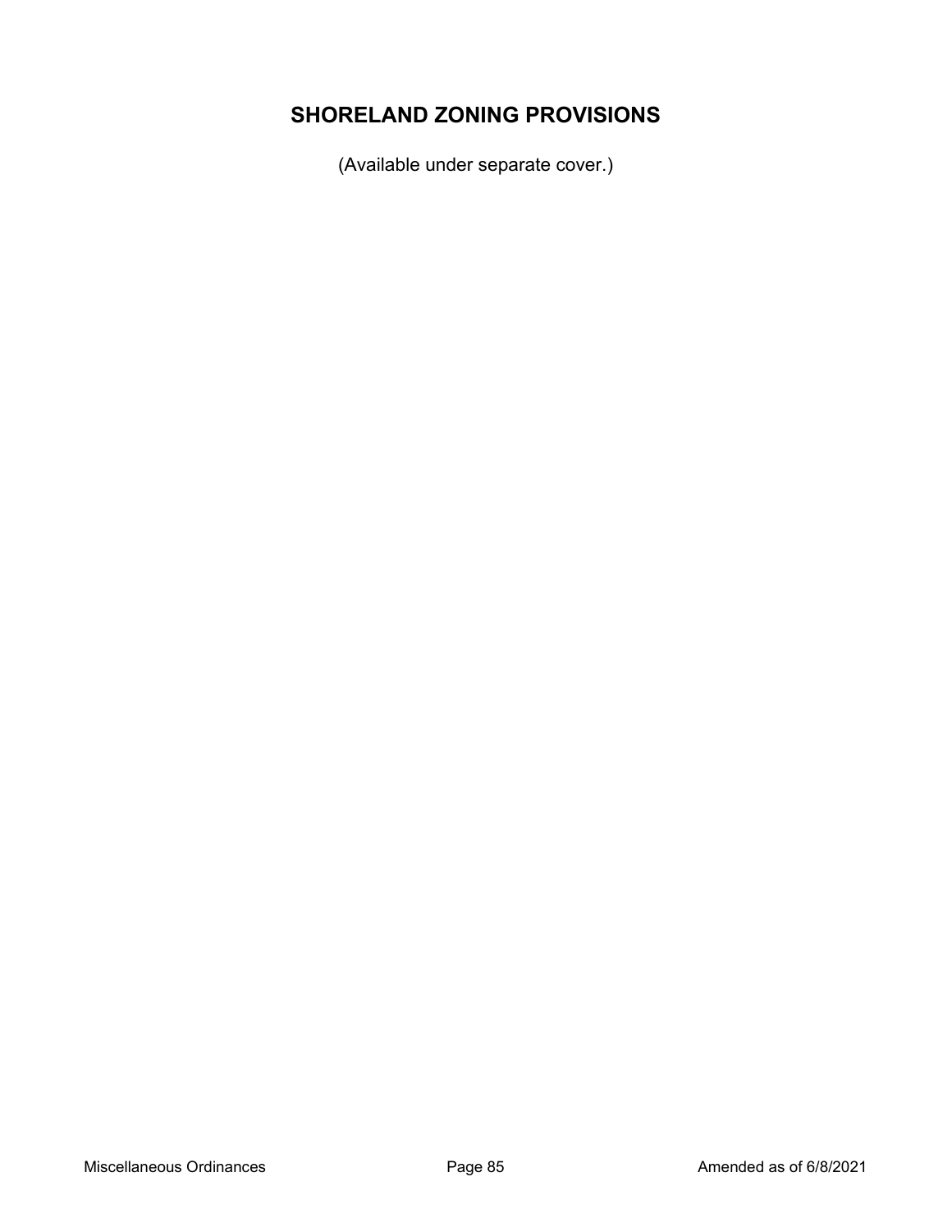# SHORELAND ZONING PROVISIONS

(Available under separate cover.)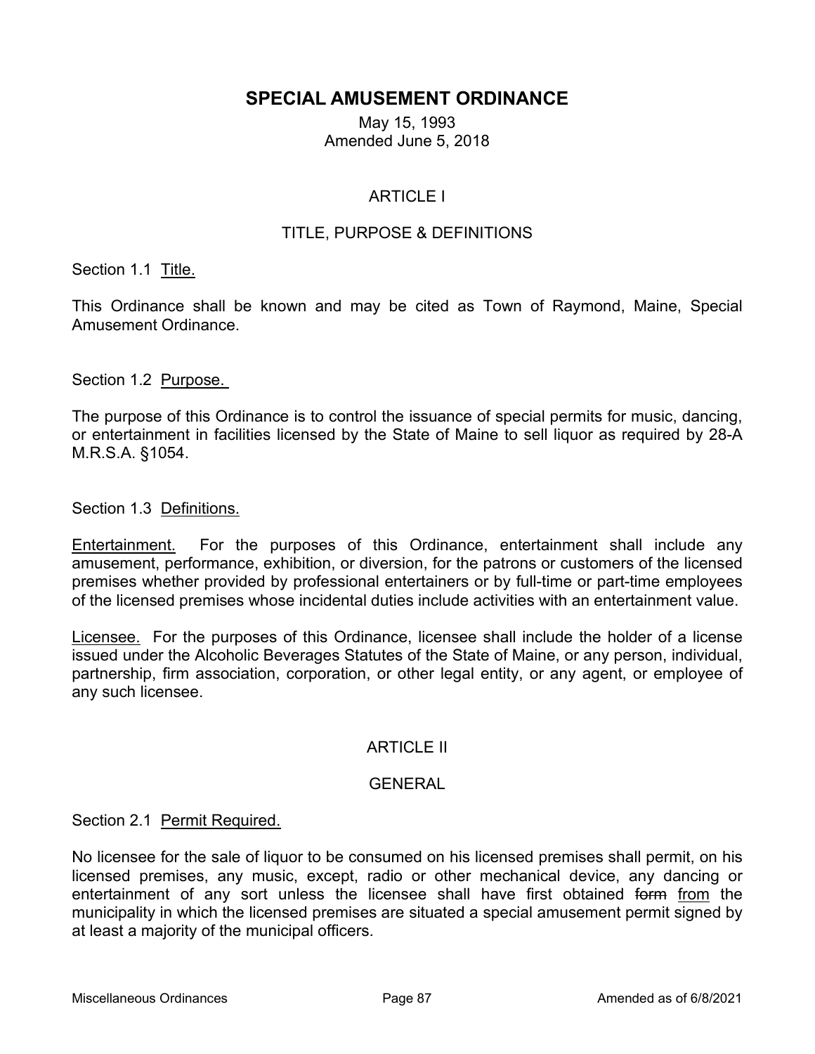# SPECIAL AMUSEMENT ORDINANCE

May 15, 1993
Amended June 5, 2018

## ARTICLE I

## TITLE, PURPOSE & DEFINITIONS

Section 1.1 Title.

This Ordinance shall be known and may be cited as Town of Raymond, Maine, Special Amusement Ordinance.

Section 1.2 Purpose.

The purpose of this Ordinance is to control the issuance of special permits for music, dancing, or entertainment in facilities licensed by the State of Maine to sell liquor as required by 28-A M.R.S.A. §1054.

Section 1.3 Definitions.

Entertainment. For the purposes of this Ordinance, entertainment shall include any amusement, performance, exhibition, or diversion, for the patrons or customers of the licensed premises whether provided by professional entertainers or by full-time or part-time employees of the licensed premises whose incidental duties include activities with an entertainment value.

Licensee. For the purposes of this Ordinance, licensee shall include the holder of a license issued under the Alcoholic Beverages Statutes of the State of Maine, or any person, individual, partnership, firm association, corporation, or other legal entity, or any agent, or employee of any such licensee.

## ARTICLE II

## GENERAL

Section 2.1 Permit Required.

No licensee for the sale of liquor to be consumed on his licensed premises shall permit, on his licensed premises, any music, except, radio or other mechanical device, any dancing or entertainment of any sort unless the licensee shall have first obtained ~~form~~ from the municipality in which the licensed premises are situated a special amusement permit signed by at least a majority of the municipal officers.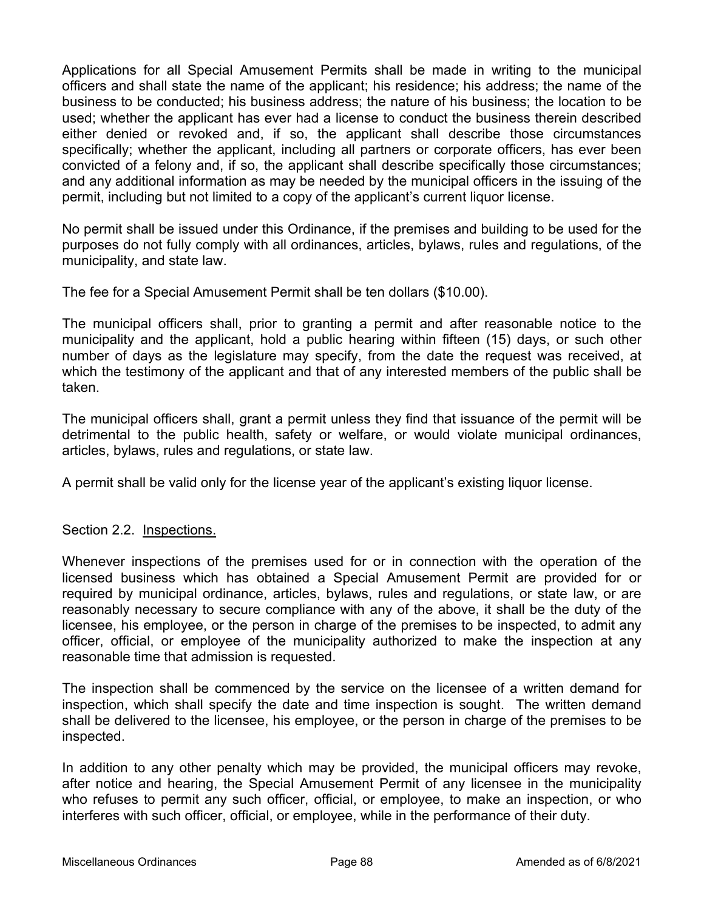Applications for all Special Amusement Permits shall be made in writing to the municipal officers and shall state the name of the applicant; his residence; his address; the name of the business to be conducted; his business address; the nature of his business; the location to be used; whether the applicant has ever had a license to conduct the business therein described either denied or revoked and, if so, the applicant shall describe those circumstances specifically; whether the applicant, including all partners or corporate officers, has ever been convicted of a felony and, if so, the applicant shall describe specifically those circumstances; and any additional information as may be needed by the municipal officers in the issuing of the permit, including but not limited to a copy of the applicant's current liquor license.

No permit shall be issued under this Ordinance, if the premises and building to be used for the purposes do not fully comply with all ordinances, articles, bylaws, rules and regulations, of the municipality, and state law.

The fee for a Special Amusement Permit shall be ten dollars ($10.00).

The municipal officers shall, prior to granting a permit and after reasonable notice to the municipality and the applicant, hold a public hearing within fifteen (15) days, or such other number of days as the legislature may specify, from the date the request was received, at which the testimony of the applicant and that of any interested members of the public shall be taken.

The municipal officers shall, grant a permit unless they find that issuance of the permit will be detrimental to the public health, safety or welfare, or would violate municipal ordinances, articles, bylaws, rules and regulations, or state law.

A permit shall be valid only for the license year of the applicant's existing liquor license.

Section 2.2. Inspections.

Whenever inspections of the premises used for or in connection with the operation of the licensed business which has obtained a Special Amusement Permit are provided for or required by municipal ordinance, articles, bylaws, rules and regulations, or state law, or are reasonably necessary to secure compliance with any of the above, it shall be the duty of the licensee, his employee, or the person in charge of the premises to be inspected, to admit any officer, official, or employee of the municipality authorized to make the inspection at any reasonable time that admission is requested.

The inspection shall be commenced by the service on the licensee of a written demand for inspection, which shall specify the date and time inspection is sought. The written demand shall be delivered to the licensee, his employee, or the person in charge of the premises to be inspected.

In addition to any other penalty which may be provided, the municipal officers may revoke, after notice and hearing, the Special Amusement Permit of any licensee in the municipality who refuses to permit any such officer, official, or employee, to make an inspection, or who interferes with such officer, official, or employee, while in the performance of their duty.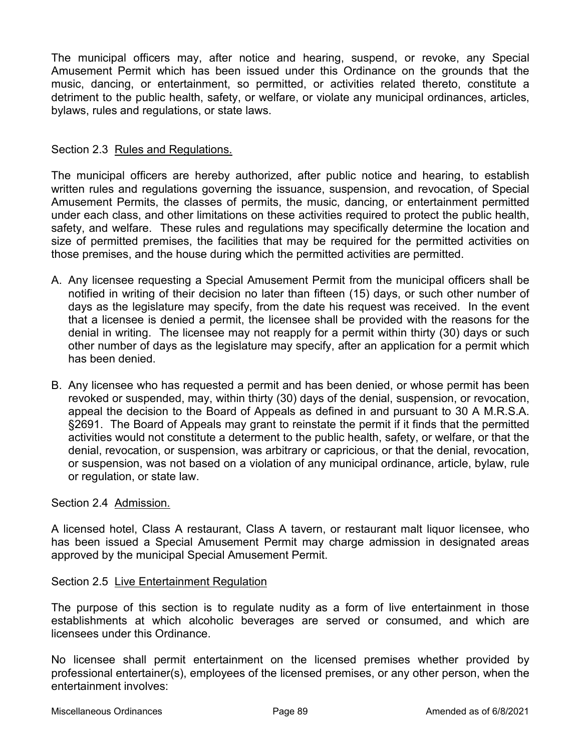The municipal officers may, after notice and hearing, suspend, or revoke, any Special Amusement Permit which has been issued under this Ordinance on the grounds that the music, dancing, or entertainment, so permitted, or activities related thereto, constitute a detriment to the public health, safety, or welfare, or violate any municipal ordinances, articles, bylaws, rules and regulations, or state laws.

Section 2.3 Rules and Regulations.

The municipal officers are hereby authorized, after public notice and hearing, to establish written rules and regulations governing the issuance, suspension, and revocation, of Special Amusement Permits, the classes of permits, the music, dancing, or entertainment permitted under each class, and other limitations on these activities required to protect the public health, safety, and welfare. These rules and regulations may specifically determine the location and size of permitted premises, the facilities that may be required for the permitted activities on those premises, and the house during which the permitted activities are permitted.

A. Any licensee requesting a Special Amusement Permit from the municipal officers shall be notified in writing of their decision no later than fifteen (15) days, or such other number of days as the legislature may specify, from the date his request was received. In the event that a licensee is denied a permit, the licensee shall be provided with the reasons for the denial in writing. The licensee may not reapply for a permit within thirty (30) days or such other number of days as the legislature may specify, after an application for a permit which has been denied.

B. Any licensee who has requested a permit and has been denied, or whose permit has been revoked or suspended, may, within thirty (30) days of the denial, suspension, or revocation, appeal the decision to the Board of Appeals as defined in and pursuant to 30 A M.R.S.A. §2691. The Board of Appeals may grant to reinstate the permit if it finds that the permitted activities would not constitute a determent to the public health, safety, or welfare, or that the denial, revocation, or suspension, was arbitrary or capricious, or that the denial, revocation, or suspension, was not based on a violation of any municipal ordinance, article, bylaw, rule or regulation, or state law.

Section 2.4 Admission.

A licensed hotel, Class A restaurant, Class A tavern, or restaurant malt liquor licensee, who has been issued a Special Amusement Permit may charge admission in designated areas approved by the municipal Special Amusement Permit.

Section 2.5 Live Entertainment Regulation

The purpose of this section is to regulate nudity as a form of live entertainment in those establishments at which alcoholic beverages are served or consumed, and which are licensees under this Ordinance.

No licensee shall permit entertainment on the licensed premises whether provided by professional entertainer(s), employees of the licensed premises, or any other person, when the entertainment involves: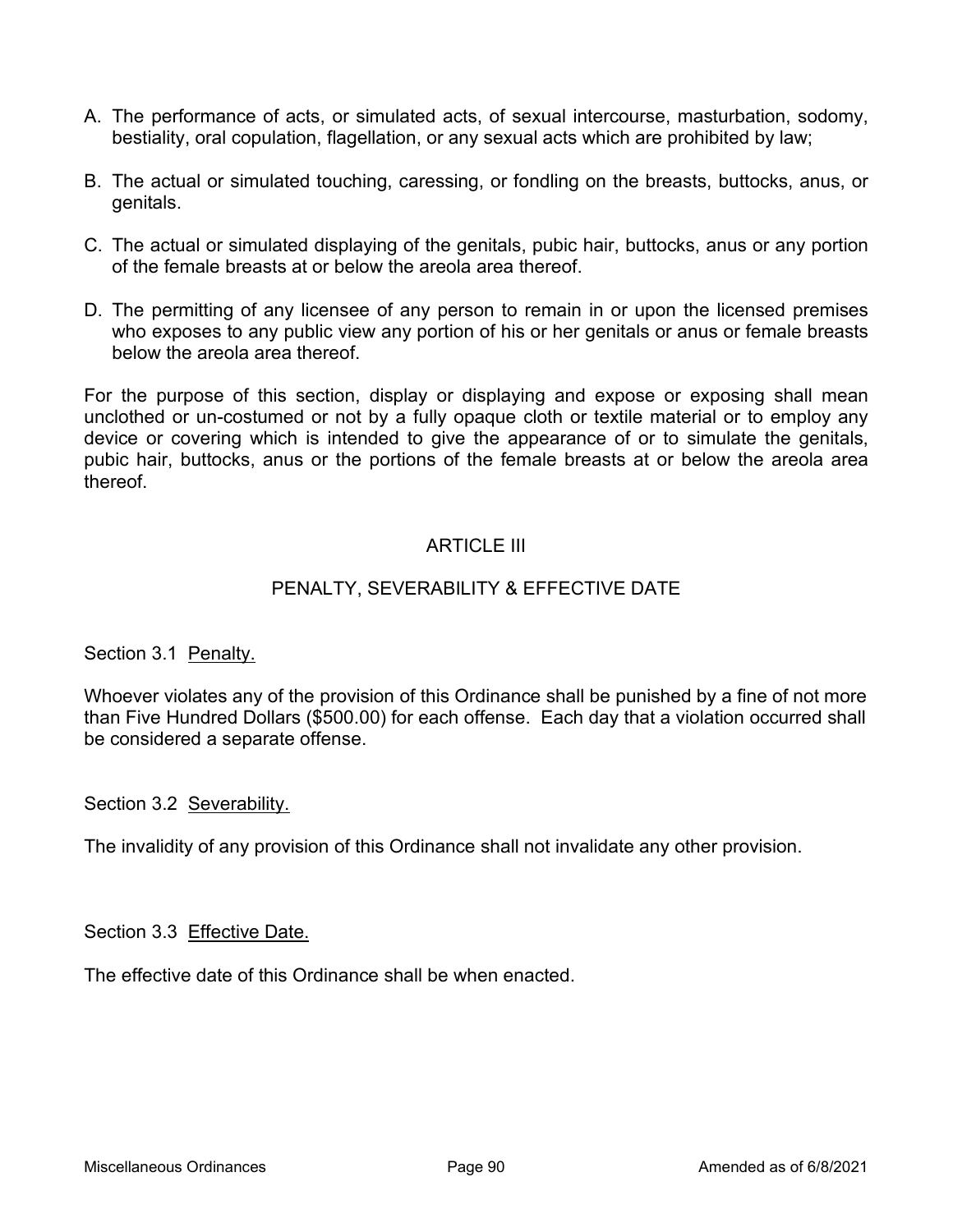A. The performance of acts, or simulated acts, of sexual intercourse, masturbation, sodomy, bestiality, oral copulation, flagellation, or any sexual acts which are prohibited by law;

B. The actual or simulated touching, caressing, or fondling on the breasts, buttocks, anus, or genitals.

C. The actual or simulated displaying of the genitals, pubic hair, buttocks, anus or any portion of the female breasts at or below the areola area thereof.

D. The permitting of any licensee of any person to remain in or upon the licensed premises who exposes to any public view any portion of his or her genitals or anus or female breasts below the areola area thereof.

For the purpose of this section, display or displaying and expose or exposing shall mean unclothed or un-costumed or not by a fully opaque cloth or textile material or to employ any device or covering which is intended to give the appearance of or to simulate the genitals, pubic hair, buttocks, anus or the portions of the female breasts at or below the areola area thereof.

## ARTICLE III

## PENALTY, SEVERABILITY & EFFECTIVE DATE

Section 3.1 Penalty.

Whoever violates any of the provision of this Ordinance shall be punished by a fine of not more than Five Hundred Dollars ($500.00) for each offense. Each day that a violation occurred shall be considered a separate offense.

Section 3.2 Severability.

The invalidity of any provision of this Ordinance shall not invalidate any other provision.

Section 3.3 Effective Date.

The effective date of this Ordinance shall be when enacted.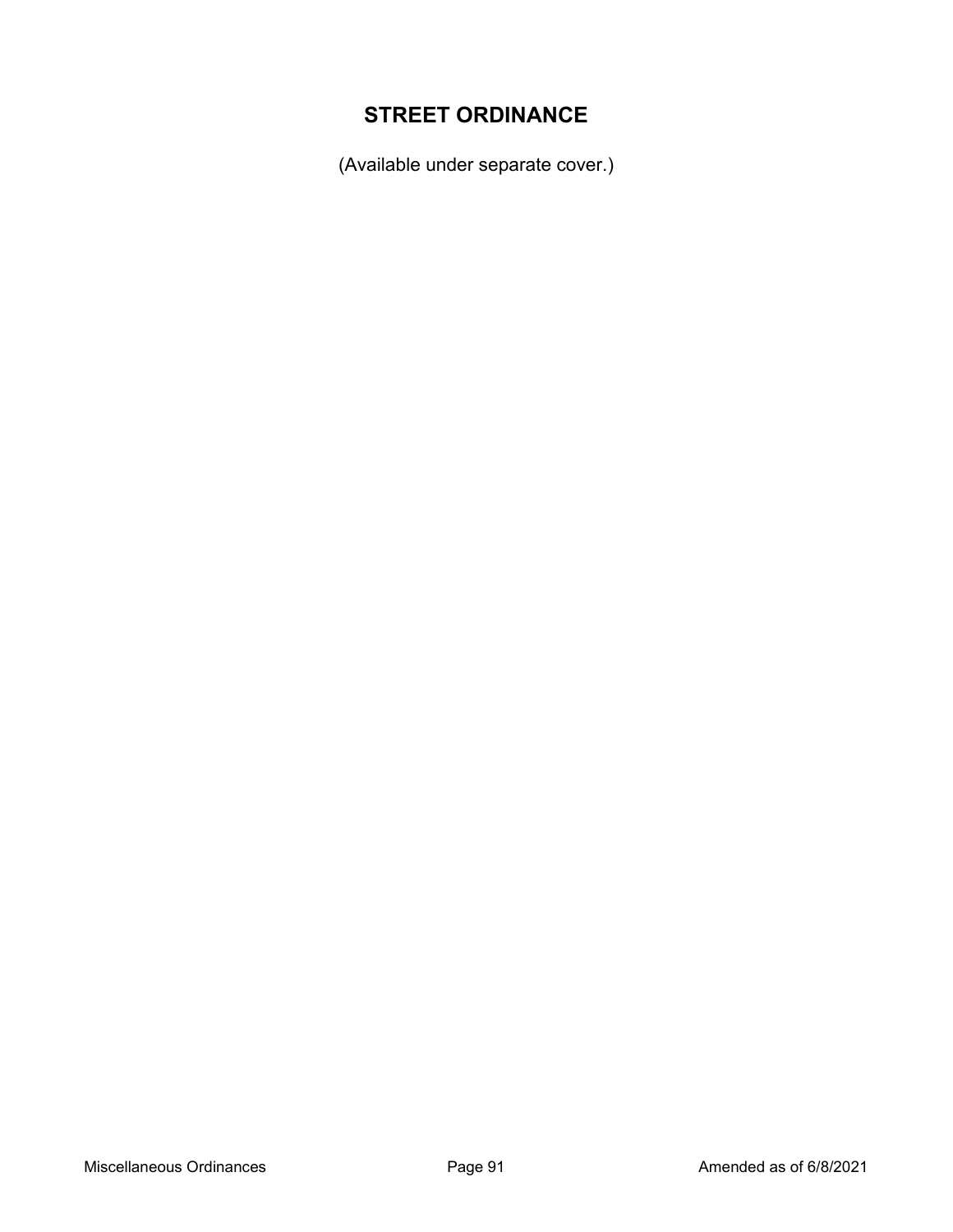# STREET ORDINANCE

(Available under separate cover.)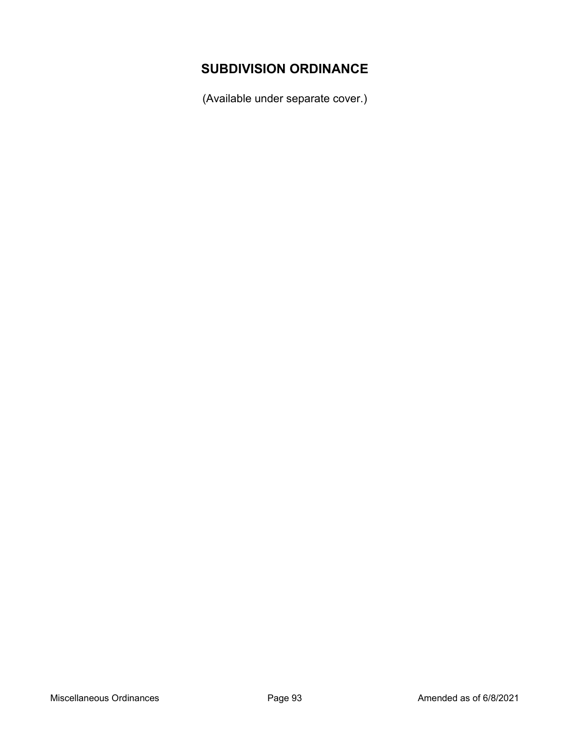# SUBDIVISION ORDINANCE

(Available under separate cover.)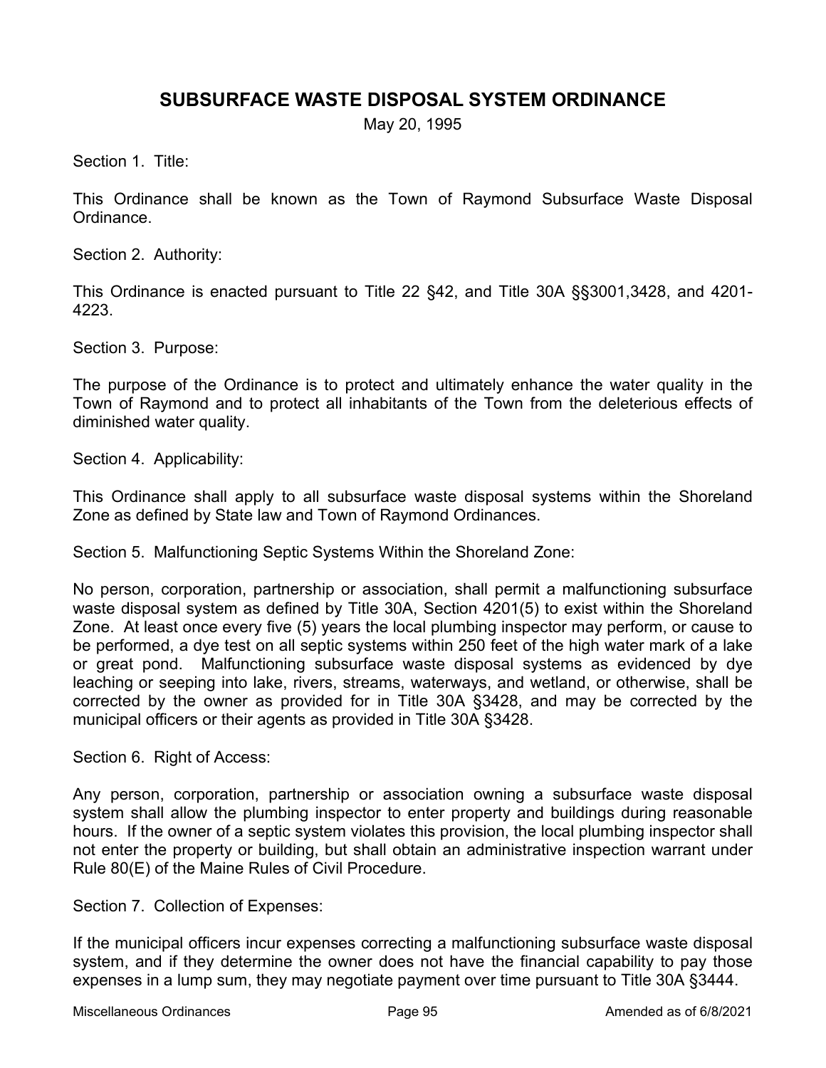# SUBSURFACE WASTE DISPOSAL SYSTEM ORDINANCE

May 20, 1995

Section 1. Title:

This Ordinance shall be known as the Town of Raymond Subsurface Waste Disposal Ordinance.

Section 2. Authority:

This Ordinance is enacted pursuant to Title 22 §42, and Title 30A §§3001,3428, and 4201-4223.

Section 3. Purpose:

The purpose of the Ordinance is to protect and ultimately enhance the water quality in the Town of Raymond and to protect all inhabitants of the Town from the deleterious effects of diminished water quality.

Section 4. Applicability:

This Ordinance shall apply to all subsurface waste disposal systems within the Shoreland Zone as defined by State law and Town of Raymond Ordinances.

Section 5. Malfunctioning Septic Systems Within the Shoreland Zone:

No person, corporation, partnership or association, shall permit a malfunctioning subsurface waste disposal system as defined by Title 30A, Section 4201(5) to exist within the Shoreland Zone. At least once every five (5) years the local plumbing inspector may perform, or cause to be performed, a dye test on all septic systems within 250 feet of the high water mark of a lake or great pond. Malfunctioning subsurface waste disposal systems as evidenced by dye leaching or seeping into lake, rivers, streams, waterways, and wetland, or otherwise, shall be corrected by the owner as provided for in Title 30A §3428, and may be corrected by the municipal officers or their agents as provided in Title 30A §3428.

Section 6. Right of Access:

Any person, corporation, partnership or association owning a subsurface waste disposal system shall allow the plumbing inspector to enter property and buildings during reasonable hours. If the owner of a septic system violates this provision, the local plumbing inspector shall not enter the property or building, but shall obtain an administrative inspection warrant under Rule 80(E) of the Maine Rules of Civil Procedure.

Section 7. Collection of Expenses:

If the municipal officers incur expenses correcting a malfunctioning subsurface waste disposal system, and if they determine the owner does not have the financial capability to pay those expenses in a lump sum, they may negotiate payment over time pursuant to Title 30A §3444.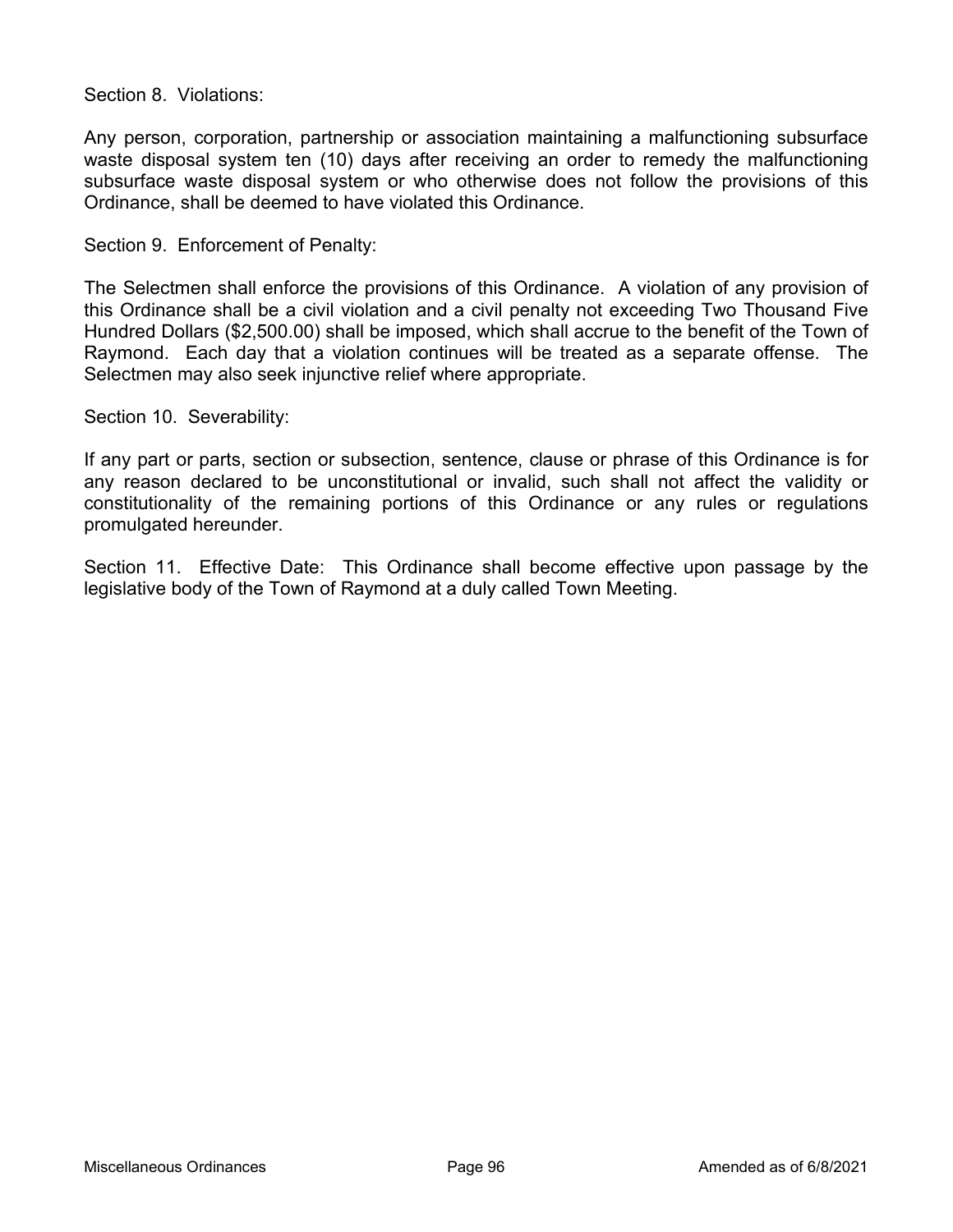Section 8. Violations:

Any person, corporation, partnership or association maintaining a malfunctioning subsurface waste disposal system ten (10) days after receiving an order to remedy the malfunctioning subsurface waste disposal system or who otherwise does not follow the provisions of this Ordinance, shall be deemed to have violated this Ordinance.

Section 9. Enforcement of Penalty:

The Selectmen shall enforce the provisions of this Ordinance. A violation of any provision of this Ordinance shall be a civil violation and a civil penalty not exceeding Two Thousand Five Hundred Dollars ($2,500.00) shall be imposed, which shall accrue to the benefit of the Town of Raymond. Each day that a violation continues will be treated as a separate offense. The Selectmen may also seek injunctive relief where appropriate.

Section 10. Severability:

If any part or parts, section or subsection, sentence, clause or phrase of this Ordinance is for any reason declared to be unconstitutional or invalid, such shall not affect the validity or constitutionality of the remaining portions of this Ordinance or any rules or regulations promulgated hereunder.

Section 11. Effective Date: This Ordinance shall become effective upon passage by the legislative body of the Town of Raymond at a duly called Town Meeting.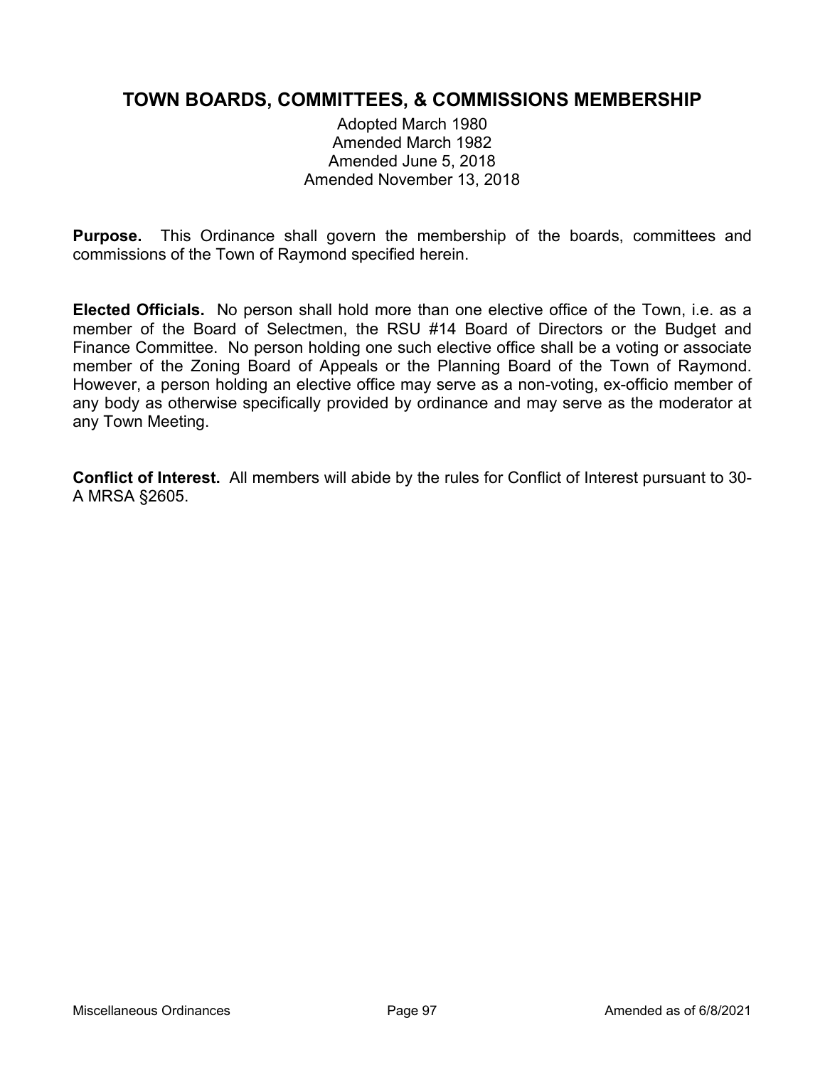# TOWN BOARDS, COMMITTEES, & COMMISSIONS MEMBERSHIP

Adopted March 1980
Amended March 1982
Amended June 5, 2018
Amended November 13, 2018

**Purpose.** This Ordinance shall govern the membership of the boards, committees and commissions of the Town of Raymond specified herein.

**Elected Officials.** No person shall hold more than one elective office of the Town, i.e. as a member of the Board of Selectmen, the RSU #14 Board of Directors or the Budget and Finance Committee. No person holding one such elective office shall be a voting or associate member of the Zoning Board of Appeals or the Planning Board of the Town of Raymond. However, a person holding an elective office may serve as a non-voting, ex-officio member of any body as otherwise specifically provided by ordinance and may serve as the moderator at any Town Meeting.

**Conflict of Interest.** All members will abide by the rules for Conflict of Interest pursuant to 30-A MRSA §2605.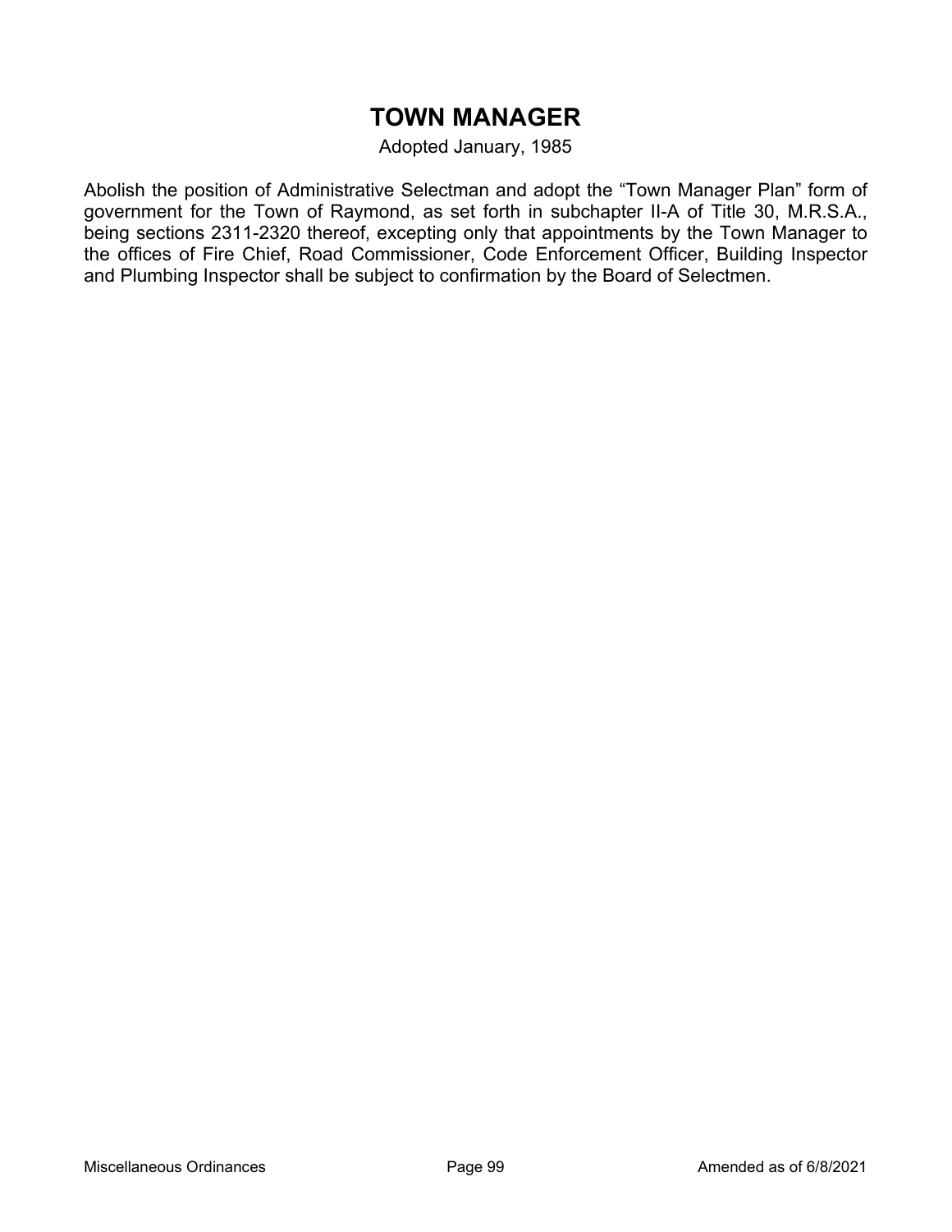# TOWN MANAGER

Adopted January, 1985

Abolish the position of Administrative Selectman and adopt the "Town Manager Plan" form of government for the Town of Raymond, as set forth in subchapter II-A of Title 30, M.R.S.A., being sections 2311-2320 thereof, excepting only that appointments by the Town Manager to the offices of Fire Chief, Road Commissioner, Code Enforcement Officer, Building Inspector and Plumbing Inspector shall be subject to confirmation by the Board of Selectmen.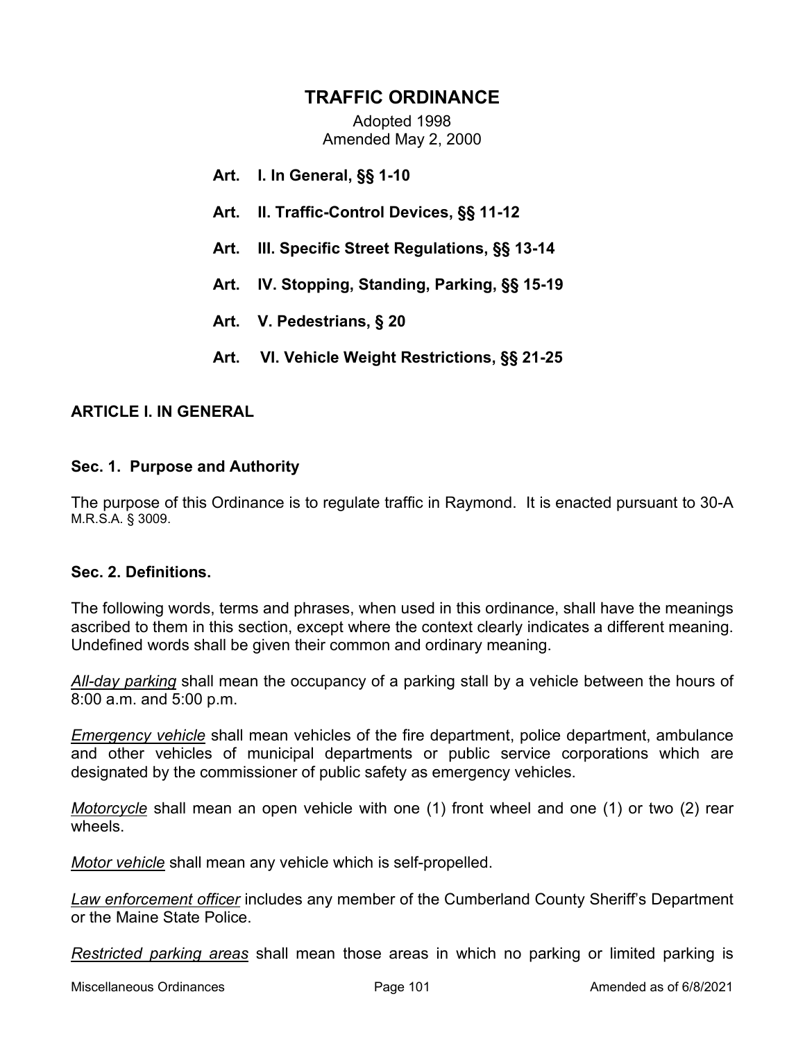# TRAFFIC ORDINANCE

Adopted 1998
Amended May 2, 2000

**Art. I. In General, §§ 1-10**

**Art. II. Traffic-Control Devices, §§ 11-12**

**Art. III. Specific Street Regulations, §§ 13-14**

**Art. IV. Stopping, Standing, Parking, §§ 15-19**

**Art. V. Pedestrians, § 20**

**Art. VI. Vehicle Weight Restrictions, §§ 21-25**

## ARTICLE I. IN GENERAL

### Sec. 1. Purpose and Authority

The purpose of this Ordinance is to regulate traffic in Raymond. It is enacted pursuant to 30-A M.R.S.A. § 3009.

### Sec. 2. Definitions.

The following words, terms and phrases, when used in this ordinance, shall have the meanings ascribed to them in this section, except where the context clearly indicates a different meaning. Undefined words shall be given their common and ordinary meaning.

*All-day parking* shall mean the occupancy of a parking stall by a vehicle between the hours of 8:00 a.m. and 5:00 p.m.

*Emergency vehicle* shall mean vehicles of the fire department, police department, ambulance and other vehicles of municipal departments or public service corporations which are designated by the commissioner of public safety as emergency vehicles.

*Motorcycle* shall mean an open vehicle with one (1) front wheel and one (1) or two (2) rear wheels.

*Motor vehicle* shall mean any vehicle which is self-propelled.

*Law enforcement officer* includes any member of the Cumberland County Sheriff's Department or the Maine State Police.

*Restricted parking areas* shall mean those areas in which no parking or limited parking is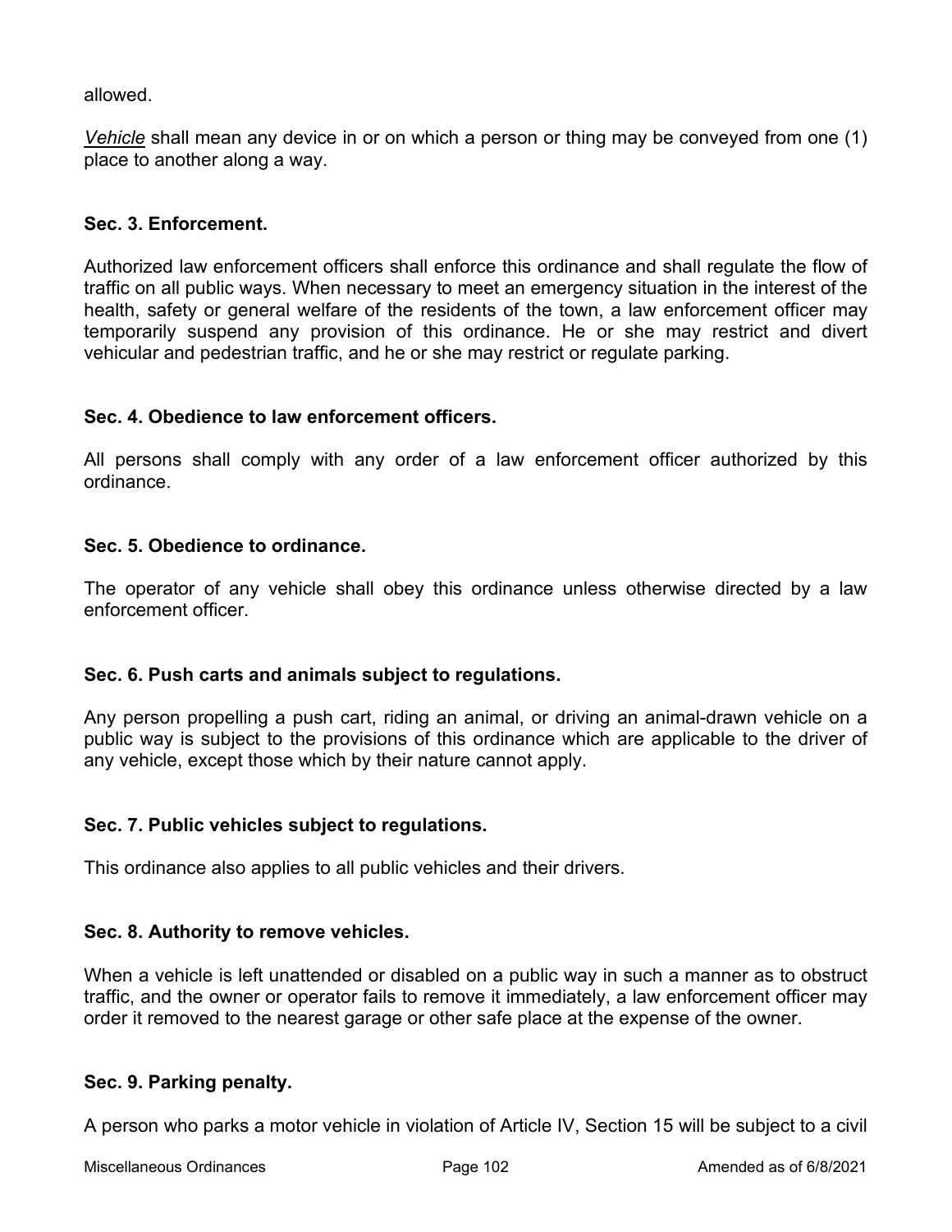allowed.

*Vehicle* shall mean any device in or on which a person or thing may be conveyed from one (1) place to another along a way.

### Sec. 3. Enforcement.

Authorized law enforcement officers shall enforce this ordinance and shall regulate the flow of traffic on all public ways. When necessary to meet an emergency situation in the interest of the health, safety or general welfare of the residents of the town, a law enforcement officer may temporarily suspend any provision of this ordinance. He or she may restrict and divert vehicular and pedestrian traffic, and he or she may restrict or regulate parking.

### Sec. 4. Obedience to law enforcement officers.

All persons shall comply with any order of a law enforcement officer authorized by this ordinance.

### Sec. 5. Obedience to ordinance.

The operator of any vehicle shall obey this ordinance unless otherwise directed by a law enforcement officer.

### Sec. 6. Push carts and animals subject to regulations.

Any person propelling a push cart, riding an animal, or driving an animal-drawn vehicle on a public way is subject to the provisions of this ordinance which are applicable to the driver of any vehicle, except those which by their nature cannot apply.

### Sec. 7. Public vehicles subject to regulations.

This ordinance also applies to all public vehicles and their drivers.

### Sec. 8. Authority to remove vehicles.

When a vehicle is left unattended or disabled on a public way in such a manner as to obstruct traffic, and the owner or operator fails to remove it immediately, a law enforcement officer may order it removed to the nearest garage or other safe place at the expense of the owner.

### Sec. 9. Parking penalty.

A person who parks a motor vehicle in violation of Article IV, Section 15 will be subject to a civil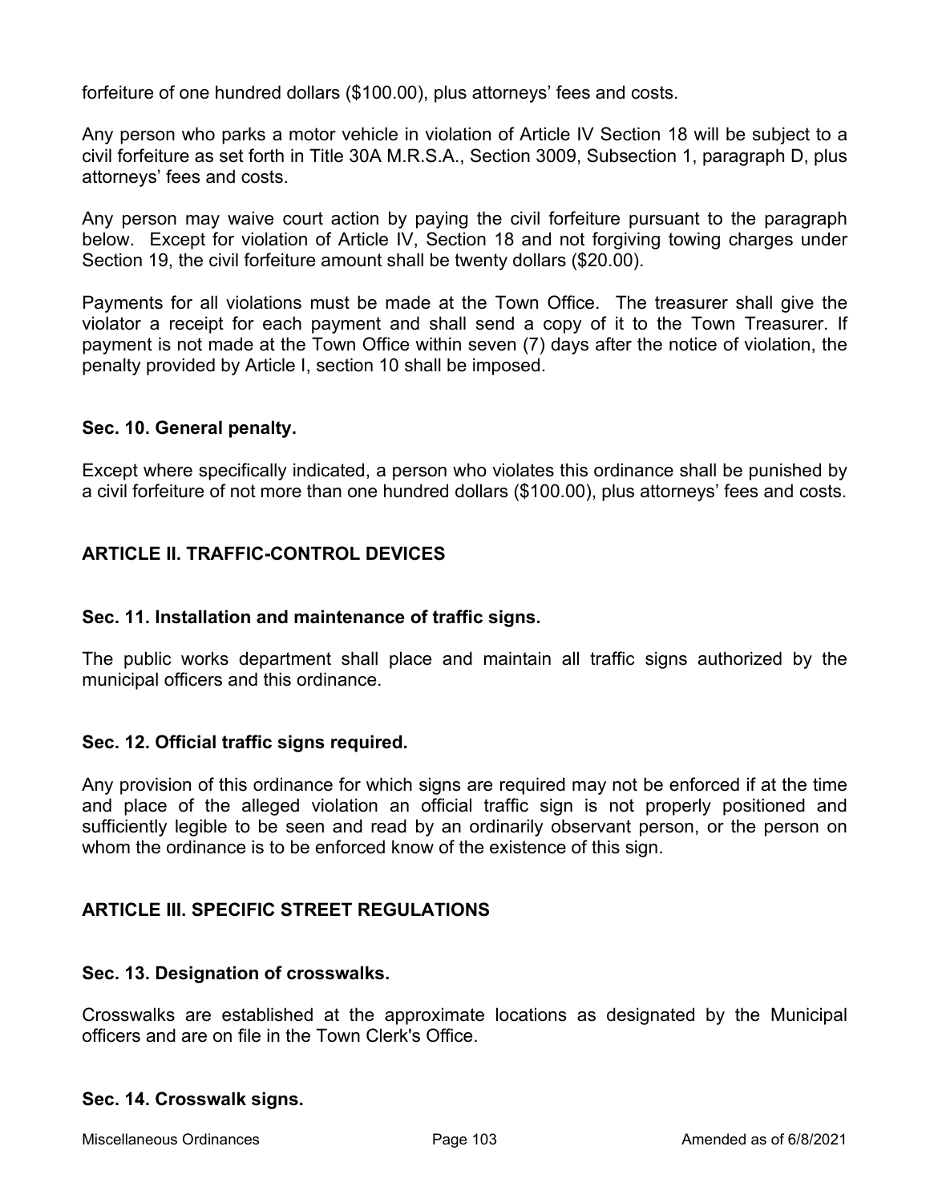forfeiture of one hundred dollars ($100.00), plus attorneys' fees and costs.

Any person who parks a motor vehicle in violation of Article IV Section 18 will be subject to a civil forfeiture as set forth in Title 30A M.R.S.A., Section 3009, Subsection 1, paragraph D, plus attorneys' fees and costs.

Any person may waive court action by paying the civil forfeiture pursuant to the paragraph below. Except for violation of Article IV, Section 18 and not forgiving towing charges under Section 19, the civil forfeiture amount shall be twenty dollars ($20.00).

Payments for all violations must be made at the Town Office. The treasurer shall give the violator a receipt for each payment and shall send a copy of it to the Town Treasurer. If payment is not made at the Town Office within seven (7) days after the notice of violation, the penalty provided by Article I, section 10 shall be imposed.

### Sec. 10. General penalty.

Except where specifically indicated, a person who violates this ordinance shall be punished by a civil forfeiture of not more than one hundred dollars ($100.00), plus attorneys' fees and costs.

## ARTICLE II. TRAFFIC-CONTROL DEVICES

### Sec. 11. Installation and maintenance of traffic signs.

The public works department shall place and maintain all traffic signs authorized by the municipal officers and this ordinance.

### Sec. 12. Official traffic signs required.

Any provision of this ordinance for which signs are required may not be enforced if at the time and place of the alleged violation an official traffic sign is not properly positioned and sufficiently legible to be seen and read by an ordinarily observant person, or the person on whom the ordinance is to be enforced know of the existence of this sign.

## ARTICLE III. SPECIFIC STREET REGULATIONS

### Sec. 13. Designation of crosswalks.

Crosswalks are established at the approximate locations as designated by the Municipal officers and are on file in the Town Clerk's Office.

### Sec. 14. Crosswalk signs.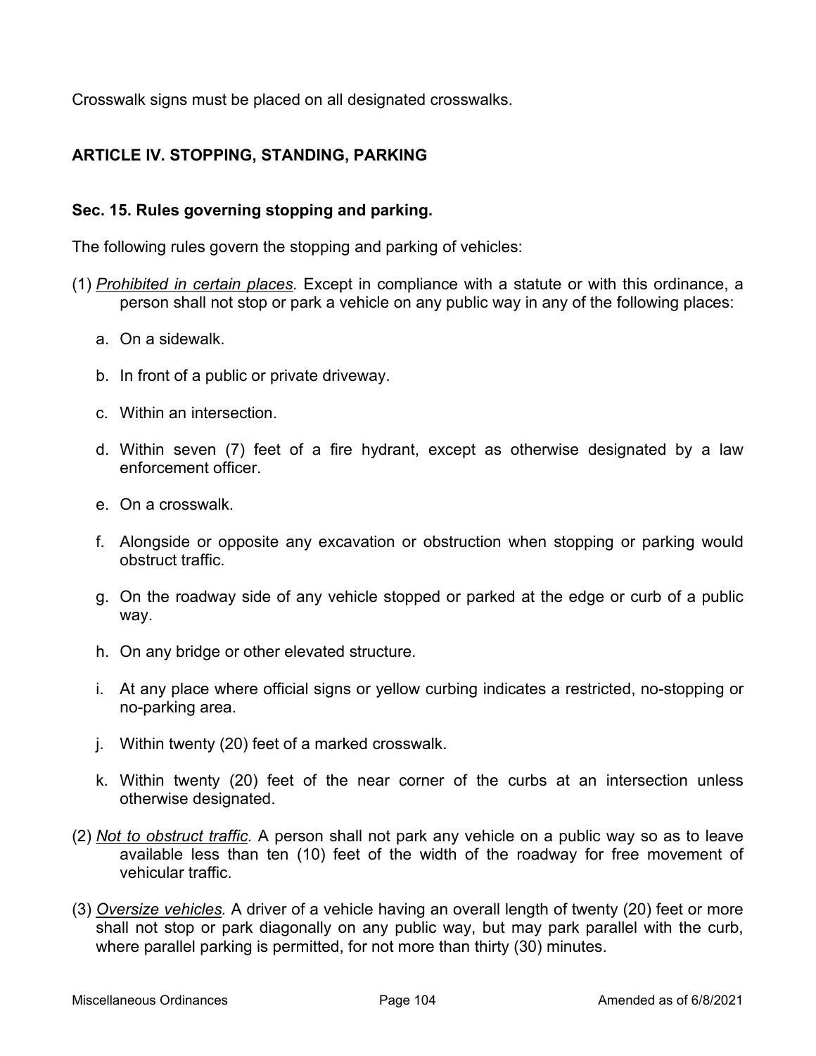Crosswalk signs must be placed on all designated crosswalks.

## ARTICLE IV. STOPPING, STANDING, PARKING

### Sec. 15. Rules governing stopping and parking.

The following rules govern the stopping and parking of vehicles:

(1) *Prohibited in certain places.* Except in compliance with a statute or with this ordinance, a person shall not stop or park a vehicle on any public way in any of the following places:

   a. On a sidewalk.

   b. In front of a public or private driveway.

   c. Within an intersection.

   d. Within seven (7) feet of a fire hydrant, except as otherwise designated by a law enforcement officer.

   e. On a crosswalk.

   f. Alongside or opposite any excavation or obstruction when stopping or parking would obstruct traffic.

   g. On the roadway side of any vehicle stopped or parked at the edge or curb of a public way.

   h. On any bridge or other elevated structure.

   i. At any place where official signs or yellow curbing indicates a restricted, no-stopping or no-parking area.

   j. Within twenty (20) feet of a marked crosswalk.

   k. Within twenty (20) feet of the near corner of the curbs at an intersection unless otherwise designated.

(2) *Not to obstruct traffic.* A person shall not park any vehicle on a public way so as to leave available less than ten (10) feet of the width of the roadway for free movement of vehicular traffic.

(3) *Oversize vehicles.* A driver of a vehicle having an overall length of twenty (20) feet or more shall not stop or park diagonally on any public way, but may park parallel with the curb, where parallel parking is permitted, for not more than thirty (30) minutes.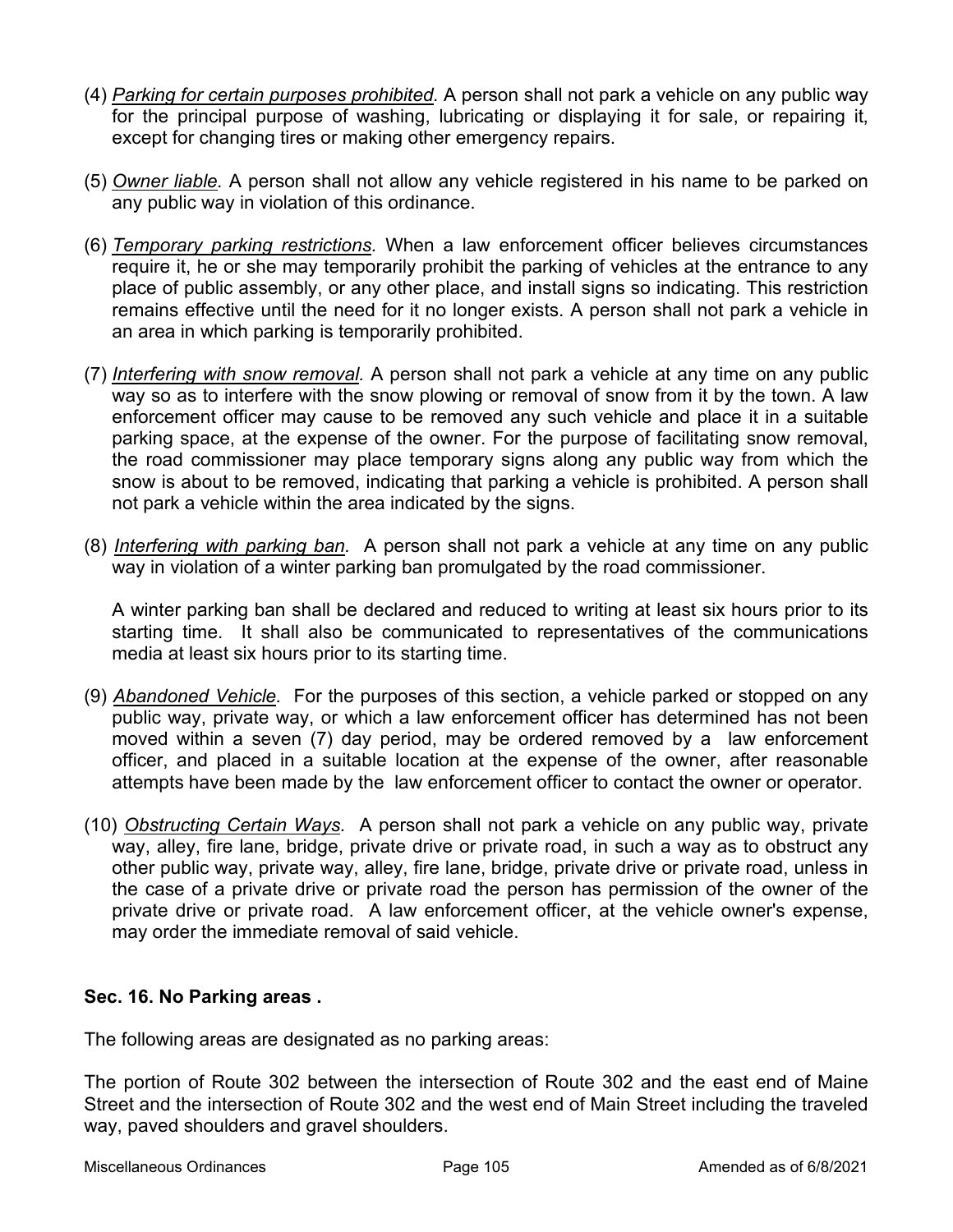(4) *Parking for certain purposes prohibited.* A person shall not park a vehicle on any public way for the principal purpose of washing, lubricating or displaying it for sale, or repairing it, except for changing tires or making other emergency repairs.

(5) *Owner liable.* A person shall not allow any vehicle registered in his name to be parked on any public way in violation of this ordinance.

(6) *Temporary parking restrictions.* When a law enforcement officer believes circumstances require it, he or she may temporarily prohibit the parking of vehicles at the entrance to any place of public assembly, or any other place, and install signs so indicating. This restriction remains effective until the need for it no longer exists. A person shall not park a vehicle in an area in which parking is temporarily prohibited.

(7) *Interfering with snow removal.* A person shall not park a vehicle at any time on any public way so as to interfere with the snow plowing or removal of snow from it by the town. A law enforcement officer may cause to be removed any such vehicle and place it in a suitable parking space, at the expense of the owner. For the purpose of facilitating snow removal, the road commissioner may place temporary signs along any public way from which the snow is about to be removed, indicating that parking a vehicle is prohibited. A person shall not park a vehicle within the area indicated by the signs.

(8) *Interfering with parking ban.* A person shall not park a vehicle at any time on any public way in violation of a winter parking ban promulgated by the road commissioner.

A winter parking ban shall be declared and reduced to writing at least six hours prior to its starting time. It shall also be communicated to representatives of the communications media at least six hours prior to its starting time.

(9) *Abandoned Vehicle.* For the purposes of this section, a vehicle parked or stopped on any public way, private way, or which a law enforcement officer has determined has not been moved within a seven (7) day period, may be ordered removed by a law enforcement officer, and placed in a suitable location at the expense of the owner, after reasonable attempts have been made by the law enforcement officer to contact the owner or operator.

(10) *Obstructing Certain Ways.* A person shall not park a vehicle on any public way, private way, alley, fire lane, bridge, private drive or private road, in such a way as to obstruct any other public way, private way, alley, fire lane, bridge, private drive or private road, unless in the case of a private drive or private road the person has permission of the owner of the private drive or private road. A law enforcement officer, at the vehicle owner's expense, may order the immediate removal of said vehicle.

**Sec. 16. No Parking areas .**

The following areas are designated as no parking areas:

The portion of Route 302 between the intersection of Route 302 and the east end of Maine Street and the intersection of Route 302 and the west end of Main Street including the traveled way, paved shoulders and gravel shoulders.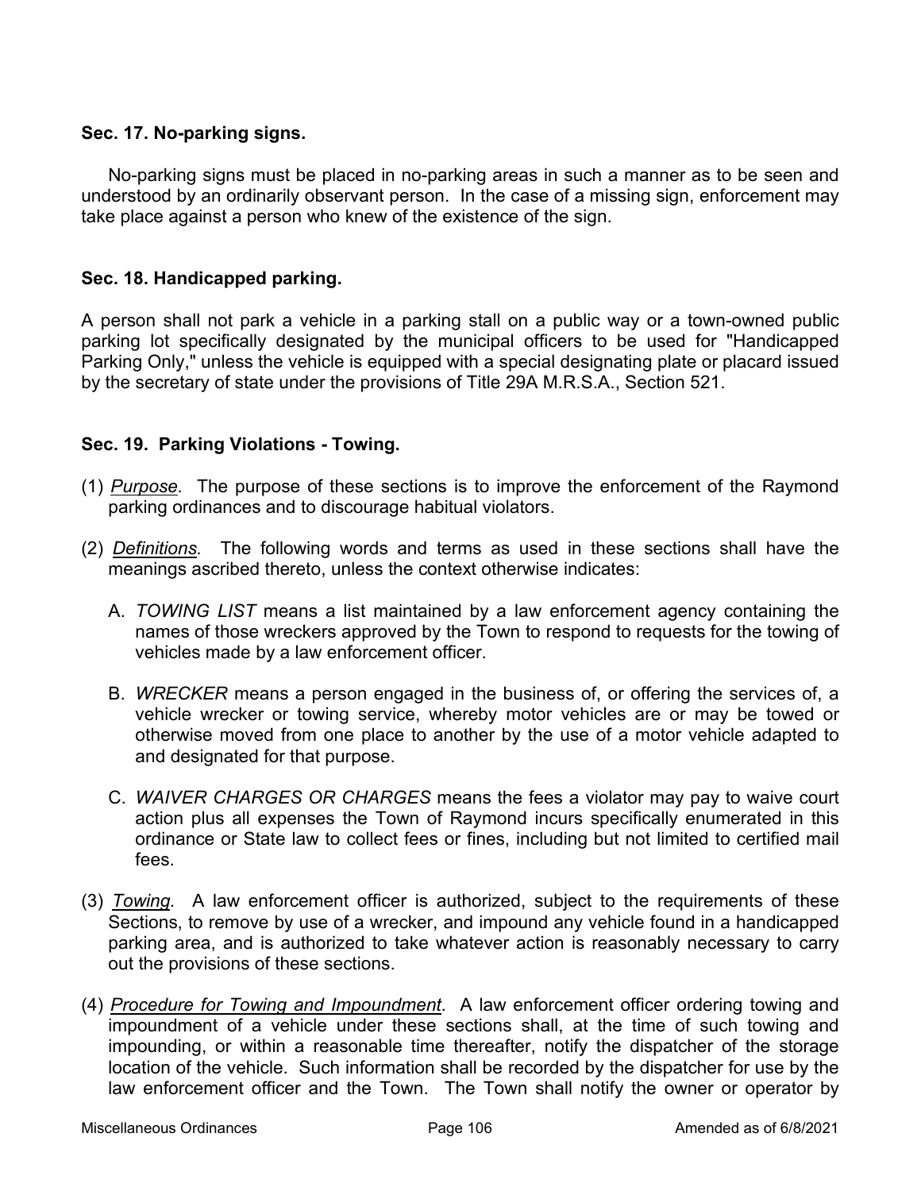**Sec. 17. No-parking signs.**

No-parking signs must be placed in no-parking areas in such a manner as to be seen and understood by an ordinarily observant person. In the case of a missing sign, enforcement may take place against a person who knew of the existence of the sign.

**Sec. 18. Handicapped parking.**

A person shall not park a vehicle in a parking stall on a public way or a town-owned public parking lot specifically designated by the municipal officers to be used for "Handicapped Parking Only," unless the vehicle is equipped with a special designating plate or placard issued by the secretary of state under the provisions of Title 29A M.R.S.A., Section 521.

**Sec. 19. Parking Violations - Towing.**

(1) *Purpose.* The purpose of these sections is to improve the enforcement of the Raymond parking ordinances and to discourage habitual violators.

(2) *Definitions.* The following words and terms as used in these sections shall have the meanings ascribed thereto, unless the context otherwise indicates:

   A. *TOWING LIST* means a list maintained by a law enforcement agency containing the names of those wreckers approved by the Town to respond to requests for the towing of vehicles made by a law enforcement officer.

   B. *WRECKER* means a person engaged in the business of, or offering the services of, a vehicle wrecker or towing service, whereby motor vehicles are or may be towed or otherwise moved from one place to another by the use of a motor vehicle adapted to and designated for that purpose.

   C. *WAIVER CHARGES OR CHARGES* means the fees a violator may pay to waive court action plus all expenses the Town of Raymond incurs specifically enumerated in this ordinance or State law to collect fees or fines, including but not limited to certified mail fees.

(3) *Towing.* A law enforcement officer is authorized, subject to the requirements of these Sections, to remove by use of a wrecker, and impound any vehicle found in a handicapped parking area, and is authorized to take whatever action is reasonably necessary to carry out the provisions of these sections.

(4) *Procedure for Towing and Impoundment*. A law enforcement officer ordering towing and impoundment of a vehicle under these sections shall, at the time of such towing and impounding, or within a reasonable time thereafter, notify the dispatcher of the storage location of the vehicle. Such information shall be recorded by the dispatcher for use by the law enforcement officer and the Town. The Town shall notify the owner or operator by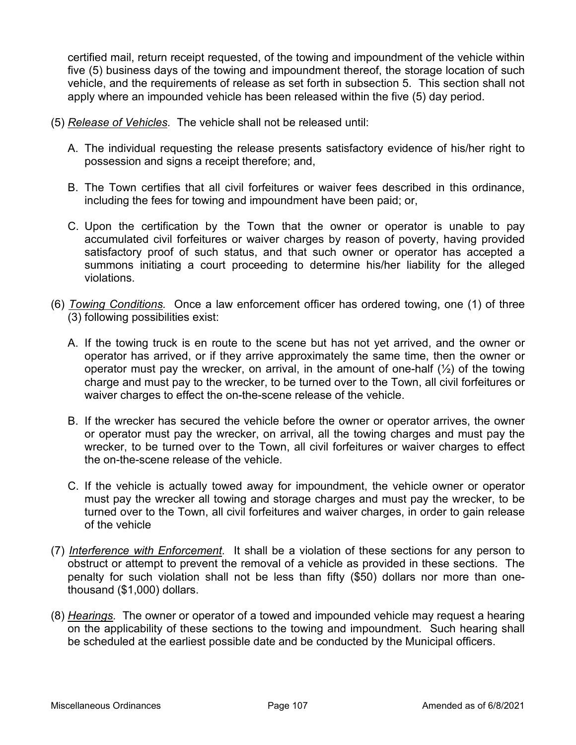certified mail, return receipt requested, of the towing and impoundment of the vehicle within five (5) business days of the towing and impoundment thereof, the storage location of such vehicle, and the requirements of release as set forth in subsection 5. This section shall not apply where an impounded vehicle has been released within the five (5) day period.

(5) *Release of Vehicles.* The vehicle shall not be released until:

A. The individual requesting the release presents satisfactory evidence of his/her right to possession and signs a receipt therefore; and,

B. The Town certifies that all civil forfeitures or waiver fees described in this ordinance, including the fees for towing and impoundment have been paid; or,

C. Upon the certification by the Town that the owner or operator is unable to pay accumulated civil forfeitures or waiver charges by reason of poverty, having provided satisfactory proof of such status, and that such owner or operator has accepted a summons initiating a court proceeding to determine his/her liability for the alleged violations.

(6) *Towing Conditions.* Once a law enforcement officer has ordered towing, one (1) of three (3) following possibilities exist:

A. If the towing truck is en route to the scene but has not yet arrived, and the owner or operator has arrived, or if they arrive approximately the same time, then the owner or operator must pay the wrecker, on arrival, in the amount of one-half (½) of the towing charge and must pay to the wrecker, to be turned over to the Town, all civil forfeitures or waiver charges to effect the on-the-scene release of the vehicle.

B. If the wrecker has secured the vehicle before the owner or operator arrives, the owner or operator must pay the wrecker, on arrival, all the towing charges and must pay the wrecker, to be turned over to the Town, all civil forfeitures or waiver charges to effect the on-the-scene release of the vehicle.

C. If the vehicle is actually towed away for impoundment, the vehicle owner or operator must pay the wrecker all towing and storage charges and must pay the wrecker, to be turned over to the Town, all civil forfeitures and waiver charges, in order to gain release of the vehicle

(7) *Interference with Enforcement.* It shall be a violation of these sections for any person to obstruct or attempt to prevent the removal of a vehicle as provided in these sections. The penalty for such violation shall not be less than fifty ($50) dollars nor more than one-thousand ($1,000) dollars.

(8) *Hearings.* The owner or operator of a towed and impounded vehicle may request a hearing on the applicability of these sections to the towing and impoundment. Such hearing shall be scheduled at the earliest possible date and be conducted by the Municipal officers.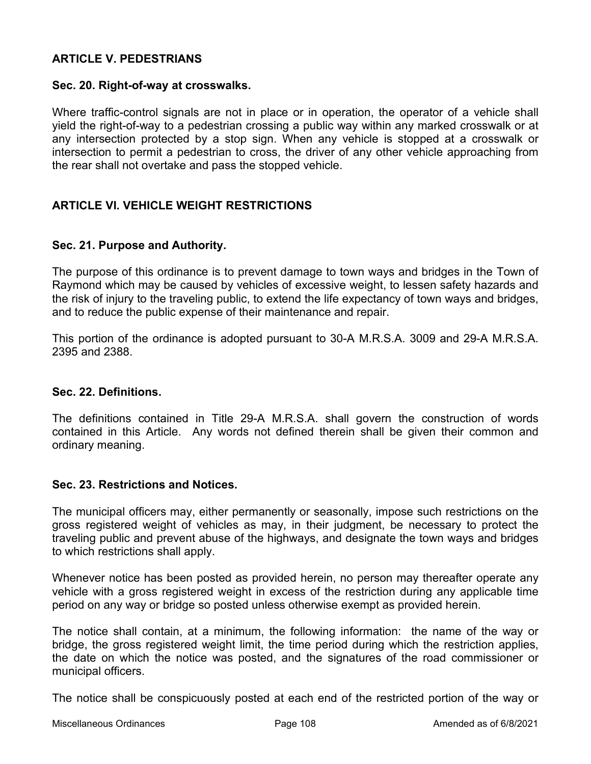## ARTICLE V. PEDESTRIANS

### Sec. 20. Right-of-way at crosswalks.

Where traffic-control signals are not in place or in operation, the operator of a vehicle shall yield the right-of-way to a pedestrian crossing a public way within any marked crosswalk or at any intersection protected by a stop sign. When any vehicle is stopped at a crosswalk or intersection to permit a pedestrian to cross, the driver of any other vehicle approaching from the rear shall not overtake and pass the stopped vehicle.

## ARTICLE VI. VEHICLE WEIGHT RESTRICTIONS

### Sec. 21. Purpose and Authority.

The purpose of this ordinance is to prevent damage to town ways and bridges in the Town of Raymond which may be caused by vehicles of excessive weight, to lessen safety hazards and the risk of injury to the traveling public, to extend the life expectancy of town ways and bridges, and to reduce the public expense of their maintenance and repair.

This portion of the ordinance is adopted pursuant to 30-A M.R.S.A. 3009 and 29-A M.R.S.A. 2395 and 2388.

### Sec. 22. Definitions.

The definitions contained in Title 29-A M.R.S.A. shall govern the construction of words contained in this Article. Any words not defined therein shall be given their common and ordinary meaning.

### Sec. 23. Restrictions and Notices.

The municipal officers may, either permanently or seasonally, impose such restrictions on the gross registered weight of vehicles as may, in their judgment, be necessary to protect the traveling public and prevent abuse of the highways, and designate the town ways and bridges to which restrictions shall apply.

Whenever notice has been posted as provided herein, no person may thereafter operate any vehicle with a gross registered weight in excess of the restriction during any applicable time period on any way or bridge so posted unless otherwise exempt as provided herein.

The notice shall contain, at a minimum, the following information: the name of the way or bridge, the gross registered weight limit, the time period during which the restriction applies, the date on which the notice was posted, and the signatures of the road commissioner or municipal officers.

The notice shall be conspicuously posted at each end of the restricted portion of the way or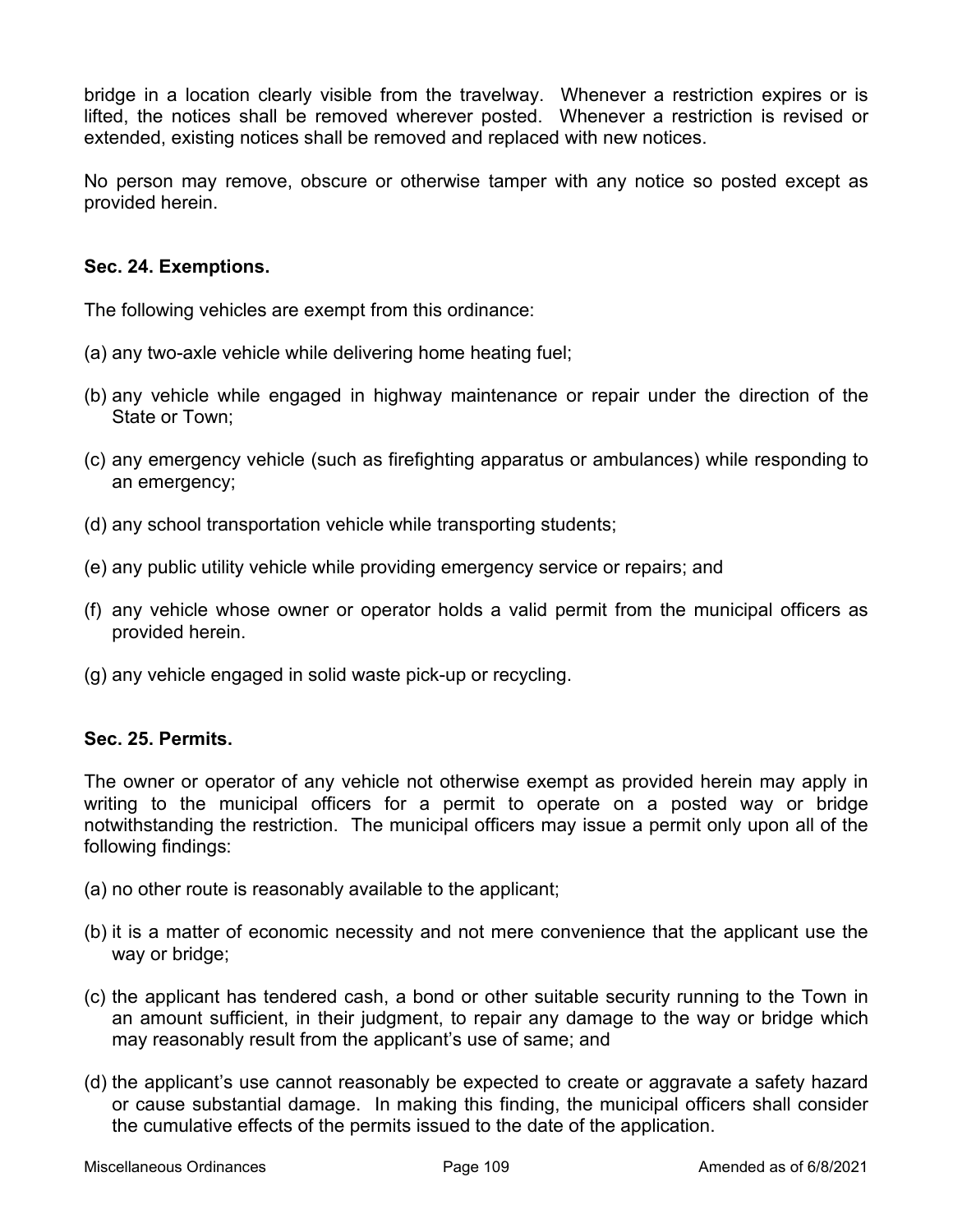bridge in a location clearly visible from the travelway. Whenever a restriction expires or is lifted, the notices shall be removed wherever posted. Whenever a restriction is revised or extended, existing notices shall be removed and replaced with new notices.

No person may remove, obscure or otherwise tamper with any notice so posted except as provided herein.

### Sec. 24. Exemptions.

The following vehicles are exempt from this ordinance:

(a) any two-axle vehicle while delivering home heating fuel;

(b) any vehicle while engaged in highway maintenance or repair under the direction of the State or Town;

(c) any emergency vehicle (such as firefighting apparatus or ambulances) while responding to an emergency;

(d) any school transportation vehicle while transporting students;

(e) any public utility vehicle while providing emergency service or repairs; and

(f) any vehicle whose owner or operator holds a valid permit from the municipal officers as provided herein.

(g) any vehicle engaged in solid waste pick-up or recycling.

### Sec. 25. Permits.

The owner or operator of any vehicle not otherwise exempt as provided herein may apply in writing to the municipal officers for a permit to operate on a posted way or bridge notwithstanding the restriction. The municipal officers may issue a permit only upon all of the following findings:

(a) no other route is reasonably available to the applicant;

(b) it is a matter of economic necessity and not mere convenience that the applicant use the way or bridge;

(c) the applicant has tendered cash, a bond or other suitable security running to the Town in an amount sufficient, in their judgment, to repair any damage to the way or bridge which may reasonably result from the applicant's use of same; and

(d) the applicant's use cannot reasonably be expected to create or aggravate a safety hazard or cause substantial damage. In making this finding, the municipal officers shall consider the cumulative effects of the permits issued to the date of the application.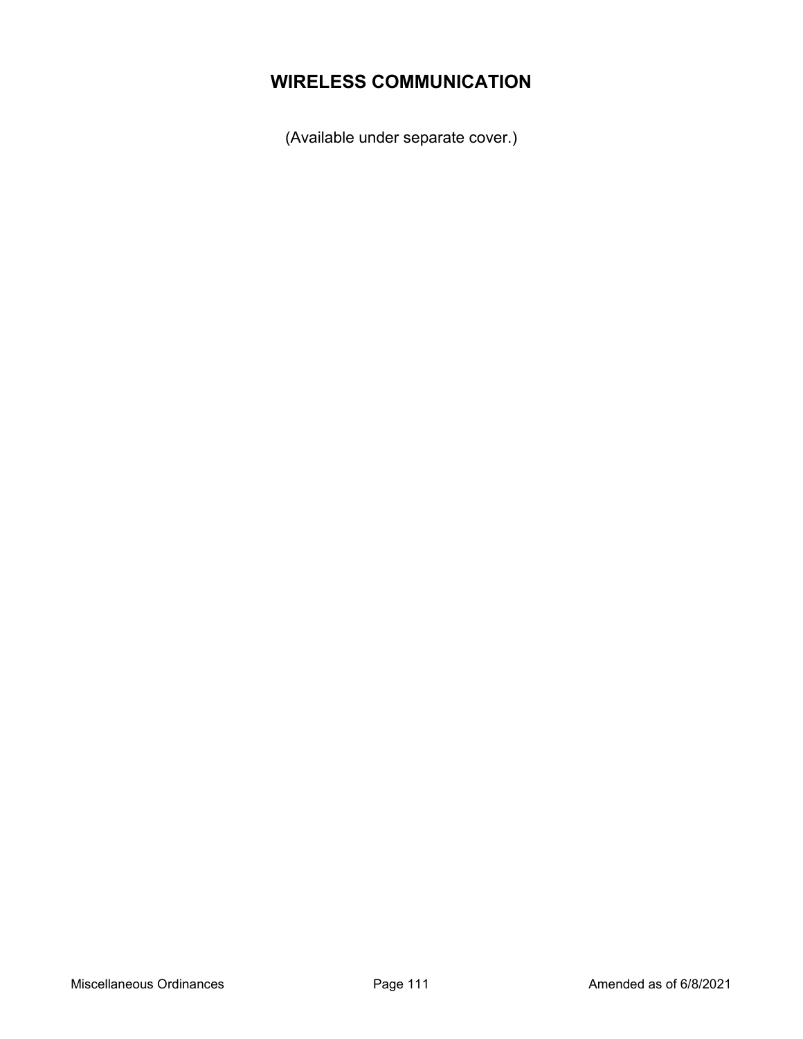# WIRELESS COMMUNICATION

(Available under separate cover.)